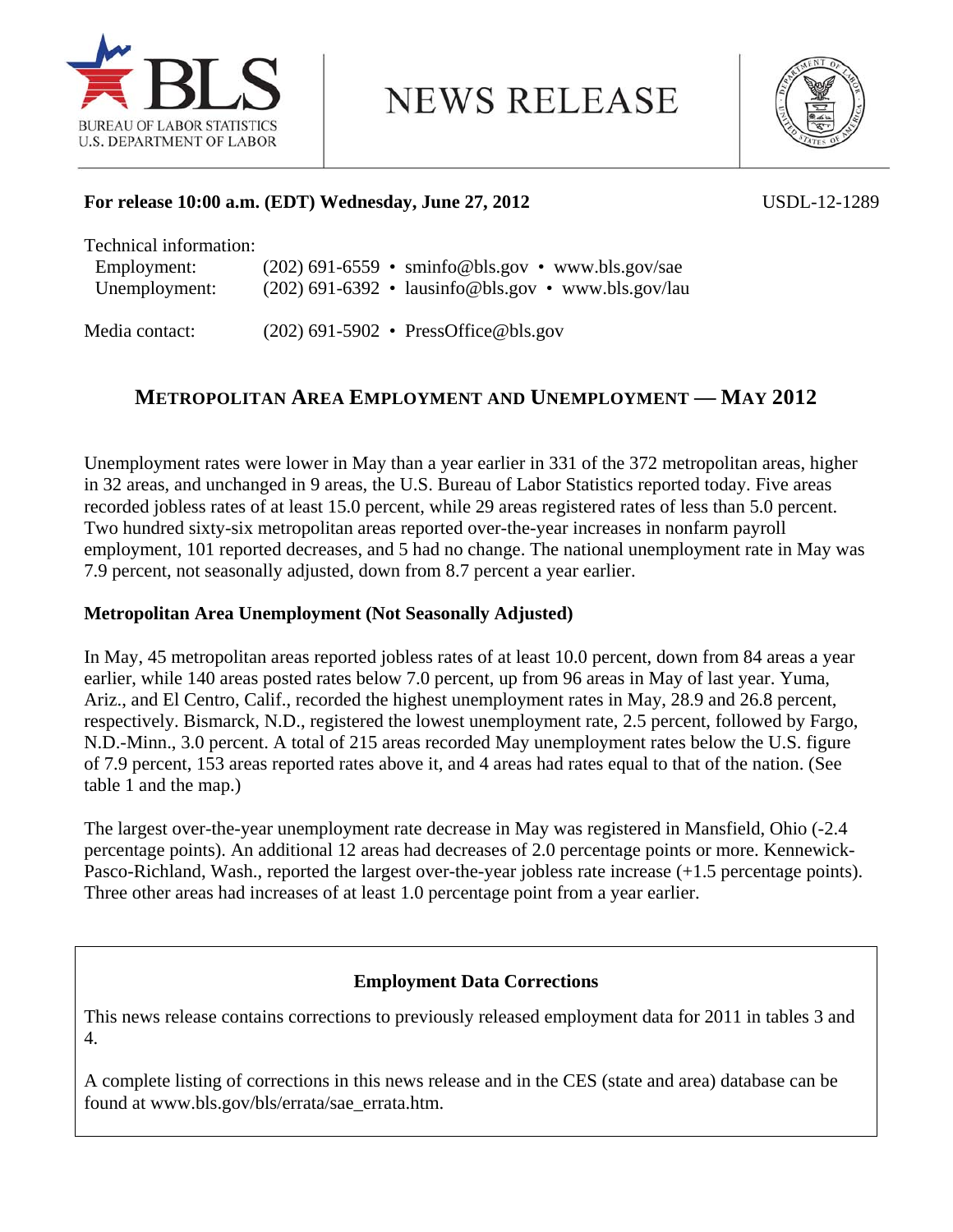BUREAU OF LABOR STATISTICS
U.S. DEPARTMENT OF LABOR

# NEWS RELEASE

**For release 10:00 a.m. (EDT) Wednesday, June 27, 2012** USDL-12-1289

Technical information:
- Employment: (202) 691-6559 • sminfo@bls.gov • www.bls.gov/sae
- Unemployment: (202) 691-6392 • lausinfo@bls.gov • www.bls.gov/lau

Media contact: (202) 691-5902 • PressOffice@bls.gov

## METROPOLITAN AREA EMPLOYMENT AND UNEMPLOYMENT — MAY 2012

Unemployment rates were lower in May than a year earlier in 331 of the 372 metropolitan areas, higher in 32 areas, and unchanged in 9 areas, the U.S. Bureau of Labor Statistics reported today. Five areas recorded jobless rates of at least 15.0 percent, while 29 areas registered rates of less than 5.0 percent. Two hundred sixty-six metropolitan areas reported over-the-year increases in nonfarm payroll employment, 101 reported decreases, and 5 had no change. The national unemployment rate in May was 7.9 percent, not seasonally adjusted, down from 8.7 percent a year earlier.

### Metropolitan Area Unemployment (Not Seasonally Adjusted)

In May, 45 metropolitan areas reported jobless rates of at least 10.0 percent, down from 84 areas a year earlier, while 140 areas posted rates below 7.0 percent, up from 96 areas in May of last year. Yuma, Ariz., and El Centro, Calif., recorded the highest unemployment rates in May, 28.9 and 26.8 percent, respectively. Bismarck, N.D., registered the lowest unemployment rate, 2.5 percent, followed by Fargo, N.D.-Minn., 3.0 percent. A total of 215 areas recorded May unemployment rates below the U.S. figure of 7.9 percent, 153 areas reported rates above it, and 4 areas had rates equal to that of the nation. (See table 1 and the map.)

The largest over-the-year unemployment rate decrease in May was registered in Mansfield, Ohio (-2.4 percentage points). An additional 12 areas had decreases of 2.0 percentage points or more. Kennewick-Pasco-Richland, Wash., reported the largest over-the-year jobless rate increase (+1.5 percentage points). Three other areas had increases of at least 1.0 percentage point from a year earlier.

**Employment Data Corrections**

This news release contains corrections to previously released employment data for 2011 in tables 3 and 4.

A complete listing of corrections in this news release and in the CES (state and area) database can be found at www.bls.gov/bls/errata/sae_errata.htm.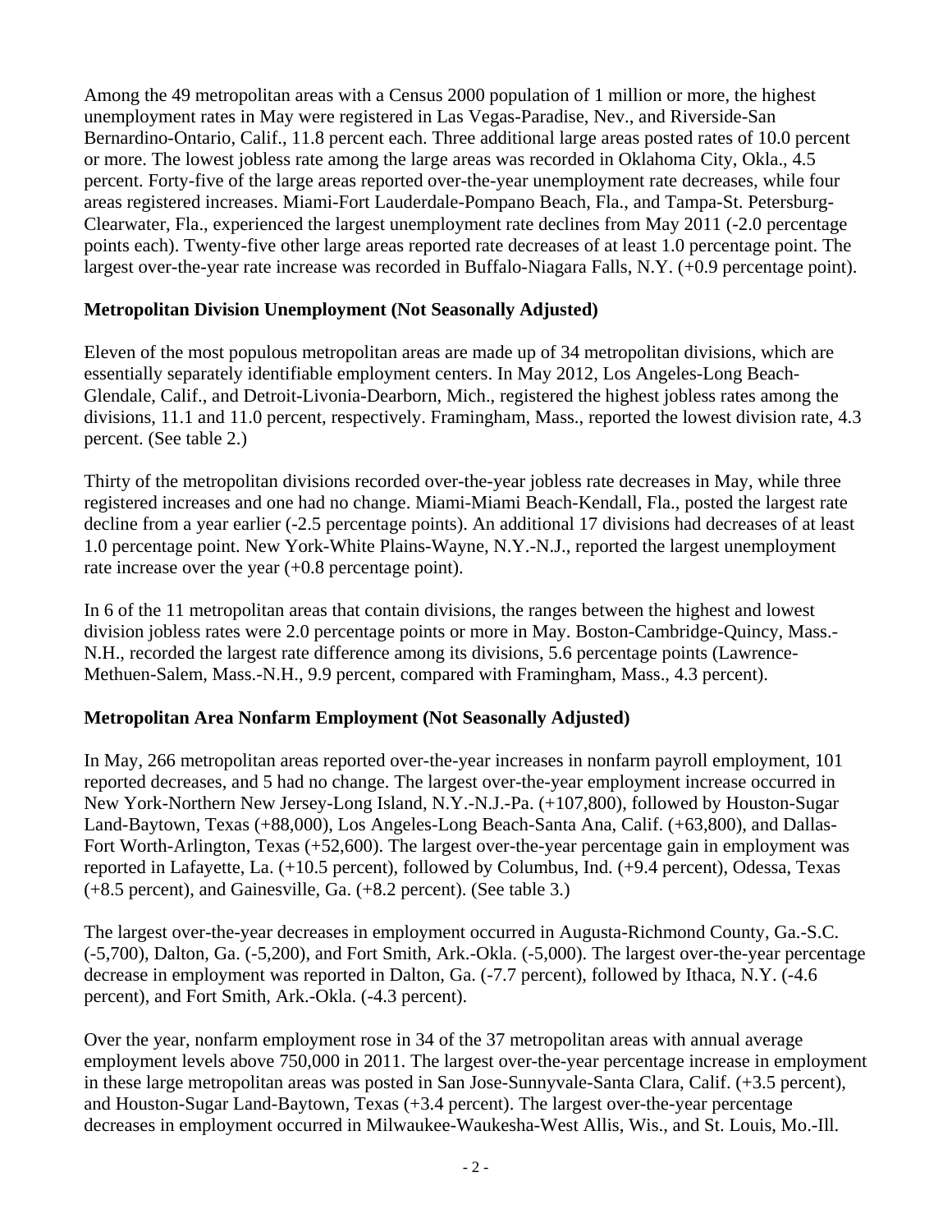Among the 49 metropolitan areas with a Census 2000 population of 1 million or more, the highest unemployment rates in May were registered in Las Vegas-Paradise, Nev., and Riverside-San Bernardino-Ontario, Calif., 11.8 percent each. Three additional large areas posted rates of 10.0 percent or more. The lowest jobless rate among the large areas was recorded in Oklahoma City, Okla., 4.5 percent. Forty-five of the large areas reported over-the-year unemployment rate decreases, while four areas registered increases. Miami-Fort Lauderdale-Pompano Beach, Fla., and Tampa-St. Petersburg-Clearwater, Fla., experienced the largest unemployment rate declines from May 2011 (-2.0 percentage points each). Twenty-five other large areas reported rate decreases of at least 1.0 percentage point. The largest over-the-year rate increase was recorded in Buffalo-Niagara Falls, N.Y. (+0.9 percentage point).

## Metropolitan Division Unemployment (Not Seasonally Adjusted)

Eleven of the most populous metropolitan areas are made up of 34 metropolitan divisions, which are essentially separately identifiable employment centers. In May 2012, Los Angeles-Long Beach-Glendale, Calif., and Detroit-Livonia-Dearborn, Mich., registered the highest jobless rates among the divisions, 11.1 and 11.0 percent, respectively. Framingham, Mass., reported the lowest division rate, 4.3 percent. (See table 2.)

Thirty of the metropolitan divisions recorded over-the-year jobless rate decreases in May, while three registered increases and one had no change. Miami-Miami Beach-Kendall, Fla., posted the largest rate decline from a year earlier (-2.5 percentage points). An additional 17 divisions had decreases of at least 1.0 percentage point. New York-White Plains-Wayne, N.Y.-N.J., reported the largest unemployment rate increase over the year (+0.8 percentage point).

In 6 of the 11 metropolitan areas that contain divisions, the ranges between the highest and lowest division jobless rates were 2.0 percentage points or more in May. Boston-Cambridge-Quincy, Mass.-N.H., recorded the largest rate difference among its divisions, 5.6 percentage points (Lawrence-Methuen-Salem, Mass.-N.H., 9.9 percent, compared with Framingham, Mass., 4.3 percent).

## Metropolitan Area Nonfarm Employment (Not Seasonally Adjusted)

In May, 266 metropolitan areas reported over-the-year increases in nonfarm payroll employment, 101 reported decreases, and 5 had no change. The largest over-the-year employment increase occurred in New York-Northern New Jersey-Long Island, N.Y.-N.J.-Pa. (+107,800), followed by Houston-Sugar Land-Baytown, Texas (+88,000), Los Angeles-Long Beach-Santa Ana, Calif. (+63,800), and Dallas-Fort Worth-Arlington, Texas (+52,600). The largest over-the-year percentage gain in employment was reported in Lafayette, La. (+10.5 percent), followed by Columbus, Ind. (+9.4 percent), Odessa, Texas (+8.5 percent), and Gainesville, Ga. (+8.2 percent). (See table 3.)

The largest over-the-year decreases in employment occurred in Augusta-Richmond County, Ga.-S.C. (-5,700), Dalton, Ga. (-5,200), and Fort Smith, Ark.-Okla. (-5,000). The largest over-the-year percentage decrease in employment was reported in Dalton, Ga. (-7.7 percent), followed by Ithaca, N.Y. (-4.6 percent), and Fort Smith, Ark.-Okla. (-4.3 percent).

Over the year, nonfarm employment rose in 34 of the 37 metropolitan areas with annual average employment levels above 750,000 in 2011. The largest over-the-year percentage increase in employment in these large metropolitan areas was posted in San Jose-Sunnyvale-Santa Clara, Calif. (+3.5 percent), and Houston-Sugar Land-Baytown, Texas (+3.4 percent). The largest over-the-year percentage decreases in employment occurred in Milwaukee-Waukesha-West Allis, Wis., and St. Louis, Mo.-Ill.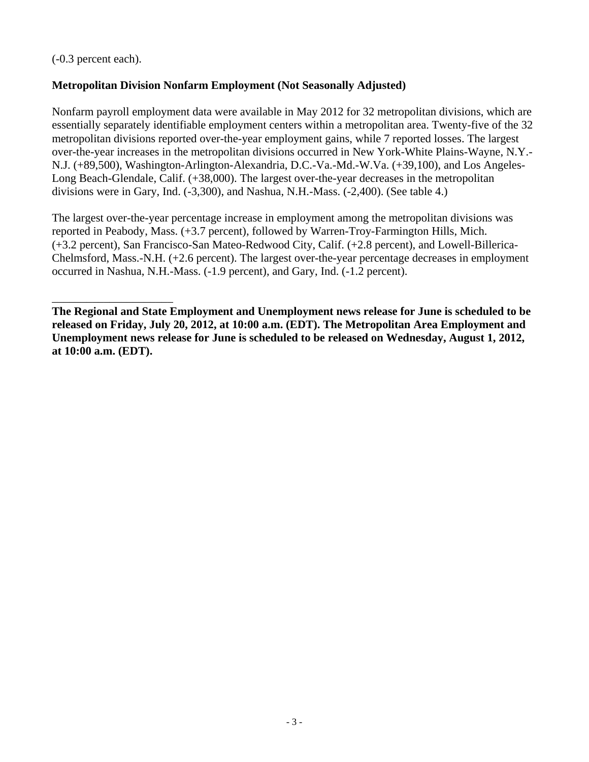(-0.3 percent each).

**Metropolitan Division Nonfarm Employment (Not Seasonally Adjusted)**

Nonfarm payroll employment data were available in May 2012 for 32 metropolitan divisions, which are essentially separately identifiable employment centers within a metropolitan area. Twenty-five of the 32 metropolitan divisions reported over-the-year employment gains, while 7 reported losses. The largest over-the-year increases in the metropolitan divisions occurred in New York-White Plains-Wayne, N.Y.-N.J. (+89,500), Washington-Arlington-Alexandria, D.C.-Va.-Md.-W.Va. (+39,100), and Los Angeles-Long Beach-Glendale, Calif. (+38,000). The largest over-the-year decreases in the metropolitan divisions were in Gary, Ind. (-3,300), and Nashua, N.H.-Mass. (-2,400). (See table 4.)

The largest over-the-year percentage increase in employment among the metropolitan divisions was reported in Peabody, Mass. (+3.7 percent), followed by Warren-Troy-Farmington Hills, Mich. (+3.2 percent), San Francisco-San Mateo-Redwood City, Calif. (+2.8 percent), and Lowell-Billerica-Chelmsford, Mass.-N.H. (+2.6 percent). The largest over-the-year percentage decreases in employment occurred in Nashua, N.H.-Mass. (-1.9 percent), and Gary, Ind. (-1.2 percent).

_____________________

**The Regional and State Employment and Unemployment news release for June is scheduled to be released on Friday, July 20, 2012, at 10:00 a.m. (EDT). The Metropolitan Area Employment and Unemployment news release for June is scheduled to be released on Wednesday, August 1, 2012, at 10:00 a.m. (EDT).**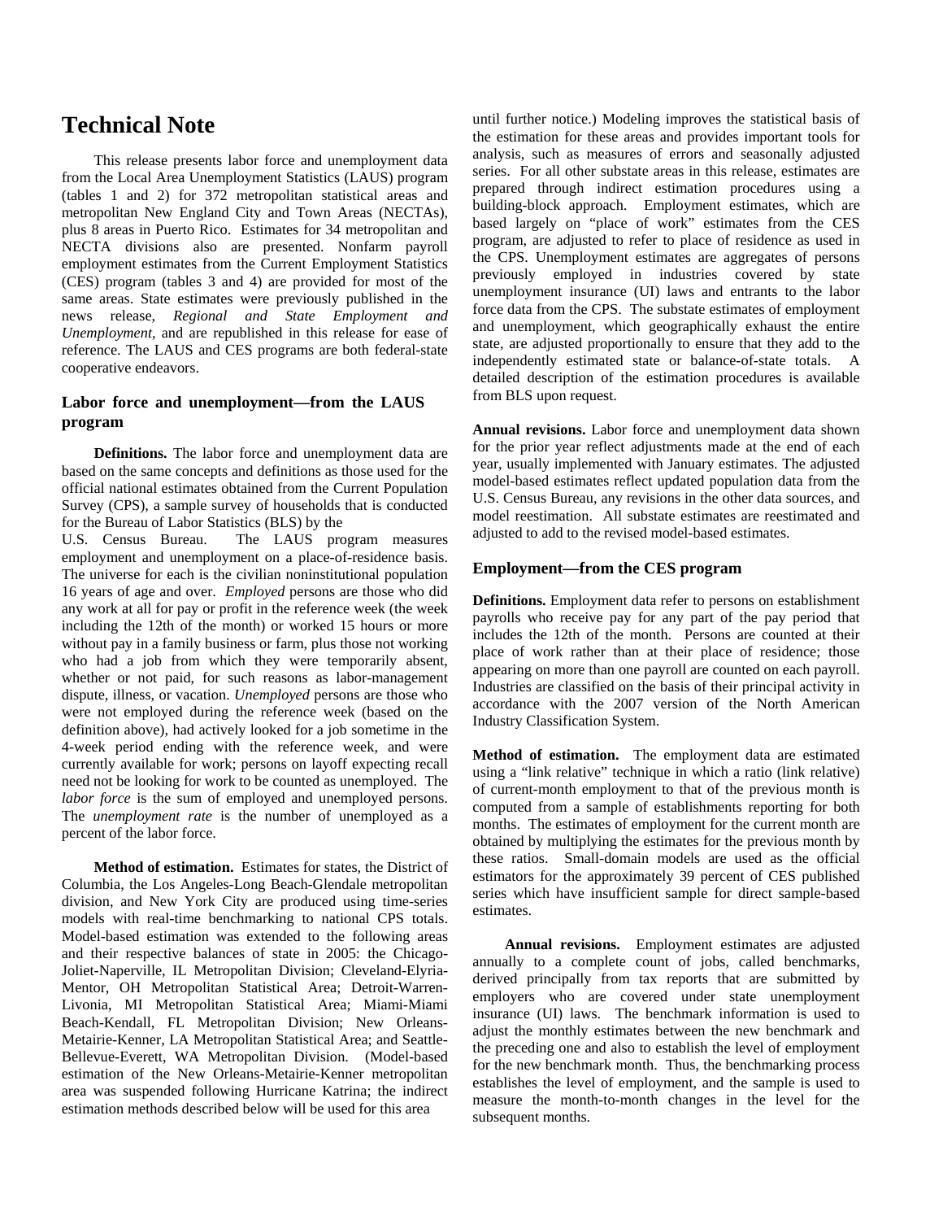# Technical Note

This release presents labor force and unemployment data from the Local Area Unemployment Statistics (LAUS) program (tables 1 and 2) for 372 metropolitan statistical areas and metropolitan New England City and Town Areas (NECTAs), plus 8 areas in Puerto Rico. Estimates for 34 metropolitan and NECTA divisions also are presented. Nonfarm payroll employment estimates from the Current Employment Statistics (CES) program (tables 3 and 4) are provided for most of the same areas. State estimates were previously published in the news release, *Regional and State Employment and Unemployment,* and are republished in this release for ease of reference. The LAUS and CES programs are both federal-state cooperative endeavors.

### Labor force and unemployment—from the LAUS program

**Definitions.** The labor force and unemployment data are based on the same concepts and definitions as those used for the official national estimates obtained from the Current Population Survey (CPS), a sample survey of households that is conducted for the Bureau of Labor Statistics (BLS) by the U.S. Census Bureau. The LAUS program measures employment and unemployment on a place-of-residence basis. The universe for each is the civilian noninstitutional population 16 years of age and over. *Employed* persons are those who did any work at all for pay or profit in the reference week (the week including the 12th of the month) or worked 15 hours or more without pay in a family business or farm, plus those not working who had a job from which they were temporarily absent, whether or not paid, for such reasons as labor-management dispute, illness, or vacation. *Unemployed* persons are those who were not employed during the reference week (based on the definition above), had actively looked for a job sometime in the 4-week period ending with the reference week, and were currently available for work; persons on layoff expecting recall need not be looking for work to be counted as unemployed. The *labor force* is the sum of employed and unemployed persons. The *unemployment rate* is the number of unemployed as a percent of the labor force.

**Method of estimation.** Estimates for states, the District of Columbia, the Los Angeles-Long Beach-Glendale metropolitan division, and New York City are produced using time-series models with real-time benchmarking to national CPS totals. Model-based estimation was extended to the following areas and their respective balances of state in 2005: the Chicago-Joliet-Naperville, IL Metropolitan Division; Cleveland-Elyria-Mentor, OH Metropolitan Statistical Area; Detroit-Warren-Livonia, MI Metropolitan Statistical Area; Miami-Miami Beach-Kendall, FL Metropolitan Division; New Orleans-Metairie-Kenner, LA Metropolitan Statistical Area; and Seattle-Bellevue-Everett, WA Metropolitan Division. (Model-based estimation of the New Orleans-Metairie-Kenner metropolitan area was suspended following Hurricane Katrina; the indirect estimation methods described below will be used for this area until further notice.) Modeling improves the statistical basis of the estimation for these areas and provides important tools for analysis, such as measures of errors and seasonally adjusted series. For all other substate areas in this release, estimates are prepared through indirect estimation procedures using a building-block approach. Employment estimates, which are based largely on "place of work" estimates from the CES program, are adjusted to refer to place of residence as used in the CPS. Unemployment estimates are aggregates of persons previously employed in industries covered by state unemployment insurance (UI) laws and entrants to the labor force data from the CPS. The substate estimates of employment and unemployment, which geographically exhaust the entire state, are adjusted proportionally to ensure that they add to the independently estimated state or balance-of-state totals. A detailed description of the estimation procedures is available from BLS upon request.

**Annual revisions.** Labor force and unemployment data shown for the prior year reflect adjustments made at the end of each year, usually implemented with January estimates. The adjusted model-based estimates reflect updated population data from the U.S. Census Bureau, any revisions in the other data sources, and model reestimation. All substate estimates are reestimated and adjusted to add to the revised model-based estimates.

### Employment—from the CES program

**Definitions.** Employment data refer to persons on establishment payrolls who receive pay for any part of the pay period that includes the 12th of the month. Persons are counted at their place of work rather than at their place of residence; those appearing on more than one payroll are counted on each payroll. Industries are classified on the basis of their principal activity in accordance with the 2007 version of the North American Industry Classification System.

**Method of estimation.** The employment data are estimated using a "link relative" technique in which a ratio (link relative) of current-month employment to that of the previous month is computed from a sample of establishments reporting for both months. The estimates of employment for the current month are obtained by multiplying the estimates for the previous month by these ratios. Small-domain models are used as the official estimators for the approximately 39 percent of CES published series which have insufficient sample for direct sample-based estimates.

**Annual revisions.** Employment estimates are adjusted annually to a complete count of jobs, called benchmarks, derived principally from tax reports that are submitted by employers who are covered under state unemployment insurance (UI) laws. The benchmark information is used to adjust the monthly estimates between the new benchmark and the preceding one and also to establish the level of employment for the new benchmark month. Thus, the benchmarking process establishes the level of employment, and the sample is used to measure the month-to-month changes in the level for the subsequent months.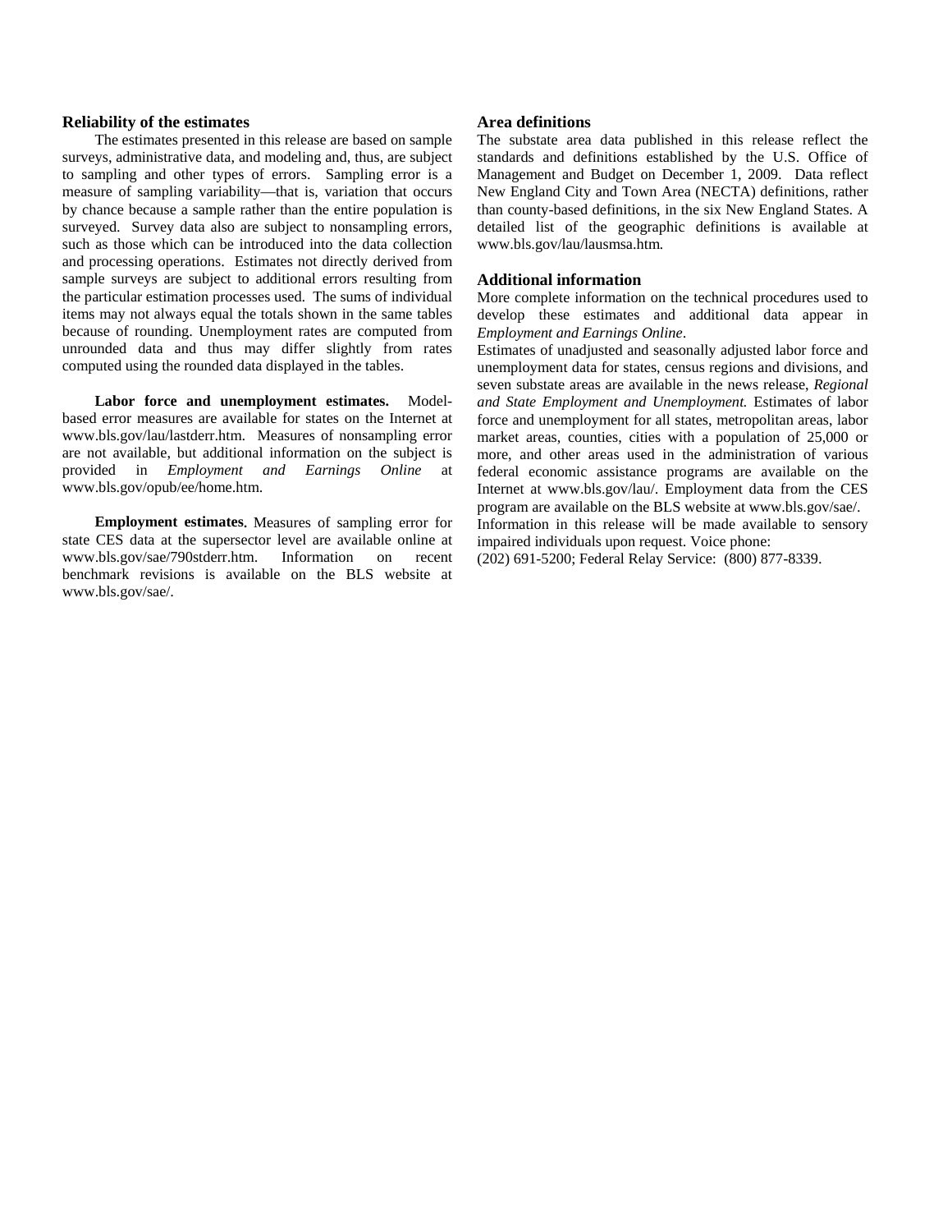### Reliability of the estimates

The estimates presented in this release are based on sample surveys, administrative data, and modeling and, thus, are subject to sampling and other types of errors. Sampling error is a measure of sampling variability—that is, variation that occurs by chance because a sample rather than the entire population is surveyed. Survey data also are subject to nonsampling errors, such as those which can be introduced into the data collection and processing operations. Estimates not directly derived from sample surveys are subject to additional errors resulting from the particular estimation processes used. The sums of individual items may not always equal the totals shown in the same tables because of rounding. Unemployment rates are computed from unrounded data and thus may differ slightly from rates computed using the rounded data displayed in the tables.

**Labor force and unemployment estimates.** Model-based error measures are available for states on the Internet at www.bls.gov/lau/lastderr.htm. Measures of nonsampling error are not available, but additional information on the subject is provided in *Employment and Earnings Online* at www.bls.gov/opub/ee/home.htm.

**Employment estimates**. Measures of sampling error for state CES data at the supersector level are available online at www.bls.gov/sae/790stderr.htm. Information on recent benchmark revisions is available on the BLS website at www.bls.gov/sae/.

### Area definitions

The substate area data published in this release reflect the standards and definitions established by the U.S. Office of Management and Budget on December 1, 2009. Data reflect New England City and Town Area (NECTA) definitions, rather than county-based definitions, in the six New England States. A detailed list of the geographic definitions is available at www.bls.gov/lau/lausmsa.htm.

### Additional information

More complete information on the technical procedures used to develop these estimates and additional data appear in *Employment and Earnings Online*.

Estimates of unadjusted and seasonally adjusted labor force and unemployment data for states, census regions and divisions, and seven substate areas are available in the news release, *Regional and State Employment and Unemployment.* Estimates of labor force and unemployment for all states, metropolitan areas, labor market areas, counties, cities with a population of 25,000 or more, and other areas used in the administration of various federal economic assistance programs are available on the Internet at www.bls.gov/lau/. Employment data from the CES program are available on the BLS website at www.bls.gov/sae/.

Information in this release will be made available to sensory impaired individuals upon request. Voice phone: (202) 691-5200; Federal Relay Service: (800) 877-8339.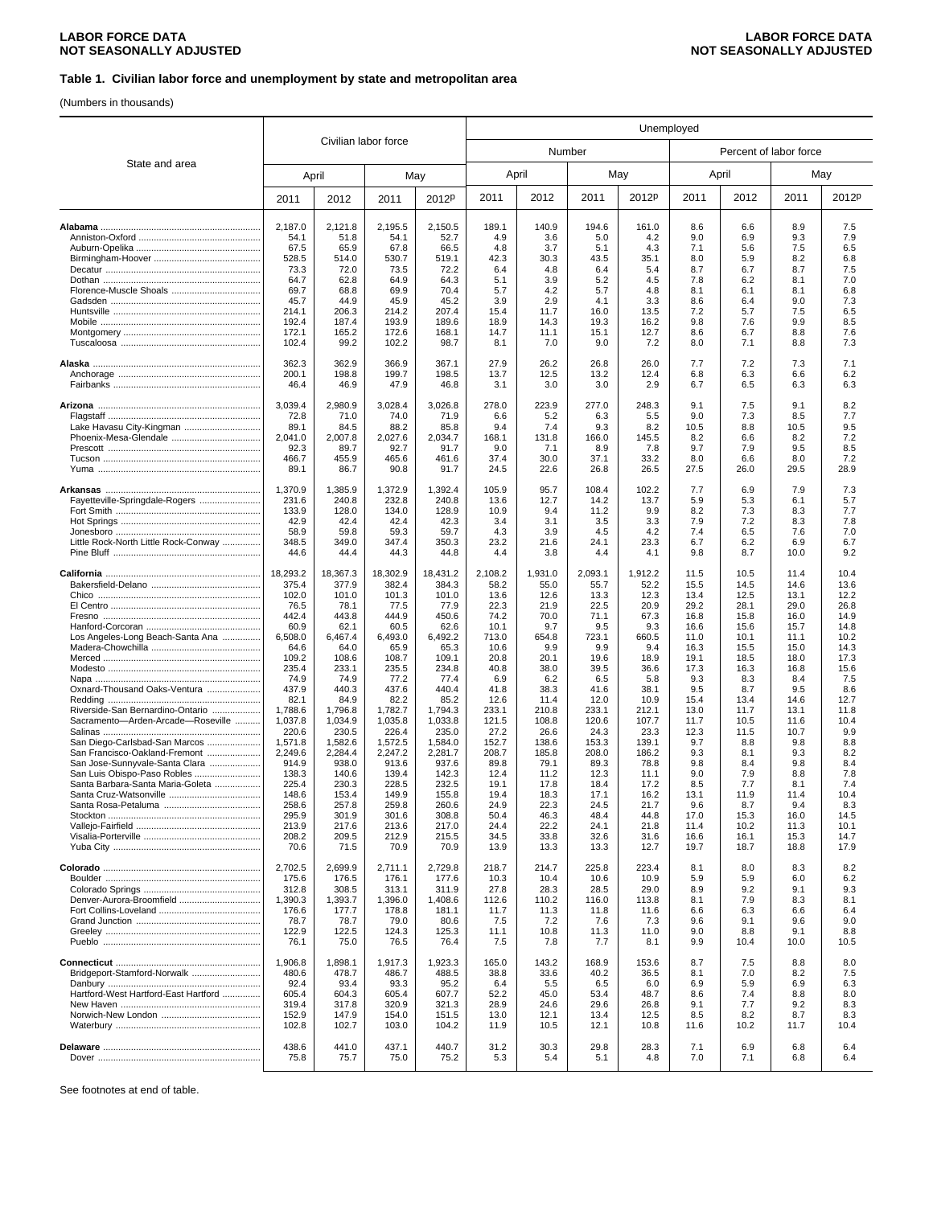**Table 1. Civilian labor force and unemployment by state and metropolitan area**

(Numbers in thousands)

| State and area | Civilian labor force | | | | Unemployed | | | | | | | |
|---|---|---|---|---|---|---|---|---|---|---|---|---|
| | | | | | Number | | | | Percent of labor force | | | |
| | April | | May | | April | | May | | April | | May | |
| | 2011 | 2012 | 2011 | 2012p | 2011 | 2012 | 2011 | 2012p | 2011 | 2012 | 2011 | 2012p |
| **Alabama** | 2,187.0 | 2,121.8 | 2,195.5 | 2,150.5 | 189.1 | 140.9 | 194.6 | 161.0 | 8.6 | 6.6 | 8.9 | 7.5 |
| Anniston-Oxford | 54.1 | 51.8 | 54.1 | 52.7 | 4.9 | 3.6 | 5.0 | 4.2 | 9.0 | 6.9 | 9.3 | 7.9 |
| Auburn-Opelika | 67.5 | 65.9 | 67.8 | 66.5 | 4.8 | 3.7 | 5.1 | 4.3 | 7.1 | 5.6 | 7.5 | 6.5 |
| Birmingham-Hoover | 528.5 | 514.0 | 530.7 | 519.1 | 42.3 | 30.3 | 43.5 | 35.1 | 8.0 | 5.9 | 8.2 | 6.8 |
| Decatur | 73.3 | 72.0 | 73.5 | 72.2 | 6.4 | 4.8 | 6.4 | 5.4 | 8.7 | 6.7 | 8.7 | 7.5 |
| Dothan | 64.7 | 62.8 | 64.9 | 64.3 | 5.1 | 3.9 | 5.2 | 4.5 | 7.8 | 6.2 | 8.1 | 7.0 |
| Florence-Muscle Shoals | 69.7 | 68.8 | 69.9 | 70.4 | 5.7 | 4.2 | 5.7 | 4.8 | 8.1 | 6.1 | 8.1 | 6.8 |
| Gadsden | 45.7 | 44.9 | 45.9 | 45.2 | 3.9 | 2.9 | 4.1 | 3.3 | 8.6 | 6.4 | 9.0 | 7.3 |
| Huntsville | 214.1 | 206.3 | 214.2 | 207.4 | 15.4 | 11.7 | 16.0 | 13.5 | 7.2 | 5.7 | 7.5 | 6.5 |
| Mobile | 192.4 | 187.4 | 193.9 | 189.6 | 18.9 | 14.3 | 19.3 | 16.2 | 9.8 | 7.6 | 9.9 | 8.5 |
| Montgomery | 172.1 | 165.2 | 172.6 | 168.1 | 14.7 | 11.1 | 15.1 | 12.7 | 8.6 | 6.7 | 8.8 | 7.6 |
| Tuscaloosa | 102.4 | 99.2 | 102.2 | 98.7 | 8.1 | 7.0 | 9.0 | 7.2 | 8.0 | 7.1 | 8.8 | 7.3 |
| **Alaska** | 362.3 | 362.9 | 366.9 | 367.1 | 27.9 | 26.2 | 26.8 | 26.0 | 7.7 | 7.2 | 7.3 | 7.1 |
| Anchorage | 200.1 | 198.8 | 199.7 | 198.5 | 13.7 | 12.5 | 13.2 | 12.4 | 6.8 | 6.3 | 6.6 | 6.2 |
| Fairbanks | 46.4 | 46.9 | 47.9 | 46.8 | 3.1 | 3.0 | 3.0 | 2.9 | 6.7 | 6.5 | 6.3 | 6.3 |
| **Arizona** | 3,039.4 | 2,980.9 | 3,028.4 | 3,026.8 | 278.0 | 223.9 | 277.0 | 248.3 | 9.1 | 7.5 | 9.1 | 8.2 |
| Flagstaff | 72.8 | 71.0 | 74.0 | 71.9 | 6.6 | 5.2 | 6.3 | 5.5 | 9.0 | 7.3 | 8.5 | 7.7 |
| Lake Havasu City-Kingman | 89.1 | 84.5 | 88.2 | 85.8 | 9.4 | 7.4 | 9.3 | 8.2 | 10.5 | 8.8 | 10.5 | 9.5 |
| Phoenix-Mesa-Glendale | 2,041.0 | 2,007.8 | 2,027.6 | 2,034.7 | 168.1 | 131.8 | 166.0 | 145.5 | 8.2 | 6.6 | 8.2 | 7.2 |
| Prescott | 92.3 | 89.7 | 92.7 | 91.7 | 9.0 | 7.1 | 8.9 | 7.8 | 9.7 | 7.9 | 9.5 | 8.5 |
| Tucson | 466.7 | 455.9 | 465.6 | 461.6 | 37.4 | 30.0 | 37.1 | 33.2 | 8.0 | 6.6 | 8.0 | 7.2 |
| Yuma | 89.1 | 86.7 | 90.8 | 91.7 | 24.5 | 22.6 | 26.8 | 26.5 | 27.5 | 26.0 | 29.5 | 28.9 |
| **Arkansas** | 1,370.9 | 1,385.9 | 1,372.9 | 1,392.4 | 105.9 | 95.7 | 108.4 | 102.2 | 7.7 | 6.9 | 7.9 | 7.3 |
| Fayetteville-Springdale-Rogers | 231.6 | 240.8 | 232.8 | 240.8 | 13.6 | 12.7 | 14.2 | 13.7 | 5.9 | 5.3 | 6.1 | 5.7 |
| Fort Smith | 133.9 | 128.0 | 134.0 | 128.9 | 10.9 | 9.4 | 11.2 | 9.9 | 8.2 | 7.3 | 8.3 | 7.7 |
| Hot Springs | 42.9 | 42.4 | 42.4 | 42.3 | 3.4 | 3.1 | 3.5 | 3.3 | 7.9 | 7.2 | 8.3 | 7.8 |
| Jonesboro | 58.9 | 59.8 | 59.3 | 59.7 | 4.3 | 3.9 | 4.5 | 4.2 | 7.4 | 6.5 | 7.6 | 7.0 |
| Little Rock-North Little Rock-Conway | 348.5 | 349.0 | 347.4 | 350.3 | 23.2 | 21.6 | 24.1 | 23.3 | 6.7 | 6.2 | 6.9 | 6.7 |
| Pine Bluff | 44.6 | 44.4 | 44.3 | 44.8 | 4.4 | 3.8 | 4.4 | 4.1 | 9.8 | 8.7 | 10.0 | 9.2 |
| **California** | 18,293.2 | 18,367.3 | 18,302.9 | 18,431.2 | 2,108.2 | 1,931.0 | 2,093.1 | 1,912.2 | 11.5 | 10.5 | 11.4 | 10.4 |
| Bakersfield-Delano | 375.4 | 377.9 | 382.4 | 384.3 | 58.2 | 55.0 | 55.7 | 52.2 | 15.5 | 14.5 | 14.6 | 13.6 |
| Chico | 102.0 | 101.0 | 101.3 | 101.0 | 13.6 | 12.6 | 13.3 | 12.3 | 13.4 | 12.5 | 13.1 | 12.2 |
| El Centro | 76.5 | 78.1 | 77.5 | 77.9 | 22.3 | 21.9 | 22.5 | 20.9 | 29.2 | 28.1 | 29.0 | 26.8 |
| Fresno | 442.4 | 443.8 | 444.9 | 450.6 | 74.2 | 70.0 | 71.1 | 67.3 | 16.8 | 15.8 | 16.0 | 14.9 |
| Hanford-Corcoran | 60.9 | 62.1 | 60.5 | 62.6 | 10.1 | 9.7 | 9.5 | 9.3 | 16.6 | 15.6 | 15.7 | 14.8 |
| Los Angeles-Long Beach-Santa Ana | 6,508.0 | 6,467.4 | 6,493.0 | 6,492.2 | 713.0 | 654.8 | 723.1 | 660.5 | 11.0 | 10.1 | 11.1 | 10.2 |
| Madera-Chowchilla | 64.6 | 64.0 | 65.9 | 65.3 | 10.6 | 9.9 | 9.9 | 9.4 | 16.3 | 15.5 | 15.0 | 14.3 |
| Merced | 109.2 | 108.6 | 108.7 | 109.1 | 20.8 | 20.1 | 19.6 | 18.9 | 19.1 | 18.5 | 18.0 | 17.3 |
| Modesto | 235.4 | 233.1 | 235.5 | 234.8 | 40.8 | 38.0 | 39.5 | 36.6 | 17.3 | 16.3 | 16.8 | 15.6 |
| Napa | 74.9 | 74.9 | 77.2 | 77.4 | 6.9 | 6.2 | 6.5 | 5.8 | 9.3 | 8.3 | 8.4 | 7.5 |
| Oxnard-Thousand Oaks-Ventura | 437.9 | 440.3 | 437.6 | 440.4 | 41.8 | 38.3 | 41.6 | 38.1 | 9.5 | 8.7 | 9.5 | 8.6 |
| Redding | 82.1 | 84.9 | 82.2 | 85.2 | 12.6 | 11.4 | 12.0 | 10.9 | 15.4 | 13.4 | 14.6 | 12.7 |
| Riverside-San Bernardino-Ontario | 1,788.6 | 1,796.8 | 1,782.7 | 1,794.3 | 233.1 | 210.8 | 233.1 | 212.1 | 13.0 | 11.7 | 13.1 | 11.8 |
| Sacramento—Arden-Arcade—Roseville | 1,037.8 | 1,034.9 | 1,035.8 | 1,033.8 | 121.5 | 108.8 | 120.6 | 107.7 | 11.7 | 10.5 | 11.6 | 10.4 |
| Salinas | 220.6 | 230.5 | 226.4 | 235.0 | 27.2 | 26.6 | 24.3 | 23.3 | 12.3 | 11.5 | 10.7 | 9.9 |
| San Diego-Carlsbad-San Marcos | 1,571.8 | 1,582.6 | 1,572.5 | 1,584.0 | 152.7 | 138.6 | 153.3 | 139.1 | 9.7 | 8.8 | 9.8 | 8.8 |
| San Francisco-Oakland-Fremont | 2,249.6 | 2,284.4 | 2,247.2 | 2,281.7 | 208.7 | 185.8 | 208.0 | 186.2 | 9.3 | 8.1 | 9.3 | 8.2 |
| San Jose-Sunnyvale-Santa Clara | 914.9 | 938.0 | 913.6 | 937.6 | 89.8 | 79.1 | 89.3 | 78.8 | 9.8 | 8.4 | 9.8 | 8.4 |
| San Luis Obispo-Paso Robles | 138.3 | 140.6 | 139.4 | 142.3 | 12.4 | 11.2 | 12.3 | 11.1 | 9.0 | 7.9 | 8.8 | 7.8 |
| Santa Barbara-Santa Maria-Goleta | 225.4 | 230.3 | 228.5 | 232.5 | 19.1 | 17.8 | 18.4 | 17.2 | 8.5 | 7.7 | 8.1 | 7.4 |
| Santa Cruz-Watsonville | 148.6 | 153.4 | 149.9 | 155.8 | 19.4 | 18.3 | 17.1 | 16.2 | 13.1 | 11.9 | 11.4 | 10.4 |
| Santa Rosa-Petaluma | 258.6 | 257.8 | 259.8 | 260.6 | 24.9 | 22.3 | 24.5 | 21.7 | 9.6 | 8.7 | 9.4 | 8.3 |
| Stockton | 295.9 | 301.9 | 301.6 | 308.8 | 50.4 | 46.3 | 48.4 | 44.8 | 17.0 | 15.3 | 16.0 | 14.5 |
| Vallejo-Fairfield | 213.9 | 217.6 | 213.6 | 217.0 | 24.4 | 22.2 | 24.1 | 21.8 | 11.4 | 10.2 | 11.3 | 10.1 |
| Visalia-Porterville | 208.2 | 209.5 | 212.9 | 215.5 | 34.5 | 33.8 | 32.6 | 31.6 | 16.6 | 16.1 | 15.3 | 14.7 |
| Yuba City | 70.6 | 71.5 | 70.9 | 70.9 | 13.9 | 13.3 | 13.3 | 12.7 | 19.7 | 18.7 | 18.8 | 17.9 |
| **Colorado** | 2,702.5 | 2,699.9 | 2,711.1 | 2,729.8 | 218.7 | 214.7 | 225.8 | 223.4 | 8.1 | 8.0 | 8.3 | 8.2 |
| Boulder | 175.6 | 176.5 | 176.1 | 177.6 | 10.3 | 10.4 | 10.6 | 10.9 | 5.9 | 5.9 | 6.0 | 6.2 |
| Colorado Springs | 312.8 | 308.5 | 313.1 | 311.9 | 27.8 | 28.3 | 28.5 | 29.0 | 8.9 | 9.2 | 9.1 | 9.3 |
| Denver-Aurora-Broomfield | 1,390.3 | 1,393.7 | 1,396.0 | 1,408.6 | 112.6 | 110.2 | 116.0 | 113.8 | 8.1 | 7.9 | 8.3 | 8.1 |
| Fort Collins-Loveland | 176.6 | 177.7 | 178.8 | 181.1 | 11.7 | 11.3 | 11.8 | 11.6 | 6.6 | 6.3 | 6.6 | 6.4 |
| Grand Junction | 78.7 | 78.7 | 79.0 | 80.6 | 7.5 | 7.2 | 7.6 | 7.3 | 9.6 | 9.1 | 9.6 | 9.0 |
| Greeley | 122.9 | 122.5 | 124.3 | 125.3 | 11.1 | 10.8 | 11.3 | 11.0 | 9.0 | 8.8 | 9.1 | 8.8 |
| Pueblo | 76.1 | 75.0 | 76.5 | 76.4 | 7.5 | 7.8 | 7.7 | 8.1 | 9.9 | 10.4 | 10.0 | 10.5 |
| **Connecticut** | 1,906.8 | 1,898.1 | 1,917.3 | 1,923.3 | 165.0 | 143.2 | 168.9 | 153.6 | 8.7 | 7.5 | 8.8 | 8.0 |
| Bridgeport-Stamford-Norwalk | 480.6 | 478.7 | 486.7 | 488.5 | 38.8 | 33.6 | 40.2 | 36.5 | 8.1 | 7.0 | 8.2 | 7.5 |
| Danbury | 92.4 | 93.4 | 93.3 | 95.2 | 6.4 | 5.5 | 6.5 | 6.0 | 6.9 | 5.9 | 6.9 | 6.3 |
| Hartford-West Hartford-East Hartford | 605.4 | 604.3 | 605.4 | 607.7 | 52.2 | 45.0 | 53.4 | 48.7 | 8.6 | 7.4 | 8.8 | 8.0 |
| New Haven | 319.4 | 317.8 | 320.9 | 321.3 | 28.9 | 24.6 | 29.6 | 26.8 | 9.1 | 7.7 | 9.2 | 8.3 |
| Norwich-New London | 152.9 | 147.9 | 154.0 | 151.5 | 13.0 | 12.1 | 13.4 | 12.5 | 8.5 | 8.2 | 8.7 | 8.3 |
| Waterbury | 102.8 | 102.7 | 103.0 | 104.2 | 11.9 | 10.5 | 12.1 | 10.8 | 11.6 | 10.2 | 11.7 | 10.4 |
| **Delaware** | 438.6 | 441.0 | 437.1 | 440.7 | 31.2 | 30.3 | 29.8 | 28.3 | 7.1 | 6.9 | 6.8 | 6.4 |
| Dover | 75.8 | 75.7 | 75.0 | 75.2 | 5.3 | 5.4 | 5.1 | 4.8 | 7.0 | 7.1 | 6.8 | 6.4 |

See footnotes at end of table.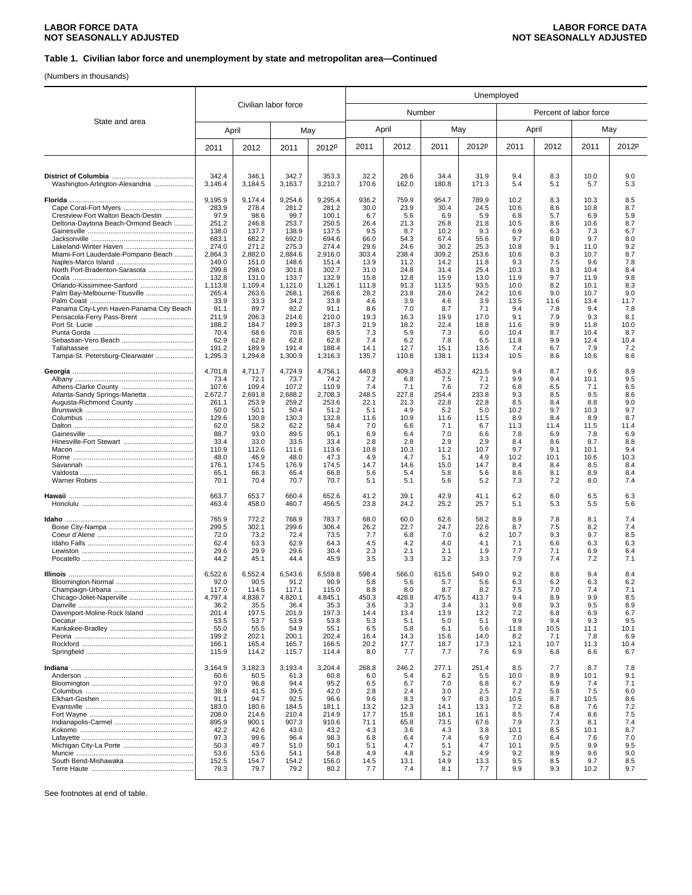**Table 1. Civilian labor force and unemployment by state and metropolitan area—Continued**

(Numbers in thousands)

| State and area | Civilian labor force | | | | Unemployed | | | | | | | |
|---|---|---|---|---|---|---|---|---|---|---|---|---|
| | | | | | Number | | | | Percent of labor force | | | |
| | April | | May | | April | | May | | April | | May | |
| | 2011 | 2012 | 2011 | 2012p | 2011 | 2012 | 2011 | 2012p | 2011 | 2012 | 2011 | 2012p |
| **District of Columbia** | 342.4 | 346.1 | 342.7 | 353.3 | 32.2 | 28.6 | 34.4 | 31.9 | 9.4 | 8.3 | 10.0 | 9.0 |
| Washington-Arlington-Alexandria | 3,146.4 | 3,184.5 | 3,163.7 | 3,210.7 | 170.6 | 162.0 | 180.8 | 171.3 | 5.4 | 5.1 | 5.7 | 5.3 |
| **Florida** | 9,195.9 | 9,174.4 | 9,254.6 | 9,295.4 | 936.2 | 759.9 | 954.7 | 789.9 | 10.2 | 8.3 | 10.3 | 8.5 |
| Cape Coral-Fort Myers | 283.9 | 278.4 | 281.2 | 281.2 | 30.0 | 23.9 | 30.4 | 24.5 | 10.6 | 8.6 | 10.8 | 8.7 |
| Crestview-Fort Walton Beach-Destin | 97.9 | 98.6 | 99.7 | 100.1 | 6.7 | 5.6 | 6.9 | 5.9 | 6.8 | 5.7 | 6.9 | 5.9 |
| Deltona-Daytona Beach-Ormond Beach | 251.2 | 246.8 | 253.7 | 250.5 | 26.4 | 21.3 | 26.8 | 21.8 | 10.5 | 8.6 | 10.6 | 8.7 |
| Gainesville | 138.0 | 137.7 | 138.9 | 137.5 | 9.5 | 8.7 | 10.2 | 9.3 | 6.9 | 6.3 | 7.3 | 6.7 |
| Jacksonville | 683.1 | 682.2 | 692.0 | 694.6 | 66.0 | 54.3 | 67.4 | 55.6 | 9.7 | 8.0 | 9.7 | 8.0 |
| Lakeland-Winter Haven | 274.0 | 271.2 | 275.3 | 274.4 | 29.6 | 24.6 | 30.2 | 25.3 | 10.8 | 9.1 | 11.0 | 9.2 |
| Miami-Fort Lauderdale-Pompano Beach | 2,864.3 | 2,882.0 | 2,884.6 | 2,916.0 | 303.4 | 238.4 | 309.2 | 253.6 | 10.6 | 8.3 | 10.7 | 8.7 |
| Naples-Marco Island | 149.0 | 151.0 | 148.6 | 151.4 | 13.9 | 11.2 | 14.2 | 11.8 | 9.3 | 7.5 | 9.6 | 7.8 |
| North Port-Bradenton-Sarasota | 299.8 | 298.0 | 301.8 | 302.7 | 31.0 | 24.8 | 31.4 | 25.4 | 10.3 | 8.3 | 10.4 | 8.4 |
| Ocala | 132.8 | 131.0 | 133.7 | 132.9 | 15.8 | 12.8 | 15.9 | 13.0 | 11.9 | 9.7 | 11.9 | 9.8 |
| Orlando-Kissimmee-Sanford | 1,113.8 | 1,109.4 | 1,121.0 | 1,126.1 | 111.8 | 91.3 | 113.5 | 93.5 | 10.0 | 8.2 | 10.1 | 8.3 |
| Palm Bay-Melbourne-Titusville | 265.4 | 263.6 | 268.1 | 268.6 | 28.2 | 23.8 | 28.6 | 24.2 | 10.6 | 9.0 | 10.7 | 9.0 |
| Palm Coast | 33.9 | 33.3 | 34.2 | 33.8 | 4.6 | 3.9 | 4.6 | 3.9 | 13.5 | 11.6 | 13.4 | 11.7 |
| Panama City-Lynn Haven-Panama City Beach | 91.1 | 89.7 | 92.2 | 91.1 | 8.6 | 7.0 | 8.7 | 7.1 | 9.4 | 7.8 | 9.4 | 7.8 |
| Pensacola-Ferry Pass-Brent | 211.9 | 206.3 | 214.6 | 210.0 | 19.3 | 16.3 | 19.9 | 17.0 | 9.1 | 7.9 | 9.3 | 8.1 |
| Port St. Lucie | 188.2 | 184.7 | 189.3 | 187.3 | 21.9 | 18.2 | 22.4 | 18.8 | 11.6 | 9.9 | 11.8 | 10.0 |
| Punta Gorda | 70.4 | 68.6 | 70.6 | 69.5 | 7.3 | 5.9 | 7.3 | 6.0 | 10.4 | 8.7 | 10.4 | 8.7 |
| Sebastian-Vero Beach | 62.9 | 62.8 | 62.8 | 62.8 | 7.4 | 6.2 | 7.8 | 6.5 | 11.8 | 9.9 | 12.4 | 10.4 |
| Tallahassee | 191.2 | 189.9 | 191.4 | 188.4 | 14.1 | 12.7 | 15.1 | 13.6 | 7.4 | 6.7 | 7.9 | 7.2 |
| Tampa-St. Petersburg-Clearwater | 1,295.3 | 1,294.8 | 1,300.9 | 1,316.3 | 135.7 | 110.8 | 138.1 | 113.4 | 10.5 | 8.6 | 10.6 | 8.6 |
| **Georgia** | 4,701.8 | 4,711.7 | 4,724.9 | 4,756.1 | 440.8 | 409.3 | 453.2 | 421.5 | 9.4 | 8.7 | 9.6 | 8.9 |
| Albany | 73.4 | 72.1 | 73.7 | 74.2 | 7.2 | 6.8 | 7.5 | 7.1 | 9.9 | 9.4 | 10.1 | 9.5 |
| Athens-Clarke County | 107.6 | 109.4 | 107.2 | 110.9 | 7.4 | 7.1 | 7.6 | 7.2 | 6.8 | 6.5 | 7.1 | 6.5 |
| Atlanta-Sandy Springs-Marietta | 2,672.7 | 2,691.8 | 2,688.2 | 2,708.3 | 248.5 | 227.8 | 254.4 | 233.8 | 9.3 | 8.5 | 9.5 | 8.6 |
| Augusta-Richmond County | 261.1 | 253.9 | 259.2 | 253.6 | 22.1 | 21.3 | 22.8 | 22.8 | 8.5 | 8.4 | 8.8 | 9.0 |
| Brunswick | 50.0 | 50.1 | 50.4 | 51.2 | 5.1 | 4.9 | 5.2 | 5.0 | 10.2 | 9.7 | 10.3 | 9.7 |
| Columbus | 129.6 | 130.8 | 130.3 | 132.8 | 11.6 | 10.9 | 11.6 | 11.5 | 8.9 | 8.4 | 8.9 | 8.7 |
| Dalton | 62.0 | 58.2 | 62.2 | 58.4 | 7.0 | 6.6 | 7.1 | 6.7 | 11.3 | 11.4 | 11.5 | 11.4 |
| Gainesville | 88.7 | 93.0 | 89.5 | 95.1 | 6.9 | 6.4 | 7.0 | 6.6 | 7.8 | 6.9 | 7.8 | 6.9 |
| Hinesville-Fort Stewart | 33.4 | 33.0 | 33.5 | 33.4 | 2.8 | 2.8 | 2.9 | 2.9 | 8.4 | 8.6 | 8.7 | 8.8 |
| Macon | 110.9 | 112.6 | 111.6 | 113.6 | 10.8 | 10.3 | 11.2 | 10.7 | 9.7 | 9.1 | 10.1 | 9.4 |
| Rome | 48.0 | 46.9 | 48.0 | 47.3 | 4.9 | 4.7 | 5.1 | 4.9 | 10.2 | 10.1 | 10.6 | 10.3 |
| Savannah | 176.1 | 174.5 | 176.9 | 174.5 | 14.7 | 14.6 | 15.0 | 14.7 | 8.4 | 8.4 | 8.5 | 8.4 |
| Valdosta | 65.1 | 66.3 | 65.4 | 66.8 | 5.6 | 5.4 | 5.8 | 5.6 | 8.6 | 8.1 | 8.9 | 8.4 |
| Warner Robins | 70.1 | 70.4 | 70.7 | 70.7 | 5.1 | 5.1 | 5.6 | 5.2 | 7.3 | 7.2 | 8.0 | 7.4 |
| **Hawaii** | 663.7 | 653.7 | 660.4 | 652.6 | 41.2 | 39.1 | 42.9 | 41.1 | 6.2 | 6.0 | 6.5 | 6.3 |
| Honolulu | 463.4 | 458.0 | 460.7 | 456.5 | 23.8 | 24.2 | 25.2 | 25.7 | 5.1 | 5.3 | 5.5 | 5.6 |
| **Idaho** | 765.9 | 772.2 | 768.9 | 783.7 | 68.0 | 60.0 | 62.6 | 58.2 | 8.9 | 7.8 | 8.1 | 7.4 |
| Boise City-Nampa | 299.5 | 302.1 | 299.6 | 306.4 | 26.2 | 22.7 | 24.7 | 22.6 | 8.7 | 7.5 | 8.2 | 7.4 |
| Coeur d'Alene | 72.0 | 73.2 | 72.4 | 73.5 | 7.7 | 6.8 | 7.0 | 6.2 | 10.7 | 9.3 | 9.7 | 8.5 |
| Idaho Falls | 62.4 | 63.3 | 62.9 | 64.3 | 4.5 | 4.2 | 4.0 | 4.1 | 7.1 | 6.6 | 6.3 | 6.3 |
| Lewiston | 29.6 | 29.9 | 29.6 | 30.4 | 2.3 | 2.1 | 2.1 | 1.9 | 7.7 | 7.1 | 6.9 | 6.4 |
| Pocatello | 44.2 | 45.1 | 44.4 | 45.9 | 3.5 | 3.3 | 3.2 | 3.3 | 7.9 | 7.4 | 7.2 | 7.1 |
| **Illinois** | 6,522.6 | 6,552.4 | 6,543.6 | 6,559.8 | 598.4 | 566.0 | 615.6 | 549.0 | 9.2 | 8.6 | 9.4 | 8.4 |
| Bloomington-Normal | 92.0 | 90.5 | 91.2 | 90.9 | 5.8 | 5.6 | 5.7 | 5.6 | 6.3 | 6.2 | 6.3 | 6.2 |
| Champaign-Urbana | 117.0 | 114.5 | 117.1 | 115.0 | 8.8 | 8.0 | 8.7 | 8.2 | 7.5 | 7.0 | 7.4 | 7.1 |
| Chicago-Joliet-Naperville | 4,797.4 | 4,838.7 | 4,820.1 | 4,845.1 | 450.3 | 428.8 | 475.5 | 413.7 | 9.4 | 8.9 | 9.9 | 8.5 |
| Danville | 36.2 | 35.5 | 36.4 | 35.3 | 3.6 | 3.3 | 3.4 | 3.1 | 9.8 | 9.3 | 9.5 | 8.9 |
| Davenport-Moline-Rock Island | 201.4 | 197.5 | 201.9 | 197.3 | 14.4 | 13.4 | 13.9 | 13.2 | 7.2 | 6.8 | 6.9 | 6.7 |
| Decatur | 53.5 | 53.7 | 53.9 | 53.8 | 5.3 | 5.1 | 5.0 | 5.1 | 9.9 | 9.4 | 9.3 | 9.5 |
| Kankakee-Bradley | 55.0 | 55.5 | 54.9 | 55.1 | 6.5 | 5.8 | 6.1 | 5.6 | 11.8 | 10.5 | 11.1 | 10.1 |
| Peoria | 199.2 | 202.1 | 200.1 | 202.4 | 16.4 | 14.3 | 15.6 | 14.0 | 8.2 | 7.1 | 7.8 | 6.9 |
| Rockford | 166.1 | 165.4 | 165.7 | 166.5 | 20.2 | 17.7 | 18.7 | 17.3 | 12.1 | 10.7 | 11.3 | 10.4 |
| Springfield | 115.9 | 114.2 | 115.7 | 114.4 | 8.0 | 7.7 | 7.7 | 7.6 | 6.9 | 6.8 | 6.6 | 6.7 |
| **Indiana** | 3,164.9 | 3,182.3 | 3,193.4 | 3,204.4 | 268.8 | 246.2 | 277.1 | 251.4 | 8.5 | 7.7 | 8.7 | 7.8 |
| Anderson | 60.6 | 60.5 | 61.3 | 60.8 | 6.0 | 5.4 | 6.2 | 5.5 | 10.0 | 8.9 | 10.1 | 9.1 |
| Bloomington | 97.0 | 96.8 | 94.4 | 95.2 | 6.5 | 6.7 | 7.0 | 6.8 | 6.7 | 6.9 | 7.4 | 7.1 |
| Columbus | 38.9 | 41.5 | 39.5 | 42.0 | 2.8 | 2.4 | 3.0 | 2.5 | 7.2 | 5.8 | 7.5 | 6.0 |
| Elkhart-Goshen | 91.1 | 94.7 | 92.5 | 96.6 | 9.6 | 8.3 | 9.7 | 8.3 | 10.5 | 8.7 | 10.5 | 8.6 |
| Evansville | 183.0 | 180.6 | 184.5 | 181.1 | 13.2 | 12.3 | 14.1 | 13.1 | 7.2 | 6.8 | 7.6 | 7.2 |
| Fort Wayne | 208.0 | 214.6 | 210.4 | 214.9 | 17.7 | 15.8 | 18.1 | 16.1 | 8.5 | 7.4 | 8.6 | 7.5 |
| Indianapolis-Carmel | 895.9 | 900.1 | 907.3 | 910.6 | 71.1 | 65.8 | 73.5 | 67.6 | 7.9 | 7.3 | 8.1 | 7.4 |
| Kokomo | 42.2 | 42.6 | 43.0 | 43.2 | 4.3 | 3.6 | 4.3 | 3.8 | 10.1 | 8.5 | 10.1 | 8.7 |
| Lafayette | 97.3 | 99.6 | 96.4 | 98.3 | 6.8 | 6.4 | 7.4 | 6.9 | 7.0 | 6.4 | 7.6 | 7.0 |
| Michigan City-La Porte | 50.3 | 49.7 | 51.0 | 50.1 | 5.1 | 4.7 | 5.1 | 4.7 | 10.1 | 9.5 | 9.9 | 9.5 |
| Muncie | 53.6 | 53.6 | 54.1 | 54.8 | 4.9 | 4.8 | 5.2 | 4.9 | 9.2 | 8.9 | 9.6 | 9.0 |
| South Bend-Mishawaka | 152.5 | 154.7 | 154.2 | 156.0 | 14.5 | 13.1 | 14.9 | 13.3 | 9.5 | 8.5 | 9.7 | 8.5 |
| Terre Haute | 78.3 | 79.7 | 79.2 | 80.2 | 7.7 | 7.4 | 8.1 | 7.7 | 9.9 | 9.3 | 10.2 | 9.7 |

See footnotes at end of table.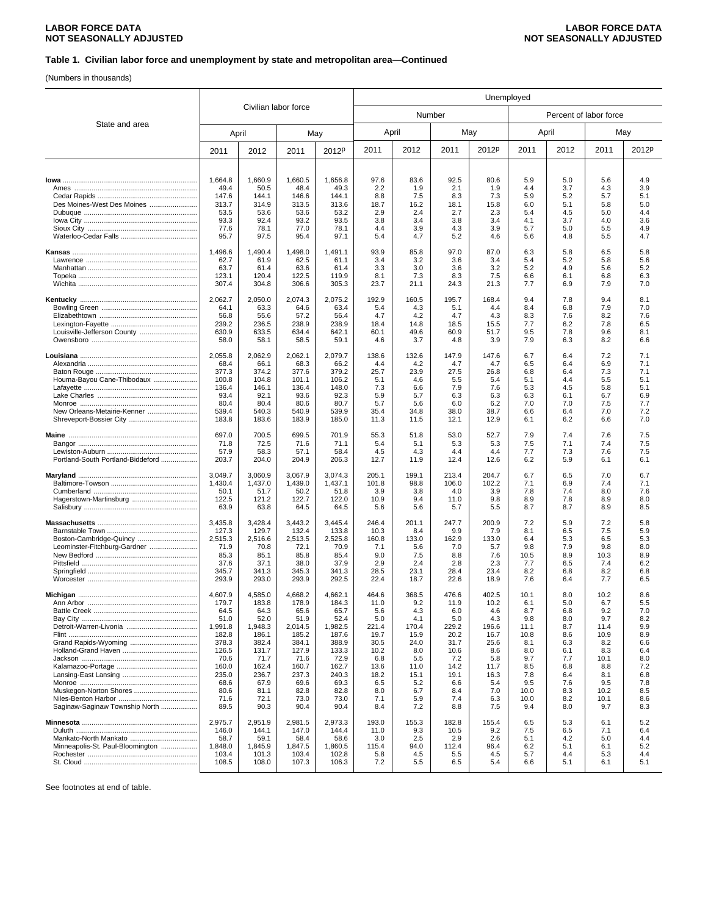**LABOR FORCE DATA**
**NOT SEASONALLY ADJUSTED**

**Table 1. Civilian labor force and unemployment by state and metropolitan area—Continued**

(Numbers in thousands)

| State and area | Civilian labor force | | | | Unemployed | | | | | | | |
|---|---|---|---|---|---|---|---|---|---|---|---|---|
| | | | | | Number | | | | Percent of labor force | | | |
| | April | | May | | April | | May | | April | | May | |
| | 2011 | 2012 | 2011 | 2012p | 2011 | 2012 | 2011 | 2012p | 2011 | 2012 | 2011 | 2012p |
| **Iowa** | 1,664.8 | 1,660.9 | 1,660.5 | 1,656.8 | 97.6 | 83.6 | 92.5 | 80.6 | 5.9 | 5.0 | 5.6 | 4.9 |
| Ames | 49.4 | 50.5 | 48.4 | 49.3 | 2.2 | 1.9 | 2.1 | 1.9 | 4.4 | 3.7 | 4.3 | 3.9 |
| Cedar Rapids | 147.6 | 144.1 | 146.6 | 144.1 | 8.8 | 7.5 | 8.3 | 7.3 | 5.9 | 5.2 | 5.7 | 5.1 |
| Des Moines-West Des Moines | 313.7 | 314.9 | 313.5 | 313.6 | 18.7 | 16.2 | 18.1 | 15.8 | 6.0 | 5.1 | 5.8 | 5.0 |
| Dubuque | 53.5 | 53.6 | 53.6 | 53.2 | 2.9 | 2.4 | 2.7 | 2.3 | 5.4 | 4.5 | 5.0 | 4.4 |
| Iowa City | 93.3 | 92.4 | 93.2 | 93.5 | 3.8 | 3.4 | 3.8 | 3.4 | 4.1 | 3.7 | 4.0 | 3.6 |
| Sioux City | 77.6 | 78.1 | 77.0 | 78.1 | 4.4 | 3.9 | 4.3 | 3.9 | 5.7 | 5.0 | 5.5 | 4.9 |
| Waterloo-Cedar Falls | 95.7 | 97.5 | 95.4 | 97.1 | 5.4 | 4.7 | 5.2 | 4.6 | 5.6 | 4.8 | 5.5 | 4.7 |
| **Kansas** | 1,496.6 | 1,490.4 | 1,498.0 | 1,491.1 | 93.9 | 85.8 | 97.0 | 87.0 | 6.3 | 5.8 | 6.5 | 5.8 |
| Lawrence | 62.7 | 61.9 | 62.5 | 61.1 | 3.4 | 3.2 | 3.6 | 3.4 | 5.4 | 5.2 | 5.8 | 5.6 |
| Manhattan | 63.7 | 61.4 | 63.6 | 61.4 | 3.3 | 3.0 | 3.6 | 3.2 | 5.2 | 4.9 | 5.6 | 5.2 |
| Topeka | 123.1 | 120.4 | 122.5 | 119.9 | 8.1 | 7.3 | 8.3 | 7.5 | 6.6 | 6.1 | 6.8 | 6.3 |
| Wichita | 307.4 | 304.8 | 306.6 | 305.3 | 23.7 | 21.1 | 24.3 | 21.3 | 7.7 | 6.9 | 7.9 | 7.0 |
| **Kentucky** | 2,062.7 | 2,050.0 | 2,074.3 | 2,075.2 | 192.9 | 160.5 | 195.7 | 168.4 | 9.4 | 7.8 | 9.4 | 8.1 |
| Bowling Green | 64.1 | 63.3 | 64.6 | 63.4 | 5.4 | 4.3 | 5.1 | 4.4 | 8.4 | 6.8 | 7.9 | 7.0 |
| Elizabethtown | 56.8 | 55.6 | 57.2 | 56.4 | 4.7 | 4.2 | 4.7 | 4.3 | 8.3 | 7.6 | 8.2 | 7.6 |
| Lexington-Fayette | 239.2 | 236.5 | 238.9 | 238.9 | 18.4 | 14.8 | 18.5 | 15.5 | 7.7 | 6.2 | 7.8 | 6.5 |
| Louisville-Jefferson County | 630.9 | 633.5 | 634.4 | 642.1 | 60.1 | 49.6 | 60.9 | 51.7 | 9.5 | 7.8 | 9.6 | 8.1 |
| Owensboro | 58.0 | 58.1 | 58.5 | 59.1 | 4.6 | 3.7 | 4.8 | 3.9 | 7.9 | 6.3 | 8.2 | 6.6 |
| **Louisiana** | 2,055.8 | 2,062.9 | 2,062.1 | 2,079.7 | 138.6 | 132.6 | 147.9 | 147.6 | 6.7 | 6.4 | 7.2 | 7.1 |
| Alexandria | 68.4 | 66.1 | 68.3 | 66.2 | 4.4 | 4.2 | 4.7 | 4.7 | 6.5 | 6.4 | 6.9 | 7.1 |
| Baton Rouge | 377.3 | 374.2 | 377.6 | 379.2 | 25.7 | 23.9 | 27.5 | 26.8 | 6.8 | 6.4 | 7.3 | 7.1 |
| Houma-Bayou Cane-Thibodaux | 100.8 | 104.8 | 101.1 | 106.2 | 5.1 | 4.6 | 5.5 | 5.4 | 5.1 | 4.4 | 5.5 | 5.1 |
| Lafayette | 136.4 | 146.1 | 136.4 | 148.0 | 7.3 | 6.6 | 7.9 | 7.6 | 5.3 | 4.5 | 5.8 | 5.1 |
| Lake Charles | 93.4 | 92.1 | 93.6 | 92.3 | 5.9 | 5.7 | 6.3 | 6.3 | 6.3 | 6.1 | 6.7 | 6.9 |
| Monroe | 80.4 | 80.4 | 80.6 | 80.7 | 5.7 | 5.6 | 6.0 | 6.2 | 7.0 | 7.0 | 7.5 | 7.7 |
| New Orleans-Metairie-Kenner | 539.4 | 540.3 | 540.9 | 539.9 | 35.4 | 34.8 | 38.0 | 38.7 | 6.6 | 6.4 | 7.0 | 7.2 |
| Shreveport-Bossier City | 183.8 | 183.6 | 183.9 | 185.0 | 11.3 | 11.5 | 12.1 | 12.9 | 6.1 | 6.2 | 6.6 | 7.0 |
| **Maine** | 697.0 | 700.5 | 699.5 | 701.9 | 55.3 | 51.8 | 53.0 | 52.7 | 7.9 | 7.4 | 7.6 | 7.5 |
| Bangor | 71.8 | 72.5 | 71.6 | 71.1 | 5.4 | 5.1 | 5.3 | 5.3 | 7.5 | 7.1 | 7.4 | 7.5 |
| Lewiston-Auburn | 57.9 | 58.3 | 57.1 | 58.4 | 4.5 | 4.3 | 4.4 | 4.4 | 7.7 | 7.3 | 7.6 | 7.5 |
| Portland-South Portland-Biddeford | 203.7 | 204.0 | 204.9 | 206.3 | 12.7 | 11.9 | 12.4 | 12.6 | 6.2 | 5.9 | 6.1 | 6.1 |
| **Maryland** | 3,049.7 | 3,060.9 | 3,067.9 | 3,074.3 | 205.1 | 199.1 | 213.4 | 204.7 | 6.7 | 6.5 | 7.0 | 6.7 |
| Baltimore-Towson | 1,430.4 | 1,437.0 | 1,439.0 | 1,437.1 | 101.8 | 98.8 | 106.0 | 102.2 | 7.1 | 6.9 | 7.4 | 7.1 |
| Cumberland | 50.1 | 51.7 | 50.2 | 51.8 | 3.9 | 3.8 | 4.0 | 3.9 | 7.8 | 7.4 | 8.0 | 7.6 |
| Hagerstown-Martinsburg | 122.5 | 121.2 | 122.7 | 122.0 | 10.9 | 9.4 | 11.0 | 9.8 | 8.9 | 7.8 | 8.9 | 8.0 |
| Salisbury | 63.9 | 63.8 | 64.5 | 64.5 | 5.6 | 5.6 | 5.7 | 5.5 | 8.7 | 8.7 | 8.9 | 8.5 |
| **Massachusetts** | 3,435.8 | 3,428.4 | 3,443.2 | 3,445.4 | 246.4 | 201.1 | 247.7 | 200.9 | 7.2 | 5.9 | 7.2 | 5.8 |
| Barnstable Town | 127.3 | 129.7 | 132.4 | 133.8 | 10.3 | 8.4 | 9.9 | 7.9 | 8.1 | 6.5 | 7.5 | 5.9 |
| Boston-Cambridge-Quincy | 2,515.3 | 2,516.6 | 2,513.5 | 2,525.8 | 160.8 | 133.0 | 162.9 | 133.0 | 6.4 | 5.3 | 6.5 | 5.3 |
| Leominster-Fitchburg-Gardner | 71.9 | 70.8 | 72.1 | 70.9 | 7.1 | 5.6 | 7.0 | 5.7 | 9.8 | 7.9 | 9.8 | 8.0 |
| New Bedford | 85.3 | 85.1 | 85.8 | 85.4 | 9.0 | 7.5 | 8.8 | 7.6 | 10.5 | 8.9 | 10.3 | 8.9 |
| Pittsfield | 37.6 | 37.1 | 38.0 | 37.9 | 2.9 | 2.4 | 2.8 | 2.3 | 7.7 | 6.5 | 7.4 | 6.2 |
| Springfield | 345.7 | 341.3 | 345.3 | 341.3 | 28.5 | 23.1 | 28.4 | 23.4 | 8.2 | 6.8 | 8.2 | 6.8 |
| Worcester | 293.9 | 293.0 | 293.9 | 292.5 | 22.4 | 18.7 | 22.6 | 18.9 | 7.6 | 6.4 | 7.7 | 6.5 |
| **Michigan** | 4,607.9 | 4,585.0 | 4,668.2 | 4,662.1 | 464.6 | 368.5 | 476.6 | 402.5 | 10.1 | 8.0 | 10.2 | 8.6 |
| Ann Arbor | 179.7 | 183.8 | 178.9 | 184.3 | 11.0 | 9.2 | 11.9 | 10.2 | 6.1 | 5.0 | 6.7 | 5.5 |
| Battle Creek | 64.5 | 64.3 | 65.6 | 65.7 | 5.6 | 4.3 | 6.0 | 4.6 | 8.7 | 6.8 | 9.2 | 7.0 |
| Bay City | 51.0 | 52.0 | 51.9 | 52.4 | 5.0 | 4.1 | 5.0 | 4.3 | 9.8 | 8.0 | 9.7 | 8.2 |
| Detroit-Warren-Livonia | 1,991.8 | 1,948.3 | 2,014.5 | 1,982.5 | 221.4 | 170.4 | 229.2 | 196.6 | 11.1 | 8.7 | 11.4 | 9.9 |
| Flint | 182.8 | 186.1 | 185.2 | 187.6 | 19.7 | 15.9 | 20.2 | 16.7 | 10.8 | 8.6 | 10.9 | 8.9 |
| Grand Rapids-Wyoming | 378.3 | 382.4 | 384.1 | 388.9 | 30.5 | 24.0 | 31.7 | 25.6 | 8.1 | 6.3 | 8.2 | 6.6 |
| Holland-Grand Haven | 126.5 | 131.7 | 127.9 | 133.3 | 10.2 | 8.0 | 10.6 | 8.6 | 8.0 | 6.1 | 8.3 | 6.4 |
| Jackson | 70.6 | 71.7 | 71.6 | 72.9 | 6.8 | 5.5 | 7.2 | 5.8 | 9.7 | 7.7 | 10.1 | 8.0 |
| Kalamazoo-Portage | 160.0 | 162.4 | 160.7 | 162.7 | 13.6 | 11.0 | 14.2 | 11.7 | 8.5 | 6.8 | 8.8 | 7.2 |
| Lansing-East Lansing | 235.0 | 236.7 | 237.3 | 240.3 | 18.2 | 15.1 | 19.1 | 16.3 | 7.8 | 6.4 | 8.1 | 6.8 |
| Monroe | 68.6 | 67.9 | 69.6 | 69.3 | 6.5 | 5.2 | 6.6 | 5.4 | 9.5 | 7.6 | 9.5 | 7.8 |
| Muskegon-Norton Shores | 80.6 | 81.1 | 82.8 | 82.8 | 8.0 | 6.7 | 8.4 | 7.0 | 10.0 | 8.3 | 10.2 | 8.5 |
| Niles-Benton Harbor | 71.6 | 72.1 | 73.0 | 73.0 | 7.1 | 5.9 | 7.4 | 6.3 | 10.0 | 8.2 | 10.1 | 8.6 |
| Saginaw-Saginaw Township North | 89.5 | 90.3 | 90.4 | 90.4 | 8.4 | 7.2 | 8.8 | 7.5 | 9.4 | 8.0 | 9.7 | 8.3 |
| **Minnesota** | 2,975.7 | 2,951.9 | 2,981.5 | 2,973.3 | 193.0 | 155.3 | 182.8 | 155.4 | 6.5 | 5.3 | 6.1 | 5.2 |
| Duluth | 146.0 | 144.1 | 147.0 | 144.4 | 11.0 | 9.3 | 10.5 | 9.2 | 7.5 | 6.5 | 7.1 | 6.4 |
| Mankato-North Mankato | 58.7 | 59.1 | 58.4 | 58.6 | 3.0 | 2.5 | 2.9 | 2.6 | 5.1 | 4.2 | 5.0 | 4.4 |
| Minneapolis-St. Paul-Bloomington | 1,848.0 | 1,845.9 | 1,847.5 | 1,860.5 | 115.4 | 94.0 | 112.4 | 96.4 | 6.2 | 5.1 | 6.1 | 5.2 |
| Rochester | 103.4 | 101.3 | 103.4 | 102.8 | 5.8 | 4.5 | 5.5 | 4.5 | 5.7 | 4.4 | 5.3 | 4.4 |
| St. Cloud | 108.5 | 108.0 | 107.3 | 106.3 | 7.2 | 5.5 | 6.5 | 5.4 | 6.6 | 5.1 | 6.1 | 5.1 |

See footnotes at end of table.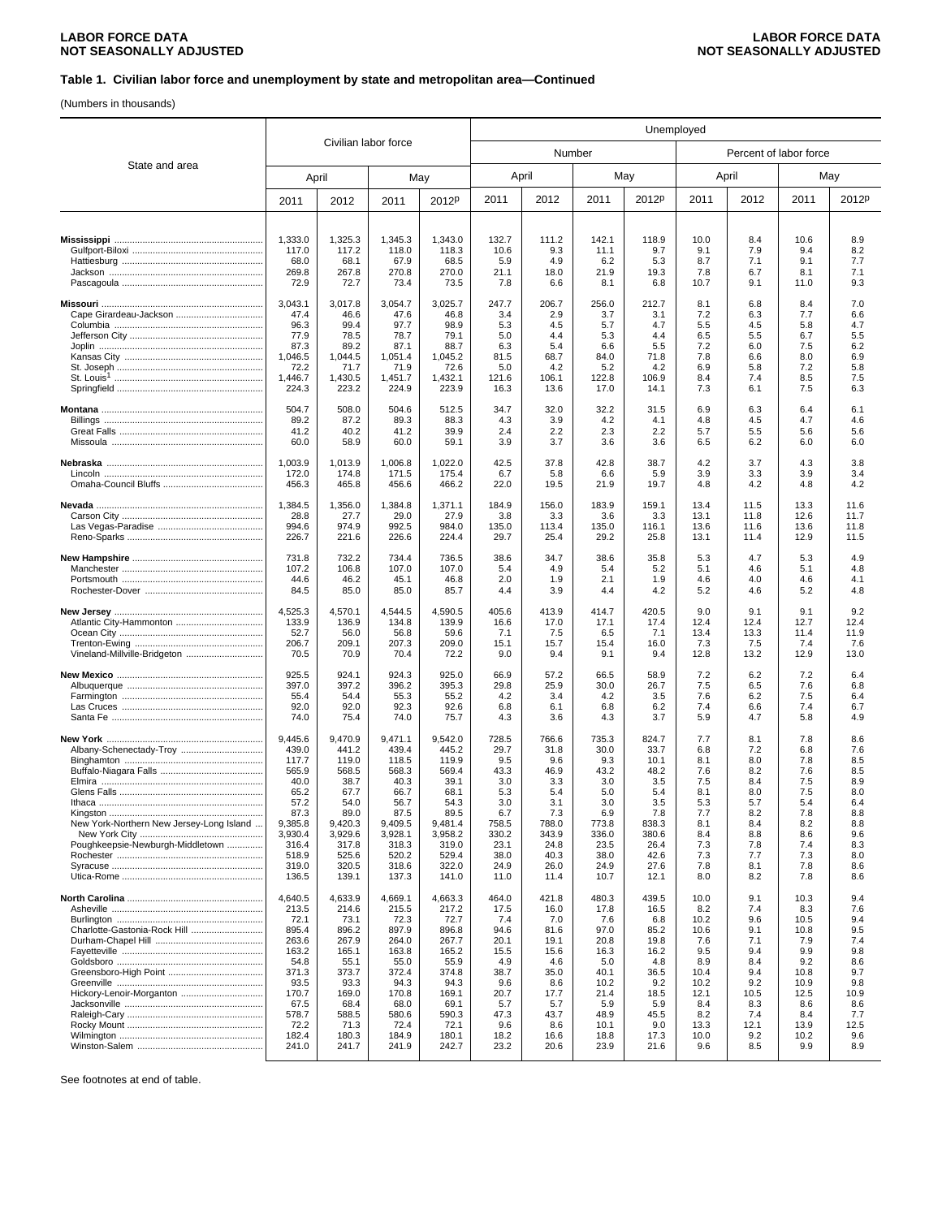# Table 1. Civilian labor force and unemployment by state and metropolitan area—Continued

(Numbers in thousands)

| State and area | Civilian labor force | | | | Unemployed | | | | | | | |
|---|---|---|---|---|---|---|---|---|---|---|---|---|
| | | | | | Number | | | | Percent of labor force | | | |
| | April | | May | | April | | May | | April | | May | |
| | 2011 | 2012 | 2011 | 2012p | 2011 | 2012 | 2011 | 2012p | 2011 | 2012 | 2011 | 2012p |
| **Mississippi** | 1,333.0 | 1,325.3 | 1,345.3 | 1,343.0 | 132.7 | 111.2 | 142.1 | 118.9 | 10.0 | 8.4 | 10.6 | 8.9 |
| Gulfport-Biloxi | 117.0 | 117.2 | 118.0 | 118.3 | 10.6 | 9.3 | 11.1 | 9.7 | 9.1 | 7.9 | 9.4 | 8.2 |
| Hattiesburg | 68.0 | 68.1 | 67.9 | 68.5 | 5.9 | 4.9 | 6.2 | 5.3 | 8.7 | 7.1 | 9.1 | 7.7 |
| Jackson | 269.8 | 267.8 | 270.8 | 270.0 | 21.1 | 18.0 | 21.9 | 19.3 | 7.8 | 6.7 | 8.1 | 7.1 |
| Pascagoula | 72.9 | 72.7 | 73.4 | 73.5 | 7.8 | 6.6 | 8.1 | 6.8 | 10.7 | 9.1 | 11.0 | 9.3 |
| **Missouri** | 3,043.1 | 3,017.8 | 3,054.7 | 3,025.7 | 247.7 | 206.7 | 256.0 | 212.7 | 8.1 | 6.8 | 8.4 | 7.0 |
| Cape Girardeau-Jackson | 47.4 | 46.6 | 47.6 | 46.8 | 3.4 | 2.9 | 3.7 | 3.1 | 7.2 | 6.3 | 7.7 | 6.6 |
| Columbia | 96.3 | 99.4 | 97.7 | 98.9 | 5.3 | 4.5 | 5.7 | 4.7 | 5.5 | 4.5 | 5.8 | 4.7 |
| Jefferson City | 77.9 | 78.5 | 78.7 | 79.1 | 5.0 | 4.4 | 5.3 | 4.4 | 6.5 | 5.5 | 6.7 | 5.5 |
| Joplin | 87.3 | 89.2 | 87.1 | 88.7 | 6.3 | 5.4 | 6.6 | 5.5 | 7.2 | 6.0 | 7.5 | 6.2 |
| Kansas City | 1,046.5 | 1,044.5 | 1,051.4 | 1,045.2 | 81.5 | 68.7 | 84.0 | 71.8 | 7.8 | 6.6 | 8.0 | 6.9 |
| St. Joseph | 72.2 | 71.7 | 71.9 | 72.6 | 5.0 | 4.2 | 5.2 | 4.2 | 6.9 | 5.8 | 7.2 | 5.8 |
| St. Louis[1] | 1,446.7 | 1,430.5 | 1,451.7 | 1,432.1 | 121.6 | 106.1 | 122.8 | 106.9 | 8.4 | 7.4 | 8.5 | 7.5 |
| Springfield | 224.3 | 223.2 | 224.9 | 223.9 | 16.3 | 13.6 | 17.0 | 14.1 | 7.3 | 6.1 | 7.5 | 6.3 |
| **Montana** | 504.7 | 508.0 | 504.6 | 512.5 | 34.7 | 32.0 | 32.2 | 31.5 | 6.9 | 6.3 | 6.4 | 6.1 |
| Billings | 89.2 | 87.2 | 89.3 | 88.3 | 4.3 | 3.9 | 4.2 | 4.1 | 4.8 | 4.5 | 4.7 | 4.6 |
| Great Falls | 41.2 | 40.2 | 41.2 | 39.9 | 2.4 | 2.2 | 2.3 | 2.2 | 5.7 | 5.5 | 5.6 | 5.6 |
| Missoula | 60.0 | 58.9 | 60.0 | 59.1 | 3.9 | 3.7 | 3.6 | 3.6 | 6.5 | 6.2 | 6.0 | 6.0 |
| **Nebraska** | 1,003.9 | 1,013.9 | 1,006.8 | 1,022.0 | 42.5 | 37.8 | 42.8 | 38.7 | 4.2 | 3.7 | 4.3 | 3.8 |
| Lincoln | 172.0 | 174.8 | 171.5 | 175.4 | 6.7 | 5.8 | 6.6 | 5.9 | 3.9 | 3.3 | 3.9 | 3.4 |
| Omaha-Council Bluffs | 456.3 | 465.8 | 456.6 | 466.2 | 22.0 | 19.5 | 21.9 | 19.7 | 4.8 | 4.2 | 4.8 | 4.2 |
| **Nevada** | 1,384.5 | 1,356.0 | 1,384.8 | 1,371.1 | 184.9 | 156.0 | 183.9 | 159.1 | 13.4 | 11.5 | 13.3 | 11.6 |
| Carson City | 28.8 | 27.7 | 29.0 | 27.9 | 3.8 | 3.3 | 3.6 | 3.3 | 13.1 | 11.8 | 12.6 | 11.7 |
| Las Vegas-Paradise | 994.6 | 974.9 | 992.5 | 984.0 | 135.0 | 113.4 | 135.0 | 116.1 | 13.6 | 11.6 | 13.6 | 11.8 |
| Reno-Sparks | 226.7 | 221.6 | 226.6 | 224.4 | 29.7 | 25.4 | 29.2 | 25.8 | 13.1 | 11.4 | 12.9 | 11.5 |
| **New Hampshire** | 731.8 | 732.2 | 734.4 | 736.5 | 38.6 | 34.7 | 38.6 | 35.8 | 5.3 | 4.7 | 5.3 | 4.9 |
| Manchester | 107.2 | 106.8 | 107.0 | 107.0 | 5.4 | 4.9 | 5.4 | 5.2 | 5.1 | 4.6 | 5.1 | 4.8 |
| Portsmouth | 44.6 | 46.2 | 45.1 | 46.8 | 2.0 | 1.9 | 2.1 | 1.9 | 4.6 | 4.0 | 4.6 | 4.1 |
| Rochester-Dover | 84.5 | 85.0 | 85.0 | 85.7 | 4.4 | 3.9 | 4.4 | 4.2 | 5.2 | 4.6 | 5.2 | 4.8 |
| **New Jersey** | 4,525.3 | 4,570.1 | 4,544.5 | 4,590.5 | 405.6 | 413.9 | 414.7 | 420.5 | 9.0 | 9.1 | 9.1 | 9.2 |
| Atlantic City-Hammonton | 133.9 | 136.9 | 134.8 | 139.9 | 16.6 | 17.0 | 17.1 | 17.4 | 12.4 | 12.4 | 12.7 | 12.4 |
| Ocean City | 52.7 | 56.0 | 56.8 | 59.6 | 7.1 | 7.5 | 6.5 | 7.1 | 13.4 | 13.3 | 11.4 | 11.9 |
| Trenton-Ewing | 206.7 | 209.1 | 207.3 | 209.0 | 15.1 | 15.7 | 15.4 | 16.0 | 7.3 | 7.5 | 7.4 | 7.6 |
| Vineland-Millville-Bridgeton | 70.5 | 70.9 | 70.4 | 72.2 | 9.0 | 9.4 | 9.1 | 9.4 | 12.8 | 13.2 | 12.9 | 13.0 |
| **New Mexico** | 925.5 | 924.1 | 924.3 | 925.0 | 66.9 | 57.2 | 66.5 | 58.9 | 7.2 | 6.2 | 7.2 | 6.4 |
| Albuquerque | 397.0 | 397.2 | 396.2 | 395.3 | 29.8 | 25.9 | 30.0 | 26.7 | 7.5 | 6.5 | 7.6 | 6.8 |
| Farmington | 55.4 | 54.4 | 55.3 | 55.2 | 4.2 | 3.4 | 4.2 | 3.5 | 7.6 | 6.2 | 7.5 | 6.4 |
| Las Cruces | 92.0 | 92.0 | 92.3 | 92.6 | 6.8 | 6.1 | 6.8 | 6.2 | 7.4 | 6.6 | 7.4 | 6.7 |
| Santa Fe | 74.0 | 75.4 | 74.0 | 75.7 | 4.3 | 3.6 | 4.3 | 3.7 | 5.9 | 4.7 | 5.8 | 4.9 |
| **New York** | 9,445.6 | 9,470.9 | 9,471.1 | 9,542.0 | 728.5 | 766.6 | 735.3 | 824.7 | 7.7 | 8.1 | 7.8 | 8.6 |
| Albany-Schenectady-Troy | 439.0 | 441.2 | 439.4 | 445.2 | 29.7 | 31.8 | 30.0 | 33.7 | 6.8 | 7.2 | 6.8 | 7.6 |
| Binghamton | 117.7 | 119.0 | 118.5 | 119.9 | 9.5 | 9.6 | 9.3 | 10.1 | 8.1 | 8.0 | 7.8 | 8.5 |
| Buffalo-Niagara Falls | 565.9 | 568.5 | 568.3 | 569.4 | 43.3 | 46.9 | 43.2 | 48.2 | 7.6 | 8.2 | 7.6 | 8.5 |
| Elmira | 40.0 | 38.7 | 40.3 | 39.1 | 3.0 | 3.3 | 3.0 | 3.5 | 7.5 | 8.4 | 7.5 | 8.9 |
| Glens Falls | 65.2 | 67.7 | 66.7 | 68.1 | 5.3 | 5.4 | 5.0 | 5.4 | 8.1 | 8.0 | 7.5 | 8.0 |
| Ithaca | 57.2 | 54.0 | 56.7 | 54.3 | 3.0 | 3.1 | 3.0 | 3.5 | 5.3 | 5.7 | 5.4 | 6.4 |
| Kingston | 87.3 | 89.0 | 87.5 | 89.5 | 6.7 | 7.3 | 6.9 | 7.8 | 7.7 | 8.2 | 7.8 | 8.8 |
| New York-Northern New Jersey-Long Island | 9,385.8 | 9,420.3 | 9,409.5 | 9,481.4 | 758.5 | 788.0 | 773.8 | 838.3 | 8.1 | 8.4 | 8.2 | 8.8 |
| New York City | 3,930.4 | 3,929.6 | 3,928.1 | 3,958.2 | 330.2 | 343.9 | 336.0 | 380.6 | 8.4 | 8.8 | 8.6 | 9.6 |
| Poughkeepsie-Newburgh-Middletown | 316.4 | 317.8 | 318.3 | 319.0 | 23.1 | 24.8 | 23.5 | 26.4 | 7.3 | 7.8 | 7.4 | 8.3 |
| Rochester | 518.9 | 525.6 | 520.2 | 529.4 | 38.0 | 40.3 | 38.0 | 42.6 | 7.3 | 7.7 | 7.3 | 8.0 |
| Syracuse | 319.0 | 320.5 | 318.6 | 322.0 | 24.9 | 26.0 | 24.9 | 27.6 | 7.8 | 8.1 | 7.8 | 8.6 |
| Utica-Rome | 136.5 | 139.1 | 137.3 | 141.0 | 11.0 | 11.4 | 10.7 | 12.1 | 8.0 | 8.2 | 7.8 | 8.6 |
| **North Carolina** | 4,640.5 | 4,633.9 | 4,669.1 | 4,663.3 | 464.0 | 421.8 | 480.3 | 439.5 | 10.0 | 9.1 | 10.3 | 9.4 |
| Asheville | 213.5 | 214.6 | 215.5 | 217.2 | 17.5 | 16.0 | 17.8 | 16.5 | 8.2 | 7.4 | 8.3 | 7.6 |
| Burlington | 72.1 | 73.1 | 72.3 | 72.7 | 7.4 | 7.0 | 7.6 | 6.8 | 10.2 | 9.6 | 10.5 | 9.4 |
| Charlotte-Gastonia-Rock Hill | 895.4 | 896.2 | 897.9 | 896.8 | 94.6 | 81.6 | 97.0 | 85.2 | 10.6 | 9.1 | 10.8 | 9.5 |
| Durham-Chapel Hill | 263.6 | 267.9 | 264.0 | 267.7 | 20.1 | 19.1 | 20.8 | 19.8 | 7.6 | 7.1 | 7.9 | 7.4 |
| Fayetteville | 163.2 | 165.1 | 163.8 | 165.2 | 15.5 | 15.6 | 16.3 | 16.2 | 9.5 | 9.4 | 9.9 | 9.8 |
| Goldsboro | 54.8 | 55.1 | 55.0 | 55.9 | 4.9 | 4.6 | 5.0 | 4.8 | 8.9 | 8.4 | 9.2 | 8.6 |
| Greensboro-High Point | 371.3 | 373.7 | 372.4 | 374.8 | 38.7 | 35.0 | 40.1 | 36.5 | 10.4 | 9.4 | 10.8 | 9.7 |
| Greenville | 93.5 | 93.3 | 94.3 | 94.3 | 9.6 | 8.6 | 10.2 | 9.2 | 10.2 | 9.2 | 10.9 | 9.8 |
| Hickory-Lenoir-Morganton | 170.7 | 169.0 | 170.8 | 169.1 | 20.7 | 17.7 | 21.4 | 18.5 | 12.1 | 10.5 | 12.5 | 10.9 |
| Jacksonville | 67.5 | 68.4 | 68.0 | 69.1 | 5.7 | 5.7 | 5.9 | 5.9 | 8.4 | 8.3 | 8.6 | 8.6 |
| Raleigh-Cary | 578.7 | 588.5 | 580.6 | 590.3 | 47.3 | 43.7 | 48.9 | 45.5 | 8.2 | 7.4 | 8.4 | 7.7 |
| Rocky Mount | 72.2 | 71.3 | 72.4 | 72.1 | 9.6 | 8.6 | 10.1 | 9.0 | 13.3 | 12.1 | 13.9 | 12.5 |
| Wilmington | 182.4 | 180.3 | 184.9 | 180.1 | 18.2 | 16.6 | 18.8 | 17.3 | 10.0 | 9.2 | 10.2 | 9.6 |
| Winston-Salem | 241.0 | 241.7 | 241.9 | 242.7 | 23.2 | 20.6 | 23.9 | 21.6 | 9.6 | 8.5 | 9.9 | 8.9 |

See footnotes at end of table.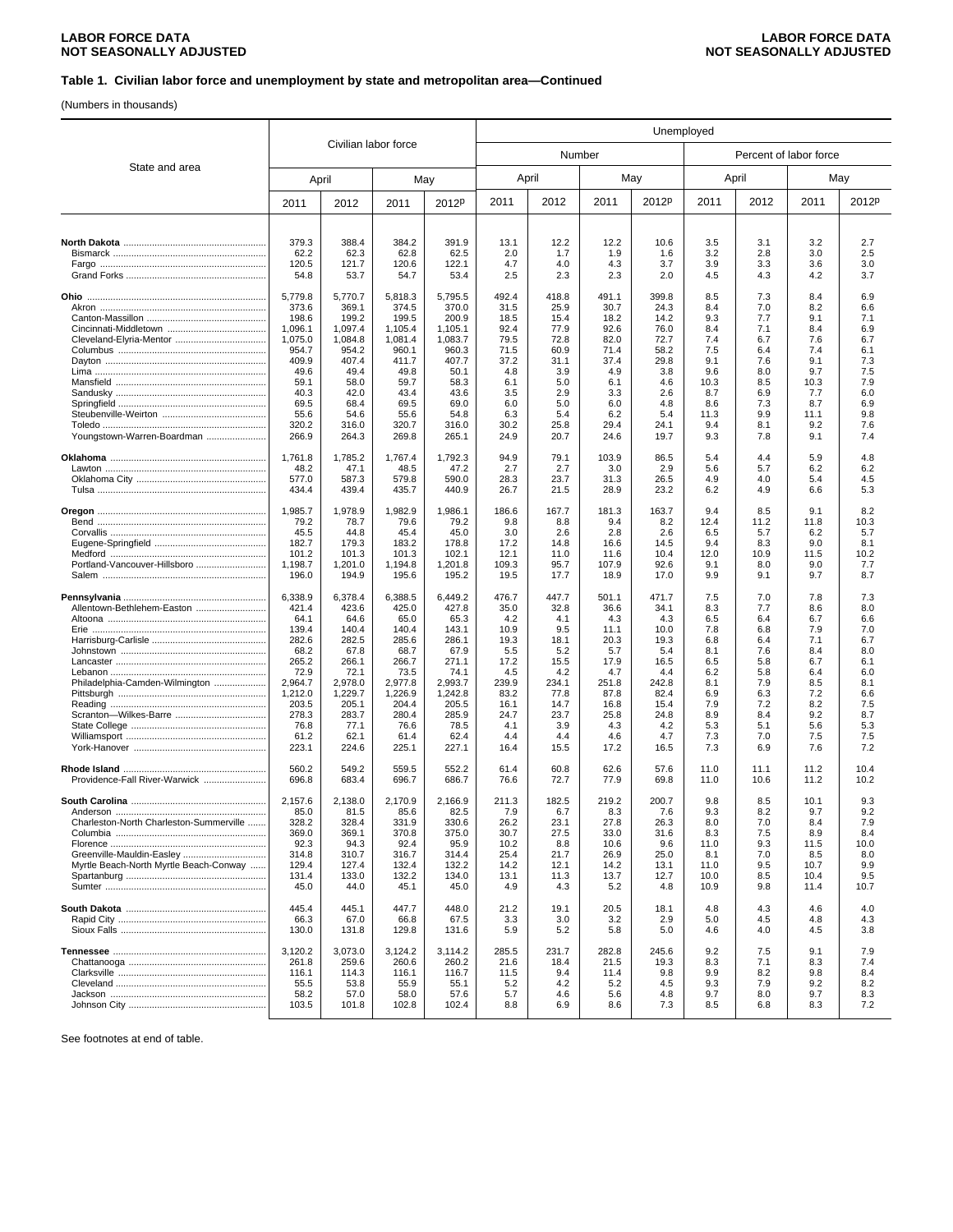**Table 1. Civilian labor force and unemployment by state and metropolitan area—Continued**

(Numbers in thousands)

| State and area | Civilian labor force | | | | Unemployed | | | | | | | |
|---|---|---|---|---|---|---|---|---|---|---|---|---|
| | | | | | Number | | | | Percent of labor force | | | |
| | April | | May | | April | | May | | April | | May | |
| | 2011 | 2012 | 2011 | 2012p | 2011 | 2012 | 2011 | 2012p | 2011 | 2012 | 2011 | 2012p |
| **North Dakota** | 379.3 | 388.4 | 384.2 | 391.9 | 13.1 | 12.2 | 12.2 | 10.6 | 3.5 | 3.1 | 3.2 | 2.7 |
| Bismarck | 62.2 | 62.3 | 62.8 | 62.5 | 2.0 | 1.7 | 1.9 | 1.6 | 3.2 | 2.8 | 3.0 | 2.5 |
| Fargo | 120.5 | 121.7 | 120.6 | 122.1 | 4.7 | 4.0 | 4.3 | 3.7 | 3.9 | 3.3 | 3.6 | 3.0 |
| Grand Forks | 54.8 | 53.7 | 54.7 | 53.4 | 2.5 | 2.3 | 2.3 | 2.0 | 4.5 | 4.3 | 4.2 | 3.7 |
| **Ohio** | 5,779.8 | 5,770.7 | 5,818.3 | 5,795.5 | 492.4 | 418.8 | 491.1 | 399.8 | 8.5 | 7.3 | 8.4 | 6.9 |
| Akron | 373.6 | 369.1 | 374.5 | 370.0 | 31.5 | 25.9 | 30.7 | 24.3 | 8.4 | 7.0 | 8.2 | 6.6 |
| Canton-Massillon | 198.6 | 199.2 | 199.5 | 200.9 | 18.5 | 15.4 | 18.2 | 14.2 | 9.3 | 7.7 | 9.1 | 7.1 |
| Cincinnati-Middletown | 1,096.1 | 1,097.4 | 1,105.4 | 1,105.1 | 92.4 | 77.9 | 92.6 | 76.0 | 8.4 | 7.1 | 8.4 | 6.9 |
| Cleveland-Elyria-Mentor | 1,075.0 | 1,084.8 | 1,081.4 | 1,083.7 | 79.5 | 72.8 | 82.0 | 72.7 | 7.4 | 6.7 | 7.6 | 6.7 |
| Columbus | 954.7 | 954.2 | 960.1 | 960.3 | 71.5 | 60.9 | 71.4 | 58.2 | 7.5 | 6.4 | 7.4 | 6.1 |
| Dayton | 409.9 | 407.4 | 411.7 | 407.7 | 37.2 | 31.1 | 37.4 | 29.8 | 9.1 | 7.6 | 9.1 | 7.3 |
| Lima | 49.6 | 49.4 | 49.8 | 50.1 | 4.8 | 3.9 | 4.9 | 3.8 | 9.6 | 8.0 | 9.7 | 7.5 |
| Mansfield | 59.1 | 58.0 | 59.7 | 58.3 | 6.1 | 5.0 | 6.1 | 4.6 | 10.3 | 8.5 | 10.3 | 7.9 |
| Sandusky | 40.3 | 42.0 | 43.4 | 43.6 | 3.5 | 2.9 | 3.3 | 2.6 | 8.7 | 6.9 | 7.7 | 6.0 |
| Springfield | 69.5 | 68.4 | 69.5 | 69.0 | 6.0 | 5.0 | 6.0 | 4.8 | 8.6 | 7.3 | 8.7 | 6.9 |
| Steubenville-Weirton | 55.6 | 54.6 | 55.6 | 54.8 | 6.3 | 5.4 | 6.2 | 5.4 | 11.3 | 9.9 | 11.1 | 9.8 |
| Toledo | 320.2 | 316.0 | 320.7 | 316.0 | 30.2 | 25.8 | 29.4 | 24.1 | 9.4 | 8.1 | 9.2 | 7.6 |
| Youngstown-Warren-Boardman | 266.9 | 264.3 | 269.8 | 265.1 | 24.9 | 20.7 | 24.6 | 19.7 | 9.3 | 7.8 | 9.1 | 7.4 |
| **Oklahoma** | 1,761.8 | 1,785.2 | 1,767.4 | 1,792.3 | 94.9 | 79.1 | 103.9 | 86.5 | 5.4 | 4.4 | 5.9 | 4.8 |
| Lawton | 48.2 | 47.1 | 48.5 | 47.2 | 2.7 | 2.7 | 3.0 | 2.9 | 5.6 | 5.7 | 6.2 | 6.2 |
| Oklahoma City | 577.0 | 587.3 | 579.8 | 590.0 | 28.3 | 23.7 | 31.3 | 26.5 | 4.9 | 4.0 | 5.4 | 4.5 |
| Tulsa | 434.4 | 439.4 | 435.7 | 440.9 | 26.7 | 21.5 | 28.9 | 23.2 | 6.2 | 4.9 | 6.6 | 5.3 |
| **Oregon** | 1,985.7 | 1,978.9 | 1,982.9 | 1,986.1 | 186.6 | 167.7 | 181.3 | 163.7 | 9.4 | 8.5 | 9.1 | 8.2 |
| Bend | 79.2 | 78.7 | 79.6 | 79.2 | 9.8 | 8.8 | 9.4 | 8.2 | 12.4 | 11.2 | 11.8 | 10.3 |
| Corvallis | 45.5 | 44.8 | 45.4 | 45.0 | 3.0 | 2.6 | 2.8 | 2.6 | 6.5 | 5.7 | 6.2 | 5.7 |
| Eugene-Springfield | 182.7 | 179.3 | 183.2 | 178.8 | 17.2 | 14.8 | 16.6 | 14.5 | 9.4 | 8.3 | 9.0 | 8.1 |
| Medford | 101.2 | 101.3 | 101.3 | 102.1 | 12.1 | 11.0 | 11.6 | 10.4 | 12.0 | 10.9 | 11.5 | 10.2 |
| Portland-Vancouver-Hillsboro | 1,198.7 | 1,201.0 | 1,194.8 | 1,201.8 | 109.3 | 95.7 | 107.9 | 92.6 | 9.1 | 8.0 | 9.0 | 7.7 |
| Salem | 196.0 | 194.9 | 195.6 | 195.2 | 19.5 | 17.7 | 18.9 | 17.0 | 9.9 | 9.1 | 9.7 | 8.7 |
| **Pennsylvania** | 6,338.9 | 6,378.4 | 6,388.5 | 6,449.2 | 476.7 | 447.7 | 501.1 | 471.7 | 7.5 | 7.0 | 7.8 | 7.3 |
| Allentown-Bethlehem-Easton | 421.4 | 423.6 | 425.0 | 427.8 | 35.0 | 32.8 | 36.6 | 34.1 | 8.3 | 7.7 | 8.6 | 8.0 |
| Altoona | 64.1 | 64.6 | 65.0 | 65.3 | 4.2 | 4.1 | 4.3 | 4.3 | 6.5 | 6.4 | 6.7 | 6.6 |
| Erie | 139.4 | 140.4 | 140.4 | 143.1 | 10.9 | 9.5 | 11.1 | 10.0 | 7.8 | 6.8 | 7.9 | 7.0 |
| Harrisburg-Carlisle | 282.6 | 282.5 | 285.6 | 286.1 | 19.3 | 18.1 | 20.3 | 19.3 | 6.8 | 6.4 | 7.1 | 6.7 |
| Johnstown | 68.2 | 67.8 | 68.7 | 67.9 | 5.5 | 5.2 | 5.7 | 5.4 | 8.1 | 7.6 | 8.4 | 8.0 |
| Lancaster | 265.2 | 266.1 | 266.7 | 271.1 | 17.2 | 15.5 | 17.9 | 16.5 | 6.5 | 5.8 | 6.7 | 6.1 |
| Lebanon | 72.9 | 72.1 | 73.5 | 74.1 | 4.5 | 4.2 | 4.7 | 4.4 | 6.2 | 5.8 | 6.4 | 6.0 |
| Philadelphia-Camden-Wilmington | 2,964.7 | 2,978.0 | 2,977.8 | 2,993.7 | 239.9 | 234.1 | 251.8 | 242.8 | 8.1 | 7.9 | 8.5 | 8.1 |
| Pittsburgh | 1,212.0 | 1,229.7 | 1,226.9 | 1,242.8 | 83.2 | 77.8 | 87.8 | 82.4 | 6.9 | 6.3 | 7.2 | 6.6 |
| Reading | 203.5 | 205.1 | 204.4 | 205.5 | 16.1 | 14.7 | 16.8 | 15.4 | 7.9 | 7.2 | 8.2 | 7.5 |
| Scranton—Wilkes-Barre | 278.3 | 283.7 | 280.4 | 285.9 | 24.7 | 23.7 | 25.8 | 24.8 | 8.9 | 8.4 | 9.2 | 8.7 |
| State College | 76.8 | 77.1 | 76.6 | 78.5 | 4.1 | 3.9 | 4.3 | 4.2 | 5.3 | 5.1 | 5.6 | 5.3 |
| Williamsport | 61.2 | 62.1 | 61.4 | 62.4 | 4.4 | 4.4 | 4.6 | 4.7 | 7.3 | 7.0 | 7.5 | 7.5 |
| York-Hanover | 223.1 | 224.6 | 225.1 | 227.1 | 16.4 | 15.5 | 17.2 | 16.5 | 7.3 | 6.9 | 7.6 | 7.2 |
| **Rhode Island** | 560.2 | 549.2 | 559.5 | 552.2 | 61.4 | 60.8 | 62.6 | 57.6 | 11.0 | 11.1 | 11.2 | 10.4 |
| Providence-Fall River-Warwick | 696.8 | 683.4 | 696.7 | 686.7 | 76.6 | 72.7 | 77.9 | 69.8 | 11.0 | 10.6 | 11.2 | 10.2 |
| **South Carolina** | 2,157.6 | 2,138.0 | 2,170.9 | 2,166.9 | 211.3 | 182.5 | 219.2 | 200.7 | 9.8 | 8.5 | 10.1 | 9.3 |
| Anderson | 85.0 | 81.5 | 85.6 | 82.5 | 7.9 | 6.7 | 8.3 | 7.6 | 9.3 | 8.2 | 9.7 | 9.2 |
| Charleston-North Charleston-Summerville | 328.2 | 328.4 | 331.9 | 330.6 | 26.2 | 23.1 | 27.8 | 26.3 | 8.0 | 7.0 | 8.4 | 7.9 |
| Columbia | 369.0 | 369.1 | 370.8 | 375.0 | 30.7 | 27.5 | 33.0 | 31.6 | 8.3 | 7.5 | 8.9 | 8.4 |
| Florence | 92.3 | 94.3 | 92.4 | 95.9 | 10.2 | 8.8 | 10.6 | 9.6 | 11.0 | 9.3 | 11.5 | 10.0 |
| Greenville-Mauldin-Easley | 314.8 | 310.7 | 316.7 | 314.4 | 25.4 | 21.7 | 26.9 | 25.0 | 8.1 | 7.0 | 8.5 | 8.0 |
| Myrtle Beach-North Myrtle Beach-Conway | 129.4 | 127.4 | 132.4 | 132.2 | 14.2 | 12.1 | 14.2 | 13.1 | 11.0 | 9.5 | 10.7 | 9.9 |
| Spartanburg | 131.4 | 133.0 | 132.2 | 134.0 | 13.1 | 11.3 | 13.7 | 12.7 | 10.0 | 8.5 | 10.4 | 9.5 |
| Sumter | 45.0 | 44.0 | 45.1 | 45.0 | 4.9 | 4.3 | 5.2 | 4.8 | 10.9 | 9.8 | 11.4 | 10.7 |
| **South Dakota** | 445.4 | 445.1 | 447.7 | 448.0 | 21.2 | 19.1 | 20.5 | 18.1 | 4.8 | 4.3 | 4.6 | 4.0 |
| Rapid City | 66.3 | 67.0 | 66.8 | 67.5 | 3.3 | 3.0 | 3.2 | 2.9 | 5.0 | 4.5 | 4.8 | 4.3 |
| Sioux Falls | 130.0 | 131.8 | 129.8 | 131.6 | 5.9 | 5.2 | 5.8 | 5.0 | 4.6 | 4.0 | 4.5 | 3.8 |
| **Tennessee** | 3,120.2 | 3,073.0 | 3,124.2 | 3,114.2 | 285.5 | 231.7 | 282.8 | 245.6 | 9.2 | 7.5 | 9.1 | 7.9 |
| Chattanooga | 261.8 | 259.6 | 260.6 | 260.2 | 21.6 | 18.4 | 21.5 | 19.3 | 8.3 | 7.1 | 8.3 | 7.4 |
| Clarksville | 116.1 | 114.3 | 116.1 | 116.7 | 11.5 | 9.4 | 11.4 | 9.8 | 9.9 | 8.2 | 9.8 | 8.4 |
| Cleveland | 55.5 | 53.8 | 55.9 | 55.1 | 5.2 | 4.2 | 5.2 | 4.5 | 9.3 | 7.9 | 9.2 | 8.2 |
| Jackson | 58.2 | 57.0 | 58.0 | 57.6 | 5.7 | 4.6 | 5.6 | 4.8 | 9.7 | 8.0 | 9.7 | 8.3 |
| Johnson City | 103.5 | 101.8 | 102.8 | 102.4 | 8.8 | 6.9 | 8.6 | 7.3 | 8.5 | 6.8 | 8.3 | 7.2 |

See footnotes at end of table.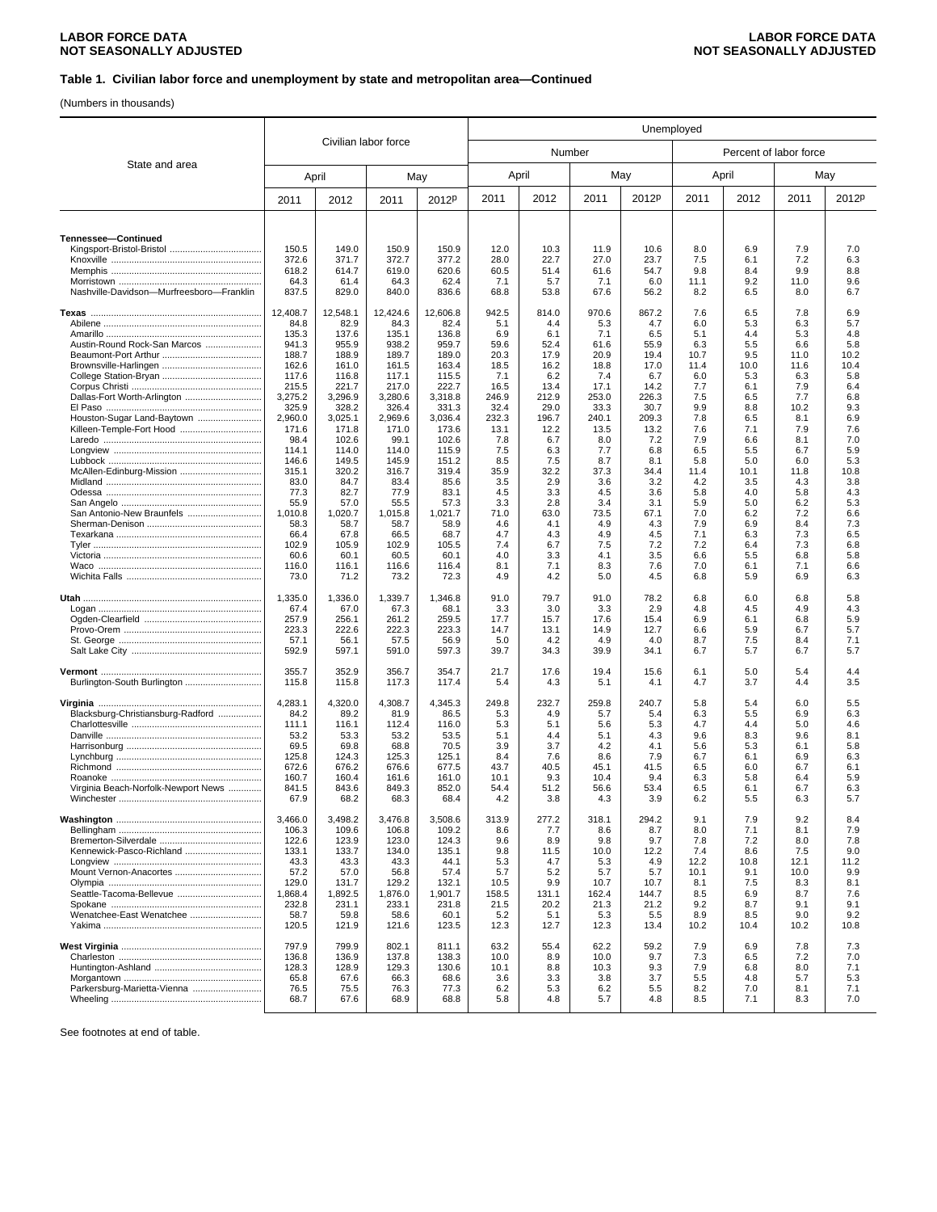LABOR FORCE DATA
NOT SEASONALLY ADJUSTED

### Table 1. Civilian labor force and unemployment by state and metropolitan area—Continued

(Numbers in thousands)

| State and area | Civilian labor force | | | | Unemployed | | | | | | | |
|---|---|---|---|---|---|---|---|---|---|---|---|---|
| | | | | | Number | | | | Percent of labor force | | | |
| | April | | May | | April | | May | | April | | May | |
| | 2011 | 2012 | 2011 | 2012p | 2011 | 2012 | 2011 | 2012p | 2011 | 2012 | 2011 | 2012p |
| **Tennessee—Continued** | | | | | | | | | | | | |
| Kingsport-Bristol-Bristol | 150.5 | 149.0 | 150.9 | 150.9 | 12.0 | 10.3 | 11.9 | 10.6 | 8.0 | 6.9 | 7.9 | 7.0 |
| Knoxville | 372.6 | 371.7 | 372.7 | 377.2 | 28.0 | 22.7 | 27.0 | 23.7 | 7.5 | 6.1 | 7.2 | 6.3 |
| Memphis | 618.2 | 614.7 | 619.0 | 620.6 | 60.5 | 51.4 | 61.6 | 54.7 | 9.8 | 8.4 | 9.9 | 8.8 |
| Morristown | 64.3 | 61.4 | 64.3 | 62.4 | 7.1 | 5.7 | 7.1 | 6.0 | 11.1 | 9.2 | 11.0 | 9.6 |
| Nashville-Davidson—Murfreesboro—Franklin | 837.5 | 829.0 | 840.0 | 836.6 | 68.8 | 53.8 | 67.6 | 56.2 | 8.2 | 6.5 | 8.0 | 6.7 |
| **Texas** | 12,408.7 | 12,548.1 | 12,424.6 | 12,606.8 | 942.5 | 814.0 | 970.6 | 867.2 | 7.6 | 6.5 | 7.8 | 6.9 |
| Abilene | 84.8 | 82.9 | 84.3 | 82.4 | 5.1 | 4.4 | 5.3 | 4.7 | 6.0 | 5.3 | 6.3 | 5.7 |
| Amarillo | 135.3 | 137.6 | 135.1 | 136.8 | 6.9 | 6.1 | 7.1 | 6.5 | 5.1 | 4.4 | 5.3 | 4.8 |
| Austin-Round Rock-San Marcos | 941.3 | 955.9 | 938.2 | 959.7 | 59.6 | 52.4 | 61.6 | 55.9 | 6.3 | 5.5 | 6.6 | 5.8 |
| Beaumont-Port Arthur | 188.7 | 188.9 | 189.7 | 189.0 | 20.3 | 17.9 | 20.9 | 19.4 | 10.7 | 9.5 | 11.0 | 10.2 |
| Brownsville-Harlingen | 162.6 | 161.0 | 161.5 | 163.4 | 18.5 | 16.2 | 18.8 | 17.0 | 11.4 | 10.0 | 11.6 | 10.4 |
| College Station-Bryan | 117.6 | 116.8 | 117.1 | 115.5 | 7.1 | 6.2 | 7.4 | 6.7 | 6.0 | 5.3 | 6.3 | 5.8 |
| Corpus Christi | 215.5 | 221.7 | 217.0 | 222.7 | 16.5 | 13.4 | 17.1 | 14.2 | 7.7 | 6.1 | 7.9 | 6.4 |
| Dallas-Fort Worth-Arlington | 3,275.2 | 3,296.9 | 3,280.6 | 3,318.8 | 246.9 | 212.9 | 253.0 | 226.3 | 7.5 | 6.5 | 7.7 | 6.8 |
| El Paso | 325.9 | 328.2 | 326.4 | 331.3 | 32.4 | 29.0 | 33.3 | 30.7 | 9.9 | 8.8 | 10.2 | 9.3 |
| Houston-Sugar Land-Baytown | 2,960.0 | 3,025.1 | 2,969.6 | 3,036.4 | 232.3 | 196.7 | 240.1 | 209.3 | 7.8 | 6.5 | 8.1 | 6.9 |
| Killeen-Temple-Fort Hood | 171.6 | 171.8 | 171.0 | 173.6 | 13.1 | 12.2 | 13.5 | 13.2 | 7.6 | 7.1 | 7.9 | 7.6 |
| Laredo | 98.4 | 102.6 | 99.1 | 102.6 | 7.8 | 6.7 | 8.0 | 7.2 | 7.9 | 6.6 | 8.1 | 7.0 |
| Longview | 114.1 | 114.0 | 114.0 | 115.9 | 7.5 | 6.3 | 7.7 | 6.8 | 6.5 | 5.5 | 6.7 | 5.9 |
| Lubbock | 146.6 | 149.5 | 145.9 | 151.2 | 8.5 | 7.5 | 8.7 | 8.1 | 5.8 | 5.0 | 6.0 | 5.3 |
| McAllen-Edinburg-Mission | 315.1 | 320.2 | 316.7 | 319.4 | 35.9 | 32.2 | 37.3 | 34.4 | 11.4 | 10.1 | 11.8 | 10.8 |
| Midland | 83.0 | 84.7 | 83.4 | 85.6 | 3.5 | 2.9 | 3.6 | 3.2 | 4.2 | 3.5 | 4.3 | 3.8 |
| Odessa | 77.3 | 82.7 | 77.9 | 83.1 | 4.5 | 3.3 | 4.5 | 3.6 | 5.8 | 4.0 | 5.8 | 4.3 |
| San Angelo | 55.9 | 57.0 | 55.5 | 57.3 | 3.3 | 2.8 | 3.4 | 3.1 | 5.9 | 5.0 | 6.2 | 5.3 |
| San Antonio-New Braunfels | 1,010.8 | 1,020.7 | 1,015.8 | 1,021.7 | 71.0 | 63.0 | 73.5 | 67.1 | 7.0 | 6.2 | 7.2 | 6.6 |
| Sherman-Denison | 58.3 | 58.7 | 58.7 | 58.9 | 4.6 | 4.1 | 4.9 | 4.3 | 7.9 | 6.9 | 8.4 | 7.3 |
| Texarkana | 66.4 | 67.8 | 66.5 | 68.7 | 4.7 | 4.3 | 4.9 | 4.5 | 7.1 | 6.3 | 7.3 | 6.5 |
| Tyler | 102.9 | 105.9 | 102.9 | 105.5 | 7.4 | 6.7 | 7.5 | 7.2 | 7.2 | 6.4 | 7.3 | 6.8 |
| Victoria | 60.6 | 60.1 | 60.5 | 60.1 | 4.0 | 3.3 | 4.1 | 3.5 | 6.6 | 5.5 | 6.8 | 5.8 |
| Waco | 116.0 | 116.1 | 116.6 | 116.4 | 8.1 | 7.1 | 8.3 | 7.6 | 7.0 | 6.1 | 7.1 | 6.6 |
| Wichita Falls | 73.0 | 71.2 | 73.2 | 72.3 | 4.9 | 4.2 | 5.0 | 4.5 | 6.8 | 5.9 | 6.9 | 6.3 |
| **Utah** | 1,335.0 | 1,336.0 | 1,339.7 | 1,346.8 | 91.0 | 79.7 | 91.0 | 78.2 | 6.8 | 6.0 | 6.8 | 5.8 |
| Logan | 67.4 | 67.0 | 67.3 | 68.1 | 3.3 | 3.0 | 3.3 | 2.9 | 4.8 | 4.5 | 4.9 | 4.3 |
| Ogden-Clearfield | 257.9 | 256.1 | 261.2 | 259.5 | 17.7 | 15.7 | 17.6 | 15.4 | 6.9 | 6.1 | 6.8 | 5.9 |
| Provo-Orem | 223.3 | 222.6 | 222.3 | 223.3 | 14.7 | 13.1 | 14.9 | 12.7 | 6.6 | 5.9 | 6.7 | 5.7 |
| St. George | 57.1 | 56.1 | 57.5 | 56.9 | 5.0 | 4.2 | 4.9 | 4.0 | 8.7 | 7.5 | 8.4 | 7.1 |
| Salt Lake City | 592.9 | 597.1 | 591.0 | 597.3 | 39.7 | 34.3 | 39.9 | 34.1 | 6.7 | 5.7 | 6.7 | 5.7 |
| **Vermont** | 355.7 | 352.9 | 356.7 | 354.7 | 21.7 | 17.6 | 19.4 | 15.6 | 6.1 | 5.0 | 5.4 | 4.4 |
| Burlington-South Burlington | 115.8 | 115.8 | 117.3 | 117.4 | 5.4 | 4.3 | 5.1 | 4.1 | 4.7 | 3.7 | 4.4 | 3.5 |
| **Virginia** | 4,283.1 | 4,320.0 | 4,308.7 | 4,345.3 | 249.8 | 232.7 | 259.8 | 240.7 | 5.8 | 5.4 | 6.0 | 5.5 |
| Blacksburg-Christiansburg-Radford | 84.2 | 89.2 | 81.9 | 86.5 | 5.3 | 4.9 | 5.7 | 5.4 | 6.3 | 5.5 | 6.9 | 6.3 |
| Charlottesville | 111.1 | 116.1 | 112.4 | 116.0 | 5.3 | 5.1 | 5.6 | 5.3 | 4.7 | 4.4 | 5.0 | 4.6 |
| Danville | 53.2 | 53.3 | 53.2 | 53.5 | 5.1 | 4.4 | 5.1 | 4.3 | 9.6 | 8.3 | 9.6 | 8.1 |
| Harrisonburg | 69.5 | 69.8 | 68.8 | 70.5 | 3.9 | 3.7 | 4.2 | 4.1 | 5.6 | 5.3 | 6.1 | 5.8 |
| Lynchburg | 125.8 | 124.3 | 125.3 | 125.1 | 8.4 | 7.6 | 8.6 | 7.9 | 6.7 | 6.1 | 6.9 | 6.3 |
| Richmond | 672.6 | 676.2 | 676.6 | 677.5 | 43.7 | 40.5 | 45.1 | 41.5 | 6.5 | 6.0 | 6.7 | 6.1 |
| Roanoke | 160.7 | 160.4 | 161.6 | 161.0 | 10.1 | 9.3 | 10.4 | 9.4 | 6.3 | 5.8 | 6.4 | 5.9 |
| Virginia Beach-Norfolk-Newport News | 841.5 | 843.6 | 849.3 | 852.0 | 54.4 | 51.2 | 56.6 | 53.4 | 6.5 | 6.1 | 6.7 | 6.3 |
| Winchester | 67.9 | 68.2 | 68.3 | 68.4 | 4.2 | 3.8 | 4.3 | 3.9 | 6.2 | 5.5 | 6.3 | 5.7 |
| **Washington** | 3,466.0 | 3,498.2 | 3,476.8 | 3,508.6 | 313.9 | 277.2 | 318.1 | 294.2 | 9.1 | 7.9 | 9.2 | 8.4 |
| Bellingham | 106.3 | 109.6 | 106.8 | 109.2 | 8.6 | 7.7 | 8.6 | 8.7 | 8.0 | 7.1 | 8.1 | 7.9 |
| Bremerton-Silverdale | 122.6 | 123.9 | 123.0 | 124.3 | 9.6 | 8.9 | 9.8 | 9.7 | 7.8 | 7.2 | 8.0 | 7.8 |
| Kennewick-Pasco-Richland | 133.1 | 133.7 | 134.0 | 135.1 | 9.8 | 11.5 | 10.0 | 12.2 | 7.4 | 8.6 | 7.5 | 9.0 |
| Longview | 43.3 | 43.3 | 43.3 | 44.1 | 5.3 | 4.7 | 5.3 | 4.9 | 12.2 | 10.8 | 12.1 | 11.2 |
| Mount Vernon-Anacortes | 57.2 | 57.0 | 56.8 | 57.4 | 5.7 | 5.2 | 5.7 | 5.7 | 10.1 | 9.1 | 10.0 | 9.9 |
| Olympia | 129.0 | 131.7 | 129.2 | 132.1 | 10.5 | 9.9 | 10.7 | 10.7 | 8.1 | 7.5 | 8.3 | 8.1 |
| Seattle-Tacoma-Bellevue | 1,868.4 | 1,892.5 | 1,876.0 | 1,901.7 | 158.5 | 131.1 | 162.4 | 144.7 | 8.5 | 6.9 | 8.7 | 7.6 |
| Spokane | 232.8 | 231.1 | 233.1 | 231.8 | 21.5 | 20.2 | 21.3 | 21.2 | 9.2 | 8.7 | 9.1 | 9.1 |
| Wenatchee-East Wenatchee | 58.7 | 59.8 | 58.6 | 60.1 | 5.2 | 5.1 | 5.3 | 5.5 | 8.9 | 8.5 | 9.0 | 9.2 |
| Yakima | 120.5 | 121.9 | 121.6 | 123.5 | 12.3 | 12.7 | 12.3 | 13.4 | 10.2 | 10.4 | 10.2 | 10.8 |
| **West Virginia** | 797.9 | 799.9 | 802.1 | 811.1 | 63.2 | 55.4 | 62.2 | 59.2 | 7.9 | 6.9 | 7.8 | 7.3 |
| Charleston | 136.8 | 136.9 | 137.8 | 138.3 | 10.0 | 8.9 | 10.0 | 9.7 | 7.3 | 6.5 | 7.2 | 7.0 |
| Huntington-Ashland | 128.3 | 128.9 | 129.3 | 130.6 | 10.1 | 8.8 | 10.3 | 9.3 | 7.9 | 6.8 | 8.0 | 7.1 |
| Morgantown | 65.8 | 67.6 | 66.3 | 68.6 | 3.6 | 3.3 | 3.8 | 3.7 | 5.5 | 4.8 | 5.7 | 5.3 |
| Parkersburg-Marietta-Vienna | 76.5 | 75.5 | 76.3 | 77.3 | 6.2 | 5.3 | 6.2 | 5.5 | 8.2 | 7.0 | 8.1 | 7.1 |
| Wheeling | 68.7 | 67.6 | 68.9 | 68.8 | 5.8 | 4.8 | 5.7 | 4.8 | 8.5 | 7.1 | 8.3 | 7.0 |

See footnotes at end of table.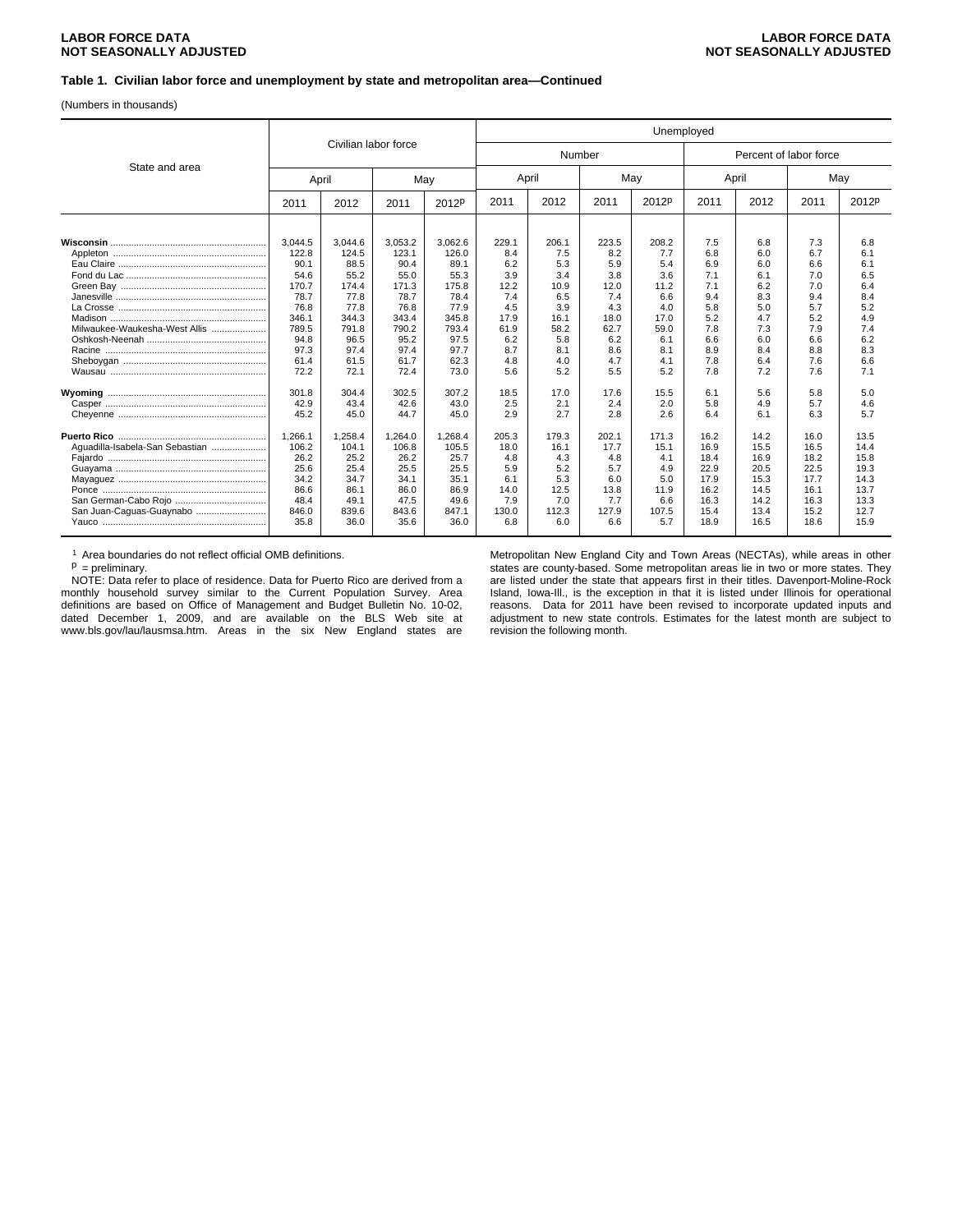### Table 1. Civilian labor force and unemployment by state and metropolitan area—Continued

(Numbers in thousands)

| State and area | Civilian labor force | | | | Unemployed | | | | | | | |
|---|---|---|---|---|---|---|---|---|---|---|---|---|
| | | | | | Number | | | | Percent of labor force | | | |
| | April | | May | | April | | May | | April | | May | |
| | 2011 | 2012 | 2011 | 2012p | 2011 | 2012 | 2011 | 2012p | 2011 | 2012 | 2011 | 2012p |
| **Wisconsin** | 3,044.5 | 3,044.6 | 3,053.2 | 3,062.6 | 229.1 | 206.1 | 223.5 | 208.2 | 7.5 | 6.8 | 7.3 | 6.8 |
| Appleton | 122.8 | 124.5 | 123.1 | 126.0 | 8.4 | 7.5 | 8.2 | 7.7 | 6.8 | 6.0 | 6.7 | 6.1 |
| Eau Claire | 90.1 | 88.5 | 90.4 | 89.1 | 6.2 | 5.3 | 5.9 | 5.4 | 6.9 | 6.0 | 6.6 | 6.1 |
| Fond du Lac | 54.6 | 55.2 | 55.0 | 55.3 | 3.9 | 3.4 | 3.8 | 3.6 | 7.1 | 6.1 | 7.0 | 6.5 |
| Green Bay | 170.7 | 174.4 | 171.3 | 175.8 | 12.2 | 10.9 | 12.0 | 11.2 | 7.1 | 6.2 | 7.0 | 6.4 |
| Janesville | 78.7 | 77.8 | 78.7 | 78.4 | 7.4 | 6.5 | 7.4 | 6.6 | 9.4 | 8.3 | 9.4 | 8.4 |
| La Crosse | 76.8 | 77.8 | 76.8 | 77.9 | 4.5 | 3.9 | 4.3 | 4.0 | 5.8 | 5.0 | 5.7 | 5.2 |
| Madison | 346.1 | 344.3 | 343.4 | 345.8 | 17.9 | 16.1 | 18.0 | 17.0 | 5.2 | 4.7 | 5.2 | 4.9 |
| Milwaukee-Waukesha-West Allis | 789.5 | 791.8 | 790.2 | 793.4 | 61.9 | 58.2 | 62.7 | 59.0 | 7.8 | 7.3 | 7.9 | 7.4 |
| Oshkosh-Neenah | 94.8 | 96.5 | 95.2 | 97.5 | 6.2 | 5.8 | 6.2 | 6.1 | 6.6 | 6.0 | 6.6 | 6.2 |
| Racine | 97.3 | 97.4 | 97.4 | 97.7 | 8.7 | 8.1 | 8.6 | 8.1 | 8.9 | 8.4 | 8.8 | 8.3 |
| Sheboygan | 61.4 | 61.5 | 61.7 | 62.3 | 4.8 | 4.0 | 4.7 | 4.1 | 7.8 | 6.4 | 7.6 | 6.6 |
| Wausau | 72.2 | 72.1 | 72.4 | 73.0 | 5.6 | 5.2 | 5.5 | 5.2 | 7.8 | 7.2 | 7.6 | 7.1 |
| **Wyoming** | 301.8 | 304.4 | 302.5 | 307.2 | 18.5 | 17.0 | 17.6 | 15.5 | 6.1 | 5.6 | 5.8 | 5.0 |
| Casper | 42.9 | 43.4 | 42.6 | 43.0 | 2.5 | 2.1 | 2.4 | 2.0 | 5.8 | 4.9 | 5.7 | 4.6 |
| Cheyenne | 45.2 | 45.0 | 44.7 | 45.0 | 2.9 | 2.7 | 2.8 | 2.6 | 6.4 | 6.1 | 6.3 | 5.7 |
| **Puerto Rico** | 1,266.1 | 1,258.4 | 1,264.0 | 1,268.4 | 205.3 | 179.3 | 202.1 | 171.3 | 16.2 | 14.2 | 16.0 | 13.5 |
| Aguadilla-Isabela-San Sebastian | 106.2 | 104.1 | 106.8 | 105.5 | 18.0 | 16.1 | 17.7 | 15.1 | 16.9 | 15.5 | 16.5 | 14.4 |
| Fajardo | 26.2 | 25.2 | 26.2 | 25.7 | 4.8 | 4.3 | 4.8 | 4.1 | 18.4 | 16.9 | 18.2 | 15.8 |
| Guayama | 25.6 | 25.4 | 25.5 | 25.5 | 5.9 | 5.2 | 5.7 | 4.9 | 22.9 | 20.5 | 22.5 | 19.3 |
| Mayaguez | 34.2 | 34.7 | 34.1 | 35.1 | 6.1 | 5.3 | 6.0 | 5.0 | 17.9 | 15.3 | 17.7 | 14.3 |
| Ponce | 86.6 | 86.1 | 86.0 | 86.9 | 14.0 | 12.5 | 13.8 | 11.9 | 16.2 | 14.5 | 16.1 | 13.7 |
| San German-Cabo Rojo | 48.4 | 49.1 | 47.5 | 49.6 | 7.9 | 7.0 | 7.7 | 6.6 | 16.3 | 14.2 | 16.3 | 13.3 |
| San Juan-Caguas-Guaynabo | 846.0 | 839.6 | 843.6 | 847.1 | 130.0 | 112.3 | 127.9 | 107.5 | 15.4 | 13.4 | 15.2 | 12.7 |
| Yauco | 35.8 | 36.0 | 35.6 | 36.0 | 6.8 | 6.0 | 6.6 | 5.7 | 18.9 | 16.5 | 18.6 | 15.9 |

[1] Area boundaries do not reflect official OMB definitions.

p = preliminary.

NOTE: Data refer to place of residence. Data for Puerto Rico are derived from a monthly household survey similar to the Current Population Survey. Area definitions are based on Office of Management and Budget Bulletin No. 10-02, dated December 1, 2009, and are available on the BLS Web site at www.bls.gov/lau/lausmsa.htm. Areas in the six New England states are Metropolitan New England City and Town Areas (NECTAs), while areas in other states are county-based. Some metropolitan areas lie in two or more states. They are listed under the state that appears first in their titles. Davenport-Moline-Rock Island, Iowa-Ill., is the exception in that it is listed under Illinois for operational reasons. Data for 2011 have been revised to incorporate updated inputs and adjustment to new state controls. Estimates for the latest month are subject to revision the following month.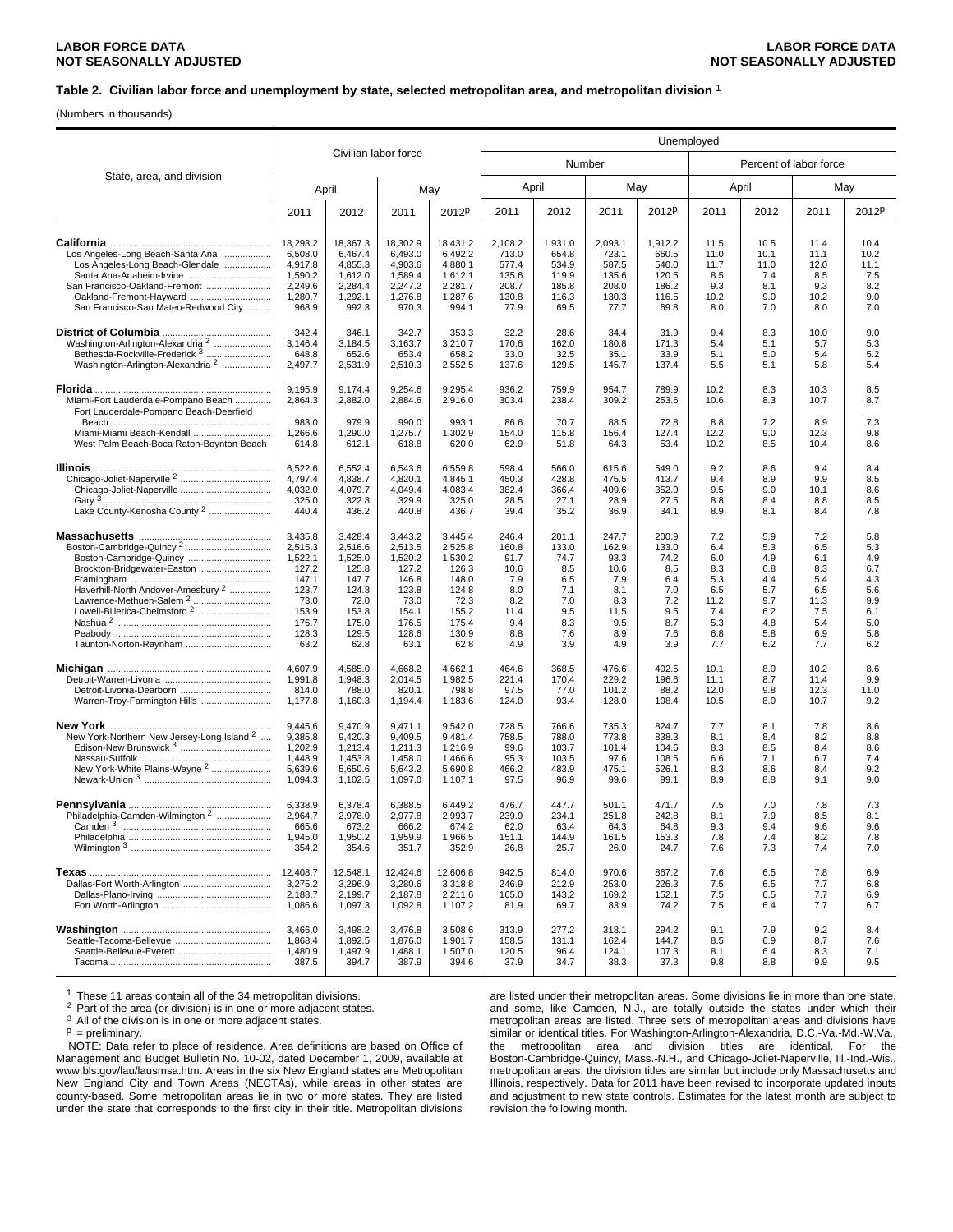## Table 2. Civilian labor force and unemployment by state, selected metropolitan area, and metropolitan division [1]

(Numbers in thousands)

| State, area, and division | Civilian labor force | | | | Unemployed | | | | | | | |
|---|---|---|---|---|---|---|---|---|---|---|---|---|
| | | | | | Number | | | | Percent of labor force | | | |
| | April | | May | | April | | May | | April | | May | |
| | 2011 | 2012 | 2011 | 2012p | 2011 | 2012 | 2011 | 2012p | 2011 | 2012 | 2011 | 2012p |
| **California** | 18,293.2 | 18,367.3 | 18,302.9 | 18,431.2 | 2,108.2 | 1,931.0 | 2,093.1 | 1,912.2 | 11.5 | 10.5 | 11.4 | 10.4 |
| Los Angeles-Long Beach-Santa Ana | 6,508.0 | 6,467.4 | 6,493.0 | 6,492.2 | 713.0 | 654.8 | 723.1 | 660.5 | 11.0 | 10.1 | 11.1 | 10.2 |
| Los Angeles-Long Beach-Glendale | 4,917.8 | 4,855.3 | 4,903.6 | 4,880.1 | 577.4 | 534.9 | 587.5 | 540.0 | 11.7 | 11.0 | 12.0 | 11.1 |
| Santa Ana-Anaheim-Irvine | 1,590.2 | 1,612.0 | 1,589.4 | 1,612.1 | 135.6 | 119.9 | 135.6 | 120.5 | 8.5 | 7.4 | 8.5 | 7.5 |
| San Francisco-Oakland-Fremont | 2,249.6 | 2,284.4 | 2,247.2 | 2,281.7 | 208.7 | 185.8 | 208.0 | 186.2 | 9.3 | 8.1 | 9.3 | 8.2 |
| Oakland-Fremont-Hayward | 1,280.7 | 1,292.1 | 1,276.8 | 1,287.6 | 130.8 | 116.3 | 130.3 | 116.5 | 10.2 | 9.0 | 10.2 | 9.0 |
| San Francisco-San Mateo-Redwood City | 968.9 | 992.3 | 970.3 | 994.1 | 77.9 | 69.5 | 77.7 | 69.8 | 8.0 | 7.0 | 8.0 | 7.0 |
| **District of Columbia** | 342.4 | 346.1 | 342.7 | 353.3 | 32.2 | 28.6 | 34.4 | 31.9 | 9.4 | 8.3 | 10.0 | 9.0 |
| Washington-Arlington-Alexandria [2] | 3,146.4 | 3,184.5 | 3,163.7 | 3,210.7 | 170.6 | 162.0 | 180.8 | 171.3 | 5.4 | 5.1 | 5.7 | 5.3 |
| Bethesda-Rockville-Frederick [3] | 648.8 | 652.6 | 653.4 | 658.2 | 33.0 | 32.5 | 35.1 | 33.9 | 5.1 | 5.0 | 5.4 | 5.2 |
| Washington-Arlington-Alexandria [2] | 2,497.7 | 2,531.9 | 2,510.3 | 2,552.5 | 137.6 | 129.5 | 145.7 | 137.4 | 5.5 | 5.1 | 5.8 | 5.4 |
| **Florida** | 9,195.9 | 9,174.4 | 9,254.6 | 9,295.4 | 936.2 | 759.9 | 954.7 | 789.9 | 10.2 | 8.3 | 10.3 | 8.5 |
| Miami-Fort Lauderdale-Pompano Beach | 2,864.3 | 2,882.0 | 2,884.6 | 2,916.0 | 303.4 | 238.4 | 309.2 | 253.6 | 10.6 | 8.3 | 10.7 | 8.7 |
| Fort Lauderdale-Pompano Beach-Deerfield Beach | 983.0 | 979.9 | 990.0 | 993.1 | 86.6 | 70.7 | 88.5 | 72.8 | 8.8 | 7.2 | 8.9 | 7.3 |
| Miami-Miami Beach-Kendall | 1,266.6 | 1,290.0 | 1,275.7 | 1,302.9 | 154.0 | 115.8 | 156.4 | 127.4 | 12.2 | 9.0 | 12.3 | 9.8 |
| West Palm Beach-Boca Raton-Boynton Beach | 614.8 | 612.1 | 618.8 | 620.0 | 62.9 | 51.8 | 64.3 | 53.4 | 10.2 | 8.5 | 10.4 | 8.6 |
| **Illinois** | 6,522.6 | 6,552.4 | 6,543.6 | 6,559.8 | 598.4 | 566.0 | 615.6 | 549.0 | 9.2 | 8.6 | 9.4 | 8.4 |
| Chicago-Joliet-Naperville [2] | 4,797.4 | 4,838.7 | 4,820.1 | 4,845.1 | 450.3 | 428.8 | 475.5 | 413.7 | 9.4 | 8.9 | 9.9 | 8.5 |
| Chicago-Joliet-Naperville | 4,032.0 | 4,079.7 | 4,049.4 | 4,083.4 | 382.4 | 366.4 | 409.6 | 352.0 | 9.5 | 9.0 | 10.1 | 8.6 |
| Gary [3] | 325.0 | 322.8 | 329.9 | 325.0 | 28.5 | 27.1 | 28.9 | 27.5 | 8.8 | 8.4 | 8.8 | 8.5 |
| Lake County-Kenosha County [2] | 440.4 | 436.2 | 440.8 | 436.7 | 39.4 | 35.2 | 36.9 | 34.1 | 8.9 | 8.1 | 8.4 | 7.8 |
| **Massachusetts** | 3,435.8 | 3,428.4 | 3,443.2 | 3,445.4 | 246.4 | 201.1 | 247.7 | 200.9 | 7.2 | 5.9 | 7.2 | 5.8 |
| Boston-Cambridge-Quincy [2] | 2,515.3 | 2,516.6 | 2,513.5 | 2,525.8 | 160.8 | 133.0 | 162.9 | 133.0 | 6.4 | 5.3 | 6.5 | 5.3 |
| Boston-Cambridge-Quincy | 1,522.1 | 1,525.0 | 1,520.2 | 1,530.2 | 91.7 | 74.7 | 93.3 | 74.2 | 6.0 | 4.9 | 6.1 | 4.9 |
| Brockton-Bridgewater-Easton | 127.2 | 125.8 | 127.2 | 126.3 | 10.6 | 8.5 | 10.6 | 8.5 | 8.3 | 6.8 | 8.3 | 6.7 |
| Framingham | 147.1 | 147.7 | 146.8 | 148.0 | 7.9 | 6.5 | 7.9 | 6.4 | 5.3 | 4.4 | 5.4 | 4.3 |
| Haverhill-North Andover-Amesbury [2] | 123.7 | 124.8 | 123.8 | 124.8 | 8.0 | 7.1 | 8.1 | 7.0 | 6.5 | 5.7 | 6.5 | 5.6 |
| Lawrence-Methuen-Salem [2] | 73.0 | 72.0 | 73.0 | 72.3 | 8.2 | 7.0 | 8.3 | 7.2 | 11.2 | 9.7 | 11.3 | 9.9 |
| Lowell-Billerica-Chelmsford [2] | 153.9 | 153.8 | 154.1 | 155.2 | 11.4 | 9.5 | 11.5 | 9.5 | 7.4 | 6.2 | 7.5 | 6.1 |
| Nashua [2] | 176.7 | 175.0 | 176.5 | 175.4 | 9.4 | 8.3 | 9.5 | 8.7 | 5.3 | 4.8 | 5.4 | 5.0 |
| Peabody | 128.3 | 129.5 | 128.6 | 130.9 | 8.8 | 7.6 | 8.9 | 7.6 | 6.8 | 5.8 | 6.9 | 5.8 |
| Taunton-Norton-Raynham | 63.2 | 62.8 | 63.1 | 62.8 | 4.9 | 3.9 | 4.9 | 3.9 | 7.7 | 6.2 | 7.7 | 6.2 |
| **Michigan** | 4,607.9 | 4,585.0 | 4,668.2 | 4,662.1 | 464.6 | 368.5 | 476.6 | 402.5 | 10.1 | 8.0 | 10.2 | 8.6 |
| Detroit-Warren-Livonia | 1,991.8 | 1,948.3 | 2,014.5 | 1,982.5 | 221.4 | 170.4 | 229.2 | 196.6 | 11.1 | 8.7 | 11.4 | 9.9 |
| Detroit-Livonia-Dearborn | 814.0 | 788.0 | 820.1 | 798.8 | 97.5 | 77.0 | 101.2 | 88.2 | 12.0 | 9.8 | 12.3 | 11.0 |
| Warren-Troy-Farmington Hills | 1,177.8 | 1,160.3 | 1,194.4 | 1,183.6 | 124.0 | 93.4 | 128.0 | 108.4 | 10.5 | 8.0 | 10.7 | 9.2 |
| **New York** | 9,445.6 | 9,470.9 | 9,471.1 | 9,542.0 | 728.5 | 766.6 | 735.3 | 824.7 | 7.7 | 8.1 | 7.8 | 8.6 |
| New York-Northern New Jersey-Long Island [2] | 9,385.8 | 9,420.3 | 9,409.5 | 9,481.4 | 758.5 | 788.0 | 773.8 | 838.3 | 8.1 | 8.4 | 8.2 | 8.8 |
| Edison-New Brunswick [3] | 1,202.9 | 1,213.4 | 1,211.3 | 1,216.9 | 99.6 | 103.7 | 101.4 | 104.6 | 8.3 | 8.5 | 8.4 | 8.6 |
| Nassau-Suffolk | 1,448.9 | 1,453.8 | 1,458.0 | 1,466.6 | 95.3 | 103.5 | 97.6 | 108.5 | 6.6 | 7.1 | 6.7 | 7.4 |
| New York-White Plains-Wayne [2] | 5,639.6 | 5,650.6 | 5,643.2 | 5,690.8 | 466.2 | 483.9 | 475.1 | 526.1 | 8.3 | 8.6 | 8.4 | 9.2 |
| Newark-Union [3] | 1,094.3 | 1,102.5 | 1,097.0 | 1,107.1 | 97.5 | 96.9 | 99.6 | 99.1 | 8.9 | 8.8 | 9.1 | 9.0 |
| **Pennsylvania** | 6,338.9 | 6,378.4 | 6,388.5 | 6,449.2 | 476.7 | 447.7 | 501.1 | 471.7 | 7.5 | 7.0 | 7.8 | 7.3 |
| Philadelphia-Camden-Wilmington [2] | 2,964.7 | 2,978.0 | 2,977.8 | 2,993.7 | 239.9 | 234.1 | 251.8 | 242.8 | 8.1 | 7.9 | 8.5 | 8.1 |
| Camden [3] | 665.6 | 673.2 | 666.2 | 674.2 | 62.0 | 63.4 | 64.3 | 64.8 | 9.3 | 9.4 | 9.6 | 9.6 |
| Philadelphia | 1,945.0 | 1,950.2 | 1,959.9 | 1,966.5 | 151.1 | 144.9 | 161.5 | 153.3 | 7.8 | 7.4 | 8.2 | 7.8 |
| Wilmington [3] | 354.2 | 354.6 | 351.7 | 352.9 | 26.8 | 25.7 | 26.0 | 24.7 | 7.6 | 7.3 | 7.4 | 7.0 |
| **Texas** | 12,408.7 | 12,548.1 | 12,424.6 | 12,606.8 | 942.5 | 814.0 | 970.6 | 867.2 | 7.6 | 6.5 | 7.8 | 6.9 |
| Dallas-Fort Worth-Arlington | 3,275.2 | 3,296.9 | 3,280.6 | 3,318.8 | 246.9 | 212.9 | 253.0 | 226.3 | 7.5 | 6.5 | 7.7 | 6.8 |
| Dallas-Plano-Irving | 2,188.7 | 2,199.7 | 2,187.8 | 2,211.6 | 165.0 | 143.2 | 169.2 | 152.1 | 7.5 | 6.5 | 7.7 | 6.9 |
| Fort Worth-Arlington | 1,086.6 | 1,097.3 | 1,092.8 | 1,107.2 | 81.9 | 69.7 | 83.9 | 74.2 | 7.5 | 6.4 | 7.7 | 6.7 |
| **Washington** | 3,466.0 | 3,498.2 | 3,476.8 | 3,508.6 | 313.9 | 277.2 | 318.1 | 294.2 | 9.1 | 7.9 | 9.2 | 8.4 |
| Seattle-Tacoma-Bellevue | 1,868.4 | 1,892.5 | 1,876.0 | 1,901.7 | 158.5 | 131.1 | 162.4 | 144.7 | 8.5 | 6.9 | 8.7 | 7.6 |
| Seattle-Bellevue-Everett | 1,480.9 | 1,497.9 | 1,488.1 | 1,507.0 | 120.5 | 96.4 | 124.1 | 107.3 | 8.1 | 6.4 | 8.3 | 7.1 |
| Tacoma | 387.5 | 394.7 | 387.9 | 394.6 | 37.9 | 34.7 | 38.3 | 37.3 | 9.8 | 8.8 | 9.9 | 9.5 |

[1] These 11 areas contain all of the 34 metropolitan divisions.
[2] Part of the area (or division) is in one or more adjacent states.
[3] All of the division is in one or more adjacent states.
p = preliminary.

NOTE: Data refer to place of residence. Area definitions are based on Office of Management and Budget Bulletin No. 10-02, dated December 1, 2009, available at www.bls.gov/lau/lausmsa.htm. Areas in the six New England states are Metropolitan New England City and Town Areas (NECTAs), while areas in other states are county-based. Some metropolitan areas lie in two or more states. They are listed under the state that corresponds to the first city in their title. Metropolitan divisions are listed under their metropolitan areas. Some divisions lie in more than one state, and some, like Camden, N.J., are totally outside the states under which their metropolitan areas are listed. Three sets of metropolitan areas and divisions have similar or identical titles. For Washington-Arlington-Alexandria, D.C.-Va.-Md.-W.Va., the metropolitan area and division titles are identical. For the Boston-Cambridge-Quincy, Mass.-N.H., and Chicago-Joliet-Naperville, Ill.-Ind.-Wis., metropolitan areas, the division titles are similar but include only Massachusetts and Illinois, respectively. Data for 2011 have been revised to incorporate updated inputs and adjustment to new state controls. Estimates for the latest month are subject to revision the following month.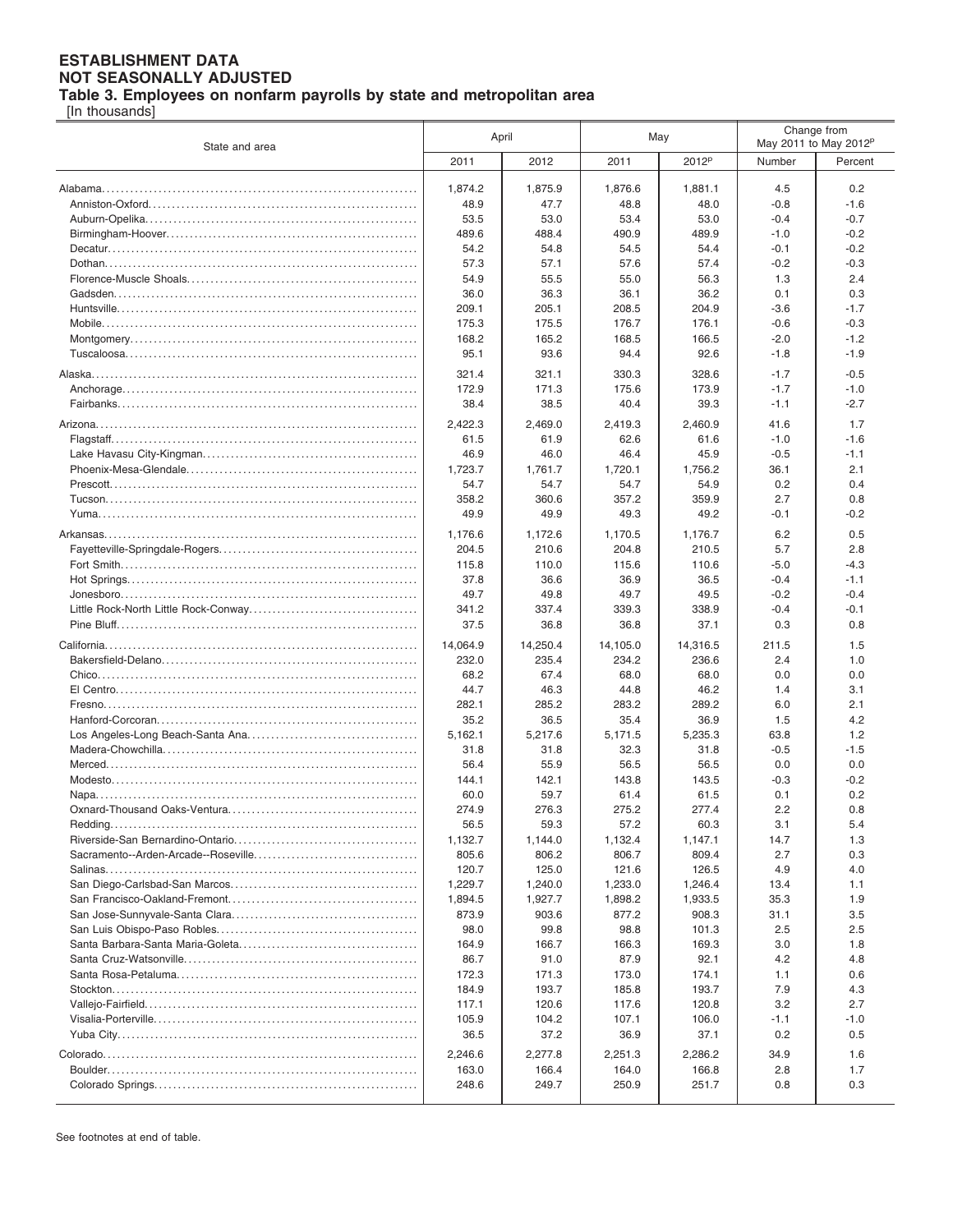**ESTABLISHMENT DATA**
**NOT SEASONALLY ADJUSTED**
**Table 3. Employees on nonfarm payrolls by state and metropolitan area**
[In thousands]

| State and area | April | | May | | Change from May 2011 to May 2012p | |
|---|---|---|---|---|---|---|
| | 2011 | 2012 | 2011 | 2012p | Number | Percent |
| Alabama | 1,874.2 | 1,875.9 | 1,876.6 | 1,881.1 | 4.5 | 0.2 |
| Anniston-Oxford | 48.9 | 47.7 | 48.8 | 48.0 | -0.8 | -1.6 |
| Auburn-Opelika | 53.5 | 53.0 | 53.4 | 53.0 | -0.4 | -0.7 |
| Birmingham-Hoover | 489.6 | 488.4 | 490.9 | 489.9 | -1.0 | -0.2 |
| Decatur | 54.2 | 54.8 | 54.5 | 54.4 | -0.1 | -0.2 |
| Dothan | 57.3 | 57.1 | 57.6 | 57.4 | -0.2 | -0.3 |
| Florence-Muscle Shoals | 54.9 | 55.5 | 55.0 | 56.3 | 1.3 | 2.4 |
| Gadsden | 36.0 | 36.3 | 36.1 | 36.2 | 0.1 | 0.3 |
| Huntsville | 209.1 | 205.1 | 208.5 | 204.9 | -3.6 | -1.7 |
| Mobile | 175.3 | 175.5 | 176.7 | 176.1 | -0.6 | -0.3 |
| Montgomery | 168.2 | 165.2 | 168.5 | 166.5 | -2.0 | -1.2 |
| Tuscaloosa | 95.1 | 93.6 | 94.4 | 92.6 | -1.8 | -1.9 |
| Alaska | 321.4 | 321.1 | 330.3 | 328.6 | -1.7 | -0.5 |
| Anchorage | 172.9 | 171.3 | 175.6 | 173.9 | -1.7 | -1.0 |
| Fairbanks | 38.4 | 38.5 | 40.4 | 39.3 | -1.1 | -2.7 |
| Arizona | 2,422.3 | 2,469.0 | 2,419.3 | 2,460.9 | 41.6 | 1.7 |
| Flagstaff | 61.5 | 61.9 | 62.6 | 61.6 | -1.0 | -1.6 |
| Lake Havasu City-Kingman | 46.9 | 46.0 | 46.4 | 45.9 | -0.5 | -1.1 |
| Phoenix-Mesa-Glendale | 1,723.7 | 1,761.7 | 1,720.1 | 1,756.2 | 36.1 | 2.1 |
| Prescott | 54.7 | 54.7 | 54.7 | 54.9 | 0.2 | 0.4 |
| Tucson | 358.2 | 360.6 | 357.2 | 359.9 | 2.7 | 0.8 |
| Yuma | 49.9 | 49.9 | 49.3 | 49.2 | -0.1 | -0.2 |
| Arkansas | 1,176.6 | 1,172.6 | 1,170.5 | 1,176.7 | 6.2 | 0.5 |
| Fayetteville-Springdale-Rogers | 204.5 | 210.6 | 204.8 | 210.5 | 5.7 | 2.8 |
| Fort Smith | 115.8 | 110.0 | 115.6 | 110.6 | -5.0 | -4.3 |
| Hot Springs | 37.8 | 36.6 | 36.9 | 36.5 | -0.4 | -1.1 |
| Jonesboro | 49.7 | 49.8 | 49.7 | 49.5 | -0.2 | -0.4 |
| Little Rock-North Little Rock-Conway | 341.2 | 337.4 | 339.3 | 338.9 | -0.4 | -0.1 |
| Pine Bluff | 37.5 | 36.8 | 36.8 | 37.1 | 0.3 | 0.8 |
| California | 14,064.9 | 14,250.4 | 14,105.0 | 14,316.5 | 211.5 | 1.5 |
| Bakersfield-Delano | 232.0 | 235.4 | 234.2 | 236.6 | 2.4 | 1.0 |
| Chico | 68.2 | 67.4 | 68.0 | 68.0 | 0.0 | 0.0 |
| El Centro | 44.7 | 46.3 | 44.8 | 46.2 | 1.4 | 3.1 |
| Fresno | 282.1 | 285.2 | 283.2 | 289.2 | 6.0 | 2.1 |
| Hanford-Corcoran | 35.2 | 36.5 | 35.4 | 36.9 | 1.5 | 4.2 |
| Los Angeles-Long Beach-Santa Ana | 5,162.1 | 5,217.6 | 5,171.5 | 5,235.3 | 63.8 | 1.2 |
| Madera-Chowchilla | 31.8 | 31.8 | 32.3 | 31.8 | -0.5 | -1.5 |
| Merced | 56.4 | 55.9 | 56.5 | 56.5 | 0.0 | 0.0 |
| Modesto | 144.1 | 142.1 | 143.8 | 143.5 | -0.3 | -0.2 |
| Napa | 60.0 | 59.7 | 61.4 | 61.5 | 0.1 | 0.2 |
| Oxnard-Thousand Oaks-Ventura | 274.9 | 276.3 | 275.2 | 277.4 | 2.2 | 0.8 |
| Redding | 56.5 | 59.3 | 57.2 | 60.3 | 3.1 | 5.4 |
| Riverside-San Bernardino-Ontario | 1,132.7 | 1,144.0 | 1,132.4 | 1,147.1 | 14.7 | 1.3 |
| Sacramento--Arden-Arcade--Roseville | 805.6 | 806.2 | 806.7 | 809.4 | 2.7 | 0.3 |
| Salinas | 120.7 | 125.0 | 121.6 | 126.5 | 4.9 | 4.0 |
| San Diego-Carlsbad-San Marcos | 1,229.7 | 1,240.0 | 1,233.0 | 1,246.4 | 13.4 | 1.1 |
| San Francisco-Oakland-Fremont | 1,894.5 | 1,927.7 | 1,898.2 | 1,933.5 | 35.3 | 1.9 |
| San Jose-Sunnyvale-Santa Clara | 873.9 | 903.6 | 877.2 | 908.3 | 31.1 | 3.5 |
| San Luis Obispo-Paso Robles | 98.0 | 99.8 | 98.8 | 101.3 | 2.5 | 2.5 |
| Santa Barbara-Santa Maria-Goleta | 164.9 | 166.7 | 166.3 | 169.3 | 3.0 | 1.8 |
| Santa Cruz-Watsonville | 86.7 | 91.0 | 87.9 | 92.1 | 4.2 | 4.8 |
| Santa Rosa-Petaluma | 172.3 | 171.3 | 173.0 | 174.1 | 1.1 | 0.6 |
| Stockton | 184.9 | 193.7 | 185.8 | 193.7 | 7.9 | 4.3 |
| Vallejo-Fairfield | 117.1 | 120.6 | 117.6 | 120.8 | 3.2 | 2.7 |
| Visalia-Porterville | 105.9 | 104.2 | 107.1 | 106.0 | -1.1 | -1.0 |
| Yuba City | 36.5 | 37.2 | 36.9 | 37.1 | 0.2 | 0.5 |
| Colorado | 2,246.6 | 2,277.8 | 2,251.3 | 2,286.2 | 34.9 | 1.6 |
| Boulder | 163.0 | 166.4 | 164.0 | 166.8 | 2.8 | 1.7 |
| Colorado Springs | 248.6 | 249.7 | 250.9 | 251.7 | 0.8 | 0.3 |

See footnotes at end of table.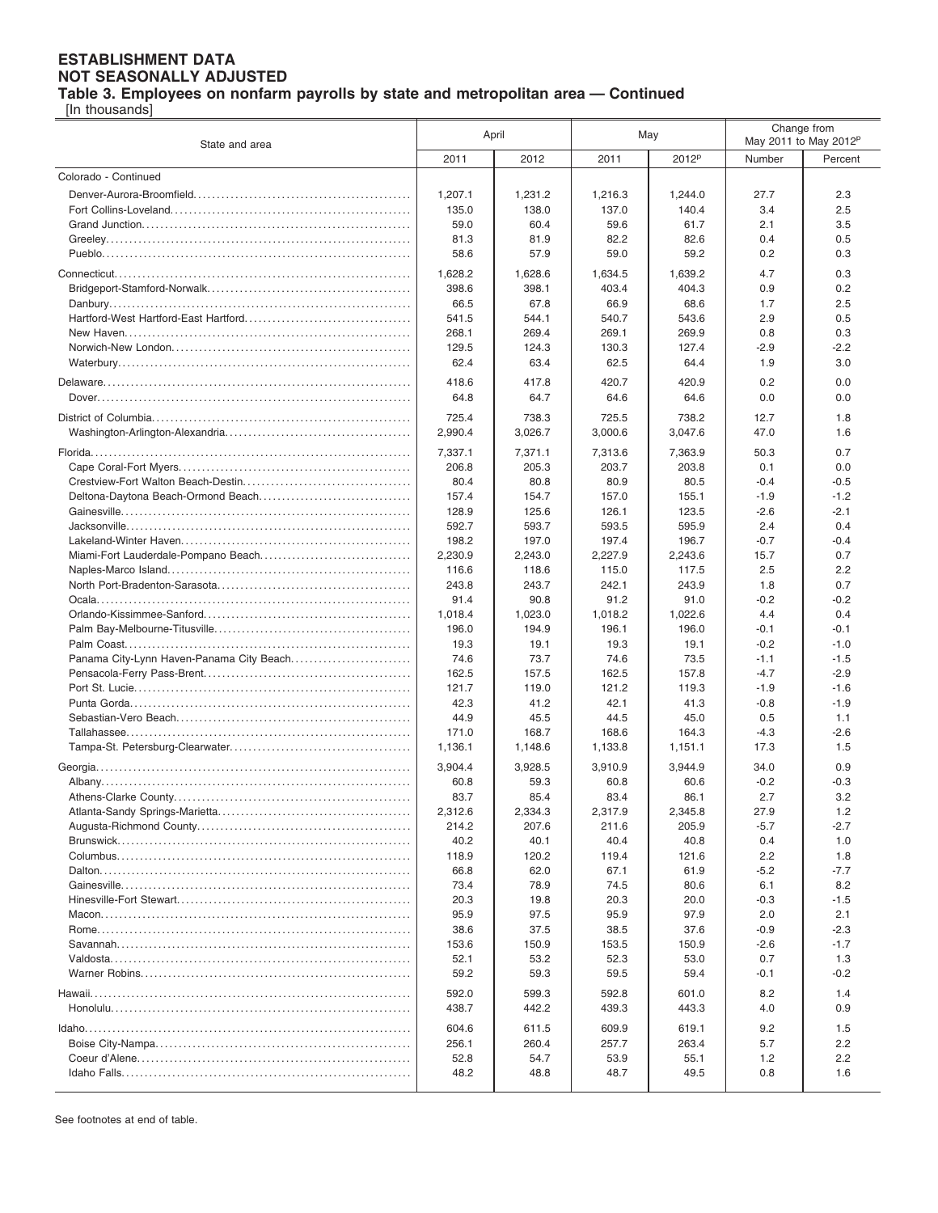**ESTABLISHMENT DATA**
**NOT SEASONALLY ADJUSTED**
**Table 3. Employees on nonfarm payrolls by state and metropolitan area — Continued**
[In thousands]

| State and area | April | | May | | Change from May 2011 to May 2012p | |
|---|---|---|---|---|---|---|
| | 2011 | 2012 | 2011 | 2012p | Number | Percent |
| Colorado - Continued | | | | | | |
| Denver-Aurora-Broomfield | 1,207.1 | 1,231.2 | 1,216.3 | 1,244.0 | 27.7 | 2.3 |
| Fort Collins-Loveland | 135.0 | 138.0 | 137.0 | 140.4 | 3.4 | 2.5 |
| Grand Junction | 59.0 | 60.4 | 59.6 | 61.7 | 2.1 | 3.5 |
| Greeley | 81.3 | 81.9 | 82.2 | 82.6 | 0.4 | 0.5 |
| Pueblo | 58.6 | 57.9 | 59.0 | 59.2 | 0.2 | 0.3 |
| Connecticut | 1,628.2 | 1,628.6 | 1,634.5 | 1,639.2 | 4.7 | 0.3 |
| Bridgeport-Stamford-Norwalk | 398.6 | 398.1 | 403.4 | 404.3 | 0.9 | 0.2 |
| Danbury | 66.5 | 67.8 | 66.9 | 68.6 | 1.7 | 2.5 |
| Hartford-West Hartford-East Hartford | 541.5 | 544.1 | 540.7 | 543.6 | 2.9 | 0.5 |
| New Haven | 268.1 | 269.4 | 269.1 | 269.9 | 0.8 | 0.3 |
| Norwich-New London | 129.5 | 124.3 | 130.3 | 127.4 | -2.9 | -2.2 |
| Waterbury | 62.4 | 63.4 | 62.5 | 64.4 | 1.9 | 3.0 |
| Delaware | 418.6 | 417.8 | 420.7 | 420.9 | 0.2 | 0.0 |
| Dover | 64.8 | 64.7 | 64.6 | 64.6 | 0.0 | 0.0 |
| District of Columbia | 725.4 | 738.3 | 725.5 | 738.2 | 12.7 | 1.8 |
| Washington-Arlington-Alexandria | 2,990.4 | 3,026.7 | 3,000.6 | 3,047.6 | 47.0 | 1.6 |
| Florida | 7,337.1 | 7,371.1 | 7,313.6 | 7,363.9 | 50.3 | 0.7 |
| Cape Coral-Fort Myers | 206.8 | 205.3 | 203.7 | 203.8 | 0.1 | 0.0 |
| Crestview-Fort Walton Beach-Destin | 80.4 | 80.8 | 80.9 | 80.5 | -0.4 | -0.5 |
| Deltona-Daytona Beach-Ormond Beach | 157.4 | 154.7 | 157.0 | 155.1 | -1.9 | -1.2 |
| Gainesville | 128.9 | 125.6 | 126.1 | 123.5 | -2.6 | -2.1 |
| Jacksonville | 592.7 | 593.7 | 593.5 | 595.9 | 2.4 | 0.4 |
| Lakeland-Winter Haven | 198.2 | 197.0 | 197.4 | 196.7 | -0.7 | -0.4 |
| Miami-Fort Lauderdale-Pompano Beach | 2,230.9 | 2,243.0 | 2,227.9 | 2,243.6 | 15.7 | 0.7 |
| Naples-Marco Island | 116.6 | 118.6 | 115.0 | 117.5 | 2.5 | 2.2 |
| North Port-Bradenton-Sarasota | 243.8 | 243.7 | 242.1 | 243.9 | 1.8 | 0.7 |
| Ocala | 91.4 | 90.8 | 91.2 | 91.0 | -0.2 | -0.2 |
| Orlando-Kissimmee-Sanford | 1,018.4 | 1,023.0 | 1,018.2 | 1,022.6 | 4.4 | 0.4 |
| Palm Bay-Melbourne-Titusville | 196.0 | 194.9 | 196.1 | 196.0 | -0.1 | -0.1 |
| Palm Coast | 19.3 | 19.1 | 19.3 | 19.1 | -0.2 | -1.0 |
| Panama City-Lynn Haven-Panama City Beach | 74.6 | 73.7 | 74.6 | 73.5 | -1.1 | -1.5 |
| Pensacola-Ferry Pass-Brent | 162.5 | 157.5 | 162.5 | 157.8 | -4.7 | -2.9 |
| Port St. Lucie | 121.7 | 119.0 | 121.2 | 119.3 | -1.9 | -1.6 |
| Punta Gorda | 42.3 | 41.2 | 42.1 | 41.3 | -0.8 | -1.9 |
| Sebastian-Vero Beach | 44.9 | 45.5 | 44.5 | 45.0 | 0.5 | 1.1 |
| Tallahassee | 171.0 | 168.7 | 168.6 | 164.3 | -4.3 | -2.6 |
| Tampa-St. Petersburg-Clearwater | 1,136.1 | 1,148.6 | 1,133.8 | 1,151.1 | 17.3 | 1.5 |
| Georgia | 3,904.4 | 3,928.5 | 3,910.9 | 3,944.9 | 34.0 | 0.9 |
| Albany | 60.8 | 59.3 | 60.8 | 60.6 | -0.2 | -0.3 |
| Athens-Clarke County | 83.7 | 85.4 | 83.4 | 86.1 | 2.7 | 3.2 |
| Atlanta-Sandy Springs-Marietta | 2,312.6 | 2,334.3 | 2,317.9 | 2,345.8 | 27.9 | 1.2 |
| Augusta-Richmond County | 214.2 | 207.6 | 211.6 | 205.9 | -5.7 | -2.7 |
| Brunswick | 40.2 | 40.1 | 40.4 | 40.8 | 0.4 | 1.0 |
| Columbus | 118.9 | 120.2 | 119.4 | 121.6 | 2.2 | 1.8 |
| Dalton | 66.8 | 62.0 | 67.1 | 61.9 | -5.2 | -7.7 |
| Gainesville | 73.4 | 78.9 | 74.5 | 80.6 | 6.1 | 8.2 |
| Hinesville-Fort Stewart | 20.3 | 19.8 | 20.3 | 20.0 | -0.3 | -1.5 |
| Macon | 95.9 | 97.5 | 95.9 | 97.9 | 2.0 | 2.1 |
| Rome | 38.6 | 37.5 | 38.5 | 37.6 | -0.9 | -2.3 |
| Savannah | 153.6 | 150.9 | 153.5 | 150.9 | -2.6 | -1.7 |
| Valdosta | 52.1 | 53.2 | 52.3 | 53.0 | 0.7 | 1.3 |
| Warner Robins | 59.2 | 59.3 | 59.5 | 59.4 | -0.1 | -0.2 |
| Hawaii | 592.0 | 599.3 | 592.8 | 601.0 | 8.2 | 1.4 |
| Honolulu | 438.7 | 442.2 | 439.3 | 443.3 | 4.0 | 0.9 |
| Idaho | 604.6 | 611.5 | 609.9 | 619.1 | 9.2 | 1.5 |
| Boise City-Nampa | 256.1 | 260.4 | 257.7 | 263.4 | 5.7 | 2.2 |
| Coeur d'Alene | 52.8 | 54.7 | 53.9 | 55.1 | 1.2 | 2.2 |
| Idaho Falls | 48.2 | 48.8 | 48.7 | 49.5 | 0.8 | 1.6 |

See footnotes at end of table.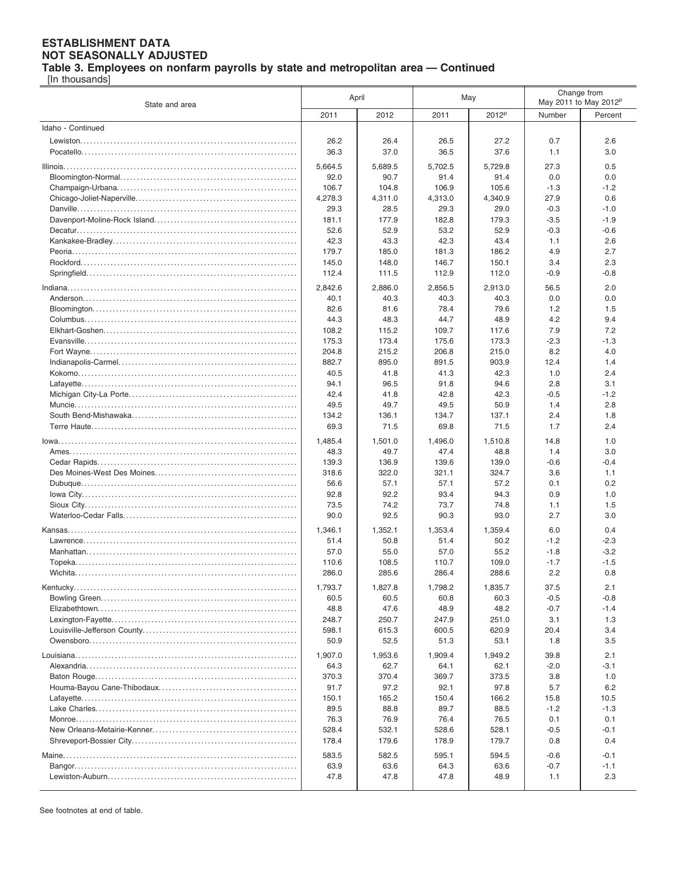# ESTABLISHMENT DATA
## NOT SEASONALLY ADJUSTED
### Table 3. Employees on nonfarm payrolls by state and metropolitan area — Continued

[In thousands]

| State and area | April | | May | | Change from May 2011 to May 2012p | |
|---|---|---|---|---|---|---|
| | 2011 | 2012 | 2011 | 2012p | Number | Percent |
| Idaho - Continued | | | | | | |
| Lewiston | 26.2 | 26.4 | 26.5 | 27.2 | 0.7 | 2.6 |
| Pocatello | 36.3 | 37.0 | 36.5 | 37.6 | 1.1 | 3.0 |
| Illinois | 5,664.5 | 5,689.5 | 5,702.5 | 5,729.8 | 27.3 | 0.5 |
| Bloomington-Normal | 92.0 | 90.7 | 91.4 | 91.4 | 0.0 | 0.0 |
| Champaign-Urbana | 106.7 | 104.8 | 106.9 | 105.6 | -1.3 | -1.2 |
| Chicago-Joliet-Naperville | 4,278.3 | 4,311.0 | 4,313.0 | 4,340.9 | 27.9 | 0.6 |
| Danville | 29.3 | 28.5 | 29.3 | 29.0 | -0.3 | -1.0 |
| Davenport-Moline-Rock Island | 181.1 | 177.9 | 182.8 | 179.3 | -3.5 | -1.9 |
| Decatur | 52.6 | 52.9 | 53.2 | 52.9 | -0.3 | -0.6 |
| Kankakee-Bradley | 42.3 | 43.3 | 42.3 | 43.4 | 1.1 | 2.6 |
| Peoria | 179.7 | 185.0 | 181.3 | 186.2 | 4.9 | 2.7 |
| Rockford | 145.0 | 148.0 | 146.7 | 150.1 | 3.4 | 2.3 |
| Springfield | 112.4 | 111.5 | 112.9 | 112.0 | -0.9 | -0.8 |
| Indiana | 2,842.6 | 2,886.0 | 2,856.5 | 2,913.0 | 56.5 | 2.0 |
| Anderson | 40.1 | 40.3 | 40.3 | 40.3 | 0.0 | 0.0 |
| Bloomington | 82.6 | 81.6 | 78.4 | 79.6 | 1.2 | 1.5 |
| Columbus | 44.3 | 48.3 | 44.7 | 48.9 | 4.2 | 9.4 |
| Elkhart-Goshen | 108.2 | 115.2 | 109.7 | 117.6 | 7.9 | 7.2 |
| Evansville | 175.3 | 173.4 | 175.6 | 173.3 | -2.3 | -1.3 |
| Fort Wayne | 204.8 | 215.2 | 206.8 | 215.0 | 8.2 | 4.0 |
| Indianapolis-Carmel | 882.7 | 895.0 | 891.5 | 903.9 | 12.4 | 1.4 |
| Kokomo | 40.5 | 41.8 | 41.3 | 42.3 | 1.0 | 2.4 |
| Lafayette | 94.1 | 96.5 | 91.8 | 94.6 | 2.8 | 3.1 |
| Michigan City-La Porte | 42.4 | 41.8 | 42.8 | 42.3 | -0.5 | -1.2 |
| Muncie | 49.5 | 49.7 | 49.5 | 50.9 | 1.4 | 2.8 |
| South Bend-Mishawaka | 134.2 | 136.1 | 134.7 | 137.1 | 2.4 | 1.8 |
| Terre Haute | 69.3 | 71.5 | 69.8 | 71.5 | 1.7 | 2.4 |
| Iowa | 1,485.4 | 1,501.0 | 1,496.0 | 1,510.8 | 14.8 | 1.0 |
| Ames | 48.3 | 49.7 | 47.4 | 48.8 | 1.4 | 3.0 |
| Cedar Rapids | 139.3 | 136.9 | 139.6 | 139.0 | -0.6 | -0.4 |
| Des Moines-West Des Moines | 318.6 | 322.0 | 321.1 | 324.7 | 3.6 | 1.1 |
| Dubuque | 56.6 | 57.1 | 57.1 | 57.2 | 0.1 | 0.2 |
| Iowa City | 92.8 | 92.2 | 93.4 | 94.3 | 0.9 | 1.0 |
| Sioux City | 73.5 | 74.2 | 73.7 | 74.8 | 1.1 | 1.5 |
| Waterloo-Cedar Falls | 90.0 | 92.5 | 90.3 | 93.0 | 2.7 | 3.0 |
| Kansas | 1,346.1 | 1,352.1 | 1,353.4 | 1,359.4 | 6.0 | 0.4 |
| Lawrence | 51.4 | 50.8 | 51.4 | 50.2 | -1.2 | -2.3 |
| Manhattan | 57.0 | 55.0 | 57.0 | 55.2 | -1.8 | -3.2 |
| Topeka | 110.6 | 108.5 | 110.7 | 109.0 | -1.7 | -1.5 |
| Wichita | 286.0 | 285.6 | 286.4 | 288.6 | 2.2 | 0.8 |
| Kentucky | 1,793.7 | 1,827.8 | 1,798.2 | 1,835.7 | 37.5 | 2.1 |
| Bowling Green | 60.5 | 60.5 | 60.8 | 60.3 | -0.5 | -0.8 |
| Elizabethtown | 48.8 | 47.6 | 48.9 | 48.2 | -0.7 | -1.4 |
| Lexington-Fayette | 248.7 | 250.7 | 247.9 | 251.0 | 3.1 | 1.3 |
| Louisville-Jefferson County | 598.1 | 615.3 | 600.5 | 620.9 | 20.4 | 3.4 |
| Owensboro | 50.9 | 52.5 | 51.3 | 53.1 | 1.8 | 3.5 |
| Louisiana | 1,907.0 | 1,953.6 | 1,909.4 | 1,949.2 | 39.8 | 2.1 |
| Alexandria | 64.3 | 62.7 | 64.1 | 62.1 | -2.0 | -3.1 |
| Baton Rouge | 370.3 | 370.4 | 369.7 | 373.5 | 3.8 | 1.0 |
| Houma-Bayou Cane-Thibodaux | 91.7 | 97.2 | 92.1 | 97.8 | 5.7 | 6.2 |
| Lafayette | 150.1 | 165.2 | 150.4 | 166.2 | 15.8 | 10.5 |
| Lake Charles | 89.5 | 88.8 | 89.7 | 88.5 | -1.2 | -1.3 |
| Monroe | 76.3 | 76.9 | 76.4 | 76.5 | 0.1 | 0.1 |
| New Orleans-Metairie-Kenner | 528.4 | 532.1 | 528.6 | 528.1 | -0.5 | -0.1 |
| Shreveport-Bossier City | 178.4 | 179.6 | 178.9 | 179.7 | 0.8 | 0.4 |
| Maine | 583.5 | 582.5 | 595.1 | 594.5 | -0.6 | -0.1 |
| Bangor | 63.9 | 63.6 | 64.3 | 63.6 | -0.7 | -1.1 |
| Lewiston-Auburn | 47.8 | 47.8 | 47.8 | 48.9 | 1.1 | 2.3 |

See footnotes at end of table.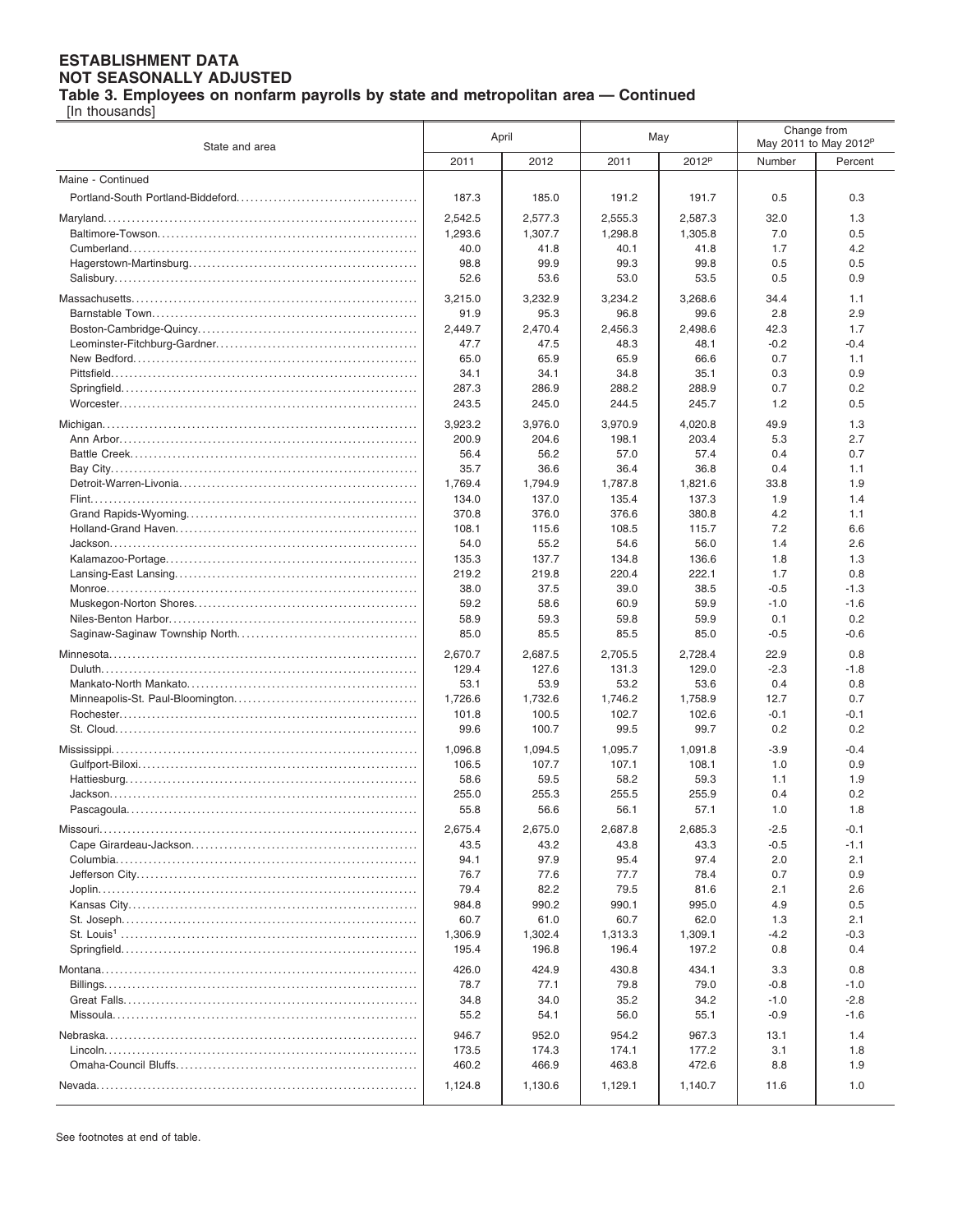# ESTABLISHMENT DATA
## NOT SEASONALLY ADJUSTED
### Table 3. Employees on nonfarm payrolls by state and metropolitan area — Continued

[In thousands]

| State and area | April | | May | | Change from May 2011 to May 2012p | |
|---|---|---|---|---|---|---|
| | 2011 | 2012 | 2011 | 2012p | Number | Percent |
| Maine - Continued | | | | | | |
| Portland-South Portland-Biddeford | 187.3 | 185.0 | 191.2 | 191.7 | 0.5 | 0.3 |
| Maryland | 2,542.5 | 2,577.3 | 2,555.3 | 2,587.3 | 32.0 | 1.3 |
| Baltimore-Towson | 1,293.6 | 1,307.7 | 1,298.8 | 1,305.8 | 7.0 | 0.5 |
| Cumberland | 40.0 | 41.8 | 40.1 | 41.8 | 1.7 | 4.2 |
| Hagerstown-Martinsburg | 98.8 | 99.9 | 99.3 | 99.8 | 0.5 | 0.5 |
| Salisbury | 52.6 | 53.6 | 53.0 | 53.5 | 0.5 | 0.9 |
| Massachusetts | 3,215.0 | 3,232.9 | 3,234.2 | 3,268.6 | 34.4 | 1.1 |
| Barnstable Town | 91.9 | 95.3 | 96.8 | 99.6 | 2.8 | 2.9 |
| Boston-Cambridge-Quincy | 2,449.7 | 2,470.4 | 2,456.3 | 2,498.6 | 42.3 | 1.7 |
| Leominster-Fitchburg-Gardner | 47.7 | 47.5 | 48.3 | 48.1 | -0.2 | -0.4 |
| New Bedford | 65.0 | 65.9 | 65.9 | 66.6 | 0.7 | 1.1 |
| Pittsfield | 34.1 | 34.1 | 34.8 | 35.1 | 0.3 | 0.9 |
| Springfield | 287.3 | 286.9 | 288.2 | 288.9 | 0.7 | 0.2 |
| Worcester | 243.5 | 245.0 | 244.5 | 245.7 | 1.2 | 0.5 |
| Michigan | 3,923.2 | 3,976.0 | 3,970.9 | 4,020.8 | 49.9 | 1.3 |
| Ann Arbor | 200.9 | 204.6 | 198.1 | 203.4 | 5.3 | 2.7 |
| Battle Creek | 56.4 | 56.2 | 57.0 | 57.4 | 0.4 | 0.7 |
| Bay City | 35.7 | 36.6 | 36.4 | 36.8 | 0.4 | 1.1 |
| Detroit-Warren-Livonia | 1,769.4 | 1,794.9 | 1,787.8 | 1,821.6 | 33.8 | 1.9 |
| Flint | 134.0 | 137.0 | 135.4 | 137.3 | 1.9 | 1.4 |
| Grand Rapids-Wyoming | 370.8 | 376.0 | 376.6 | 380.8 | 4.2 | 1.1 |
| Holland-Grand Haven | 108.1 | 115.6 | 108.5 | 115.7 | 7.2 | 6.6 |
| Jackson | 54.0 | 55.2 | 54.6 | 56.0 | 1.4 | 2.6 |
| Kalamazoo-Portage | 135.3 | 137.7 | 134.8 | 136.6 | 1.8 | 1.3 |
| Lansing-East Lansing | 219.2 | 219.8 | 220.4 | 222.1 | 1.7 | 0.8 |
| Monroe | 38.0 | 37.5 | 39.0 | 38.5 | -0.5 | -1.3 |
| Muskegon-Norton Shores | 59.2 | 58.6 | 60.9 | 59.9 | -1.0 | -1.6 |
| Niles-Benton Harbor | 58.9 | 59.3 | 59.8 | 59.9 | 0.1 | 0.2 |
| Saginaw-Saginaw Township North | 85.0 | 85.5 | 85.5 | 85.0 | -0.5 | -0.6 |
| Minnesota | 2,670.7 | 2,687.5 | 2,705.5 | 2,728.4 | 22.9 | 0.8 |
| Duluth | 129.4 | 127.6 | 131.3 | 129.0 | -2.3 | -1.8 |
| Mankato-North Mankato | 53.1 | 53.9 | 53.2 | 53.6 | 0.4 | 0.8 |
| Minneapolis-St. Paul-Bloomington | 1,726.6 | 1,732.6 | 1,746.2 | 1,758.9 | 12.7 | 0.7 |
| Rochester | 101.8 | 100.5 | 102.7 | 102.6 | -0.1 | -0.1 |
| St. Cloud | 99.6 | 100.7 | 99.5 | 99.7 | 0.2 | 0.2 |
| Mississippi | 1,096.8 | 1,094.5 | 1,095.7 | 1,091.8 | -3.9 | -0.4 |
| Gulfport-Biloxi | 106.5 | 107.7 | 107.1 | 108.1 | 1.0 | 0.9 |
| Hattiesburg | 58.6 | 59.5 | 58.2 | 59.3 | 1.1 | 1.9 |
| Jackson | 255.0 | 255.3 | 255.5 | 255.9 | 0.4 | 0.2 |
| Pascagoula | 55.8 | 56.6 | 56.1 | 57.1 | 1.0 | 1.8 |
| Missouri | 2,675.4 | 2,675.0 | 2,687.8 | 2,685.3 | -2.5 | -0.1 |
| Cape Girardeau-Jackson | 43.5 | 43.2 | 43.8 | 43.3 | -0.5 | -1.1 |
| Columbia | 94.1 | 97.9 | 95.4 | 97.4 | 2.0 | 2.1 |
| Jefferson City | 76.7 | 77.6 | 77.7 | 78.4 | 0.7 | 0.9 |
| Joplin | 79.4 | 82.2 | 79.5 | 81.6 | 2.1 | 2.6 |
| Kansas City | 984.8 | 990.2 | 990.1 | 995.0 | 4.9 | 0.5 |
| St. Joseph | 60.7 | 61.0 | 60.7 | 62.0 | 1.3 | 2.1 |
| St. Louis[1] | 1,306.9 | 1,302.4 | 1,313.3 | 1,309.1 | -4.2 | -0.3 |
| Springfield | 195.4 | 196.8 | 196.4 | 197.2 | 0.8 | 0.4 |
| Montana | 426.0 | 424.9 | 430.8 | 434.1 | 3.3 | 0.8 |
| Billings | 78.7 | 77.1 | 79.8 | 79.0 | -0.8 | -1.0 |
| Great Falls | 34.8 | 34.0 | 35.2 | 34.2 | -1.0 | -2.8 |
| Missoula | 55.2 | 54.1 | 56.0 | 55.1 | -0.9 | -1.6 |
| Nebraska | 946.7 | 952.0 | 954.2 | 967.3 | 13.1 | 1.4 |
| Lincoln | 173.5 | 174.3 | 174.1 | 177.2 | 3.1 | 1.8 |
| Omaha-Council Bluffs | 460.2 | 466.9 | 463.8 | 472.6 | 8.8 | 1.9 |
| Nevada | 1,124.8 | 1,130.6 | 1,129.1 | 1,140.7 | 11.6 | 1.0 |

See footnotes at end of table.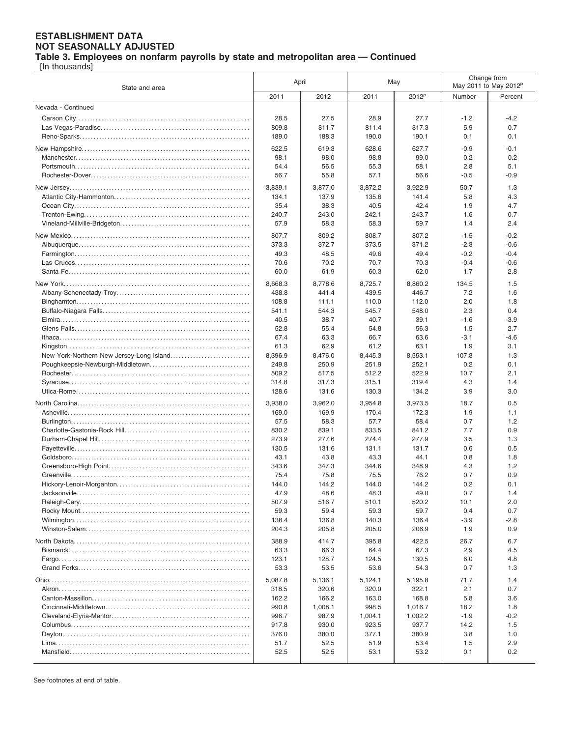# ESTABLISHMENT DATA
## NOT SEASONALLY ADJUSTED
### Table 3. Employees on nonfarm payrolls by state and metropolitan area — Continued

[In thousands]

| State and area | April | | May | | Change from May 2011 to May 2012[p] | |
|---|---|---|---|---|---|---|
| | 2011 | 2012 | 2011 | 2012[p] | Number | Percent |
| Nevada - Continued | | | | | | |
| Carson City | 28.5 | 27.5 | 28.9 | 27.7 | -1.2 | -4.2 |
| Las Vegas-Paradise | 809.8 | 811.7 | 811.4 | 817.3 | 5.9 | 0.7 |
| Reno-Sparks | 189.0 | 188.3 | 190.0 | 190.1 | 0.1 | 0.1 |
| New Hampshire | 622.5 | 619.3 | 628.6 | 627.7 | -0.9 | -0.1 |
| Manchester | 98.1 | 98.0 | 98.8 | 99.0 | 0.2 | 0.2 |
| Portsmouth | 54.4 | 56.5 | 55.3 | 58.1 | 2.8 | 5.1 |
| Rochester-Dover | 56.7 | 55.8 | 57.1 | 56.6 | -0.5 | -0.9 |
| New Jersey | 3,839.1 | 3,877.0 | 3,872.2 | 3,922.9 | 50.7 | 1.3 |
| Atlantic City-Hammonton | 134.1 | 137.9 | 135.6 | 141.4 | 5.8 | 4.3 |
| Ocean City | 35.4 | 38.3 | 40.5 | 42.4 | 1.9 | 4.7 |
| Trenton-Ewing | 240.7 | 243.0 | 242.1 | 243.7 | 1.6 | 0.7 |
| Vineland-Millville-Bridgeton | 57.9 | 58.3 | 58.3 | 59.7 | 1.4 | 2.4 |
| New Mexico | 807.7 | 809.2 | 808.7 | 807.2 | -1.5 | -0.2 |
| Albuquerque | 373.3 | 372.7 | 373.5 | 371.2 | -2.3 | -0.6 |
| Farmington | 49.3 | 48.5 | 49.6 | 49.4 | -0.2 | -0.4 |
| Las Cruces | 70.6 | 70.2 | 70.7 | 70.3 | -0.4 | -0.6 |
| Santa Fe | 60.0 | 61.9 | 60.3 | 62.0 | 1.7 | 2.8 |
| New York | 8,668.3 | 8,778.6 | 8,725.7 | 8,860.2 | 134.5 | 1.5 |
| Albany-Schenectady-Troy | 438.8 | 441.4 | 439.5 | 446.7 | 7.2 | 1.6 |
| Binghamton | 108.8 | 111.1 | 110.0 | 112.0 | 2.0 | 1.8 |
| Buffalo-Niagara Falls | 541.1 | 544.3 | 545.7 | 548.0 | 2.3 | 0.4 |
| Elmira | 40.5 | 38.7 | 40.7 | 39.1 | -1.6 | -3.9 |
| Glens Falls | 52.8 | 55.4 | 54.8 | 56.3 | 1.5 | 2.7 |
| Ithaca | 67.4 | 63.3 | 66.7 | 63.6 | -3.1 | -4.6 |
| Kingston | 61.3 | 62.9 | 61.2 | 63.1 | 1.9 | 3.1 |
| New York-Northern New Jersey-Long Island | 8,396.9 | 8,476.0 | 8,445.3 | 8,553.1 | 107.8 | 1.3 |
| Poughkeepsie-Newburgh-Middletown | 249.8 | 250.9 | 251.9 | 252.1 | 0.2 | 0.1 |
| Rochester | 509.2 | 517.5 | 512.2 | 522.9 | 10.7 | 2.1 |
| Syracuse | 314.8 | 317.3 | 315.1 | 319.4 | 4.3 | 1.4 |
| Utica-Rome | 128.6 | 131.6 | 130.3 | 134.2 | 3.9 | 3.0 |
| North Carolina | 3,938.0 | 3,962.0 | 3,954.8 | 3,973.5 | 18.7 | 0.5 |
| Asheville | 169.0 | 169.9 | 170.4 | 172.3 | 1.9 | 1.1 |
| Burlington | 57.5 | 58.3 | 57.7 | 58.4 | 0.7 | 1.2 |
| Charlotte-Gastonia-Rock Hill | 830.2 | 839.1 | 833.5 | 841.2 | 7.7 | 0.9 |
| Durham-Chapel Hill | 273.9 | 277.6 | 274.4 | 277.9 | 3.5 | 1.3 |
| Fayetteville | 130.5 | 131.6 | 131.1 | 131.7 | 0.6 | 0.5 |
| Goldsboro | 43.1 | 43.8 | 43.3 | 44.1 | 0.8 | 1.8 |
| Greensboro-High Point | 343.6 | 347.3 | 344.6 | 348.9 | 4.3 | 1.2 |
| Greenville | 75.4 | 75.8 | 75.5 | 76.2 | 0.7 | 0.9 |
| Hickory-Lenoir-Morganton | 144.0 | 144.2 | 144.0 | 144.2 | 0.2 | 0.1 |
| Jacksonville | 47.9 | 48.6 | 48.3 | 49.0 | 0.7 | 1.4 |
| Raleigh-Cary | 507.9 | 516.7 | 510.1 | 520.2 | 10.1 | 2.0 |
| Rocky Mount | 59.3 | 59.4 | 59.3 | 59.7 | 0.4 | 0.7 |
| Wilmington | 138.4 | 136.8 | 140.3 | 136.4 | -3.9 | -2.8 |
| Winston-Salem | 204.3 | 205.8 | 205.0 | 206.9 | 1.9 | 0.9 |
| North Dakota | 388.9 | 414.7 | 395.8 | 422.5 | 26.7 | 6.7 |
| Bismarck | 63.3 | 66.3 | 64.4 | 67.3 | 2.9 | 4.5 |
| Fargo | 123.1 | 128.7 | 124.5 | 130.5 | 6.0 | 4.8 |
| Grand Forks | 53.3 | 53.5 | 53.6 | 54.3 | 0.7 | 1.3 |
| Ohio | 5,087.8 | 5,136.1 | 5,124.1 | 5,195.8 | 71.7 | 1.4 |
| Akron | 318.5 | 320.6 | 320.0 | 322.1 | 2.1 | 0.7 |
| Canton-Massillon | 162.2 | 166.2 | 163.0 | 168.8 | 5.8 | 3.6 |
| Cincinnati-Middletown | 990.8 | 1,008.1 | 998.5 | 1,016.7 | 18.2 | 1.8 |
| Cleveland-Elyria-Mentor | 996.7 | 987.9 | 1,004.1 | 1,002.2 | -1.9 | -0.2 |
| Columbus | 917.8 | 930.0 | 923.5 | 937.7 | 14.2 | 1.5 |
| Dayton | 376.0 | 380.0 | 377.1 | 380.9 | 3.8 | 1.0 |
| Lima | 51.7 | 52.5 | 51.9 | 53.4 | 1.5 | 2.9 |
| Mansfield | 52.5 | 52.5 | 53.1 | 53.2 | 0.1 | 0.2 |

See footnotes at end of table.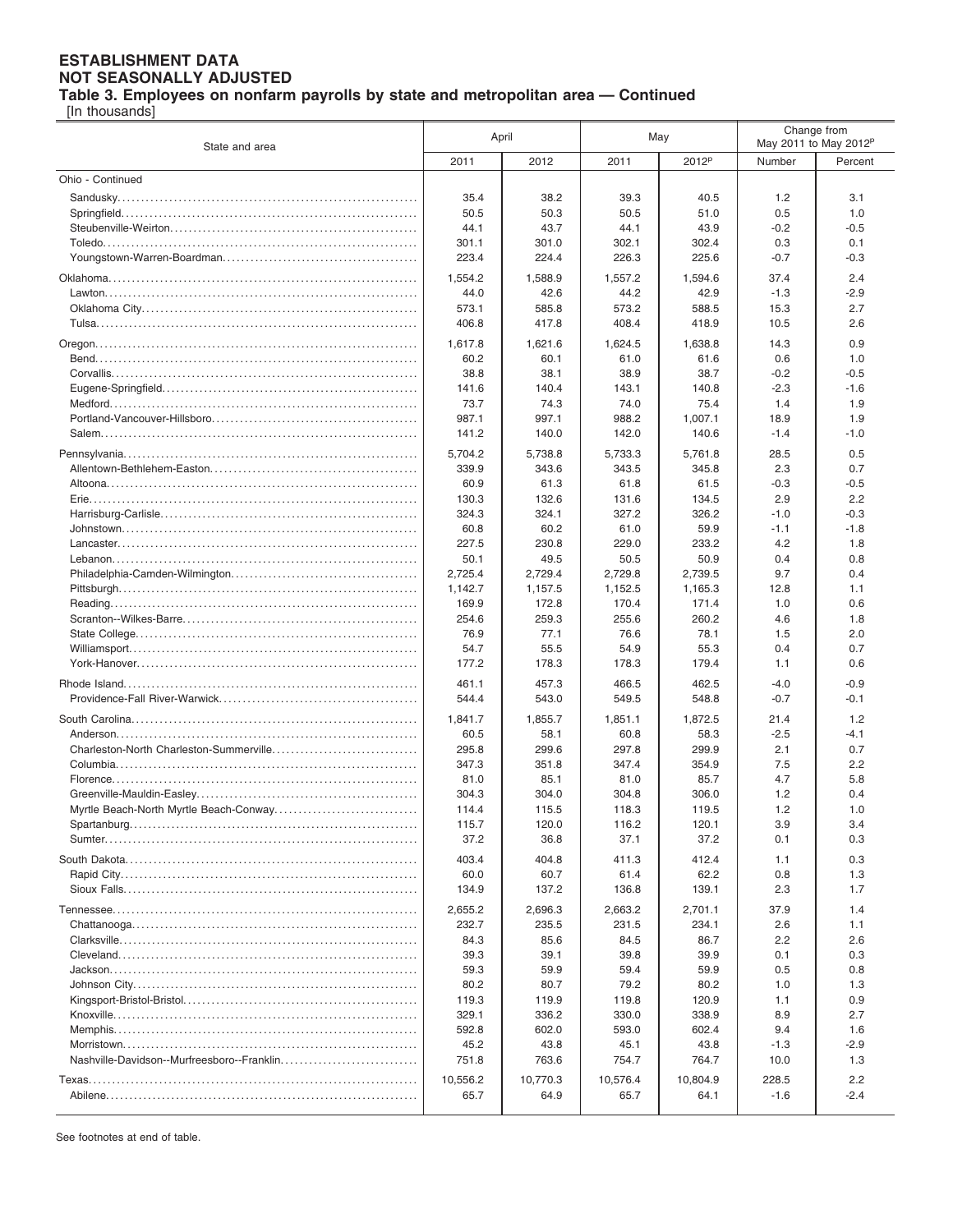**ESTABLISHMENT DATA**
**NOT SEASONALLY ADJUSTED**
**Table 3. Employees on nonfarm payrolls by state and metropolitan area — Continued**
[In thousands]

| State and area | April | | May | | Change from May 2011 to May 2012p | |
|---|---|---|---|---|---|---|
| | 2011 | 2012 | 2011 | 2012p | Number | Percent |
| Ohio - Continued | | | | | | |
| Sandusky | 35.4 | 38.2 | 39.3 | 40.5 | 1.2 | 3.1 |
| Springfield | 50.5 | 50.3 | 50.5 | 51.0 | 0.5 | 1.0 |
| Steubenville-Weirton | 44.1 | 43.7 | 44.1 | 43.9 | -0.2 | -0.5 |
| Toledo | 301.1 | 301.0 | 302.1 | 302.4 | 0.3 | 0.1 |
| Youngstown-Warren-Boardman | 223.4 | 224.4 | 226.3 | 225.6 | -0.7 | -0.3 |
| Oklahoma | 1,554.2 | 1,588.9 | 1,557.2 | 1,594.6 | 37.4 | 2.4 |
| Lawton | 44.0 | 42.6 | 44.2 | 42.9 | -1.3 | -2.9 |
| Oklahoma City | 573.1 | 585.8 | 573.2 | 588.5 | 15.3 | 2.7 |
| Tulsa | 406.8 | 417.8 | 408.4 | 418.9 | 10.5 | 2.6 |
| Oregon | 1,617.8 | 1,621.6 | 1,624.5 | 1,638.8 | 14.3 | 0.9 |
| Bend | 60.2 | 60.1 | 61.0 | 61.6 | 0.6 | 1.0 |
| Corvallis | 38.8 | 38.1 | 38.9 | 38.7 | -0.2 | -0.5 |
| Eugene-Springfield | 141.6 | 140.4 | 143.1 | 140.8 | -2.3 | -1.6 |
| Medford | 73.7 | 74.3 | 74.0 | 75.4 | 1.4 | 1.9 |
| Portland-Vancouver-Hillsboro | 987.1 | 997.1 | 988.2 | 1,007.1 | 18.9 | 1.9 |
| Salem | 141.2 | 140.0 | 142.0 | 140.6 | -1.4 | -1.0 |
| Pennsylvania | 5,704.2 | 5,738.8 | 5,733.3 | 5,761.8 | 28.5 | 0.5 |
| Allentown-Bethlehem-Easton | 339.9 | 343.6 | 343.5 | 345.8 | 2.3 | 0.7 |
| Altoona | 60.9 | 61.3 | 61.8 | 61.5 | -0.3 | -0.5 |
| Erie | 130.3 | 132.6 | 131.6 | 134.5 | 2.9 | 2.2 |
| Harrisburg-Carlisle | 324.3 | 324.1 | 327.2 | 326.2 | -1.0 | -0.3 |
| Johnstown | 60.8 | 60.2 | 61.0 | 59.9 | -1.1 | -1.8 |
| Lancaster | 227.5 | 230.8 | 229.0 | 233.2 | 4.2 | 1.8 |
| Lebanon | 50.1 | 49.5 | 50.5 | 50.9 | 0.4 | 0.8 |
| Philadelphia-Camden-Wilmington | 2,725.4 | 2,729.4 | 2,729.8 | 2,739.5 | 9.7 | 0.4 |
| Pittsburgh | 1,142.7 | 1,157.5 | 1,152.5 | 1,165.3 | 12.8 | 1.1 |
| Reading | 169.9 | 172.8 | 170.4 | 171.4 | 1.0 | 0.6 |
| Scranton--Wilkes-Barre | 254.6 | 259.3 | 255.6 | 260.2 | 4.6 | 1.8 |
| State College | 76.9 | 77.1 | 76.6 | 78.1 | 1.5 | 2.0 |
| Williamsport | 54.7 | 55.5 | 54.9 | 55.3 | 0.4 | 0.7 |
| York-Hanover | 177.2 | 178.3 | 178.3 | 179.4 | 1.1 | 0.6 |
| Rhode Island | 461.1 | 457.3 | 466.5 | 462.5 | -4.0 | -0.9 |
| Providence-Fall River-Warwick | 544.4 | 543.0 | 549.5 | 548.8 | -0.7 | -0.1 |
| South Carolina | 1,841.7 | 1,855.7 | 1,851.1 | 1,872.5 | 21.4 | 1.2 |
| Anderson | 60.5 | 58.1 | 60.8 | 58.3 | -2.5 | -4.1 |
| Charleston-North Charleston-Summerville | 295.8 | 299.6 | 297.8 | 299.9 | 2.1 | 0.7 |
| Columbia | 347.3 | 351.8 | 347.4 | 354.9 | 7.5 | 2.2 |
| Florence | 81.0 | 85.1 | 81.0 | 85.7 | 4.7 | 5.8 |
| Greenville-Mauldin-Easley | 304.3 | 304.0 | 304.8 | 306.0 | 1.2 | 0.4 |
| Myrtle Beach-North Myrtle Beach-Conway | 114.4 | 115.5 | 118.3 | 119.5 | 1.2 | 1.0 |
| Spartanburg | 115.7 | 120.0 | 116.2 | 120.1 | 3.9 | 3.4 |
| Sumter | 37.2 | 36.8 | 37.1 | 37.2 | 0.1 | 0.3 |
| South Dakota | 403.4 | 404.8 | 411.3 | 412.4 | 1.1 | 0.3 |
| Rapid City | 60.0 | 60.7 | 61.4 | 62.2 | 0.8 | 1.3 |
| Sioux Falls | 134.9 | 137.2 | 136.8 | 139.1 | 2.3 | 1.7 |
| Tennessee | 2,655.2 | 2,696.3 | 2,663.2 | 2,701.1 | 37.9 | 1.4 |
| Chattanooga | 232.7 | 235.5 | 231.5 | 234.1 | 2.6 | 1.1 |
| Clarksville | 84.3 | 85.6 | 84.5 | 86.7 | 2.2 | 2.6 |
| Cleveland | 39.3 | 39.1 | 39.8 | 39.9 | 0.1 | 0.3 |
| Jackson | 59.3 | 59.9 | 59.4 | 59.9 | 0.5 | 0.8 |
| Johnson City | 80.2 | 80.7 | 79.2 | 80.2 | 1.0 | 1.3 |
| Kingsport-Bristol-Bristol | 119.3 | 119.9 | 119.8 | 120.9 | 1.1 | 0.9 |
| Knoxville | 329.1 | 336.2 | 330.0 | 338.9 | 8.9 | 2.7 |
| Memphis | 592.8 | 602.0 | 593.0 | 602.4 | 9.4 | 1.6 |
| Morristown | 45.2 | 43.8 | 45.1 | 43.8 | -1.3 | -2.9 |
| Nashville-Davidson--Murfreesboro--Franklin | 751.8 | 763.6 | 754.7 | 764.7 | 10.0 | 1.3 |
| Texas | 10,556.2 | 10,770.3 | 10,576.4 | 10,804.9 | 228.5 | 2.2 |
| Abilene | 65.7 | 64.9 | 65.7 | 64.1 | -1.6 | -2.4 |

See footnotes at end of table.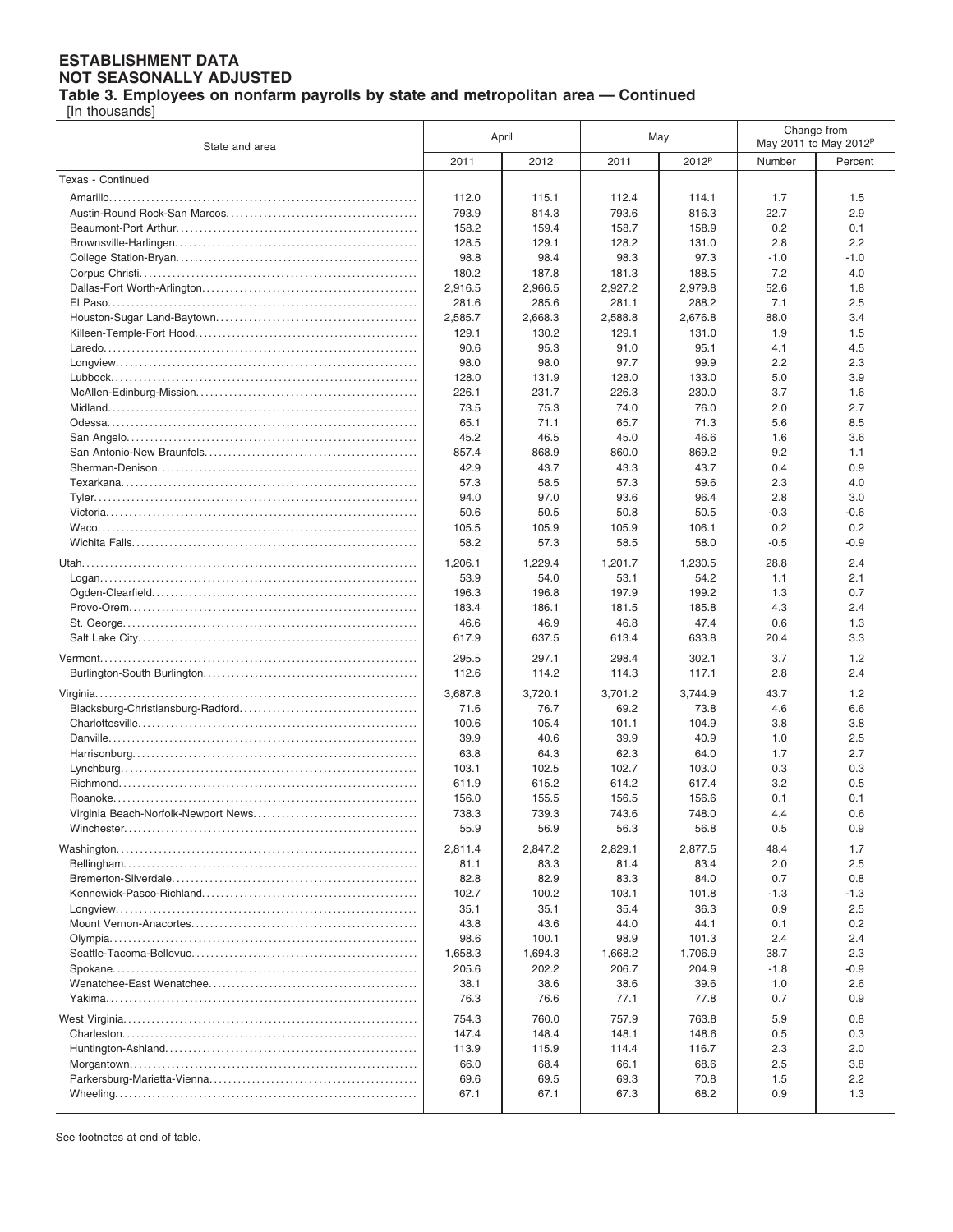# ESTABLISHMENT DATA
## NOT SEASONALLY ADJUSTED
### Table 3. Employees on nonfarm payrolls by state and metropolitan area — Continued

[In thousands]

| State and area | April | | May | | Change from May 2011 to May 2012[p] | |
|---|---|---|---|---|---|---|
| | 2011 | 2012 | 2011 | 2012[p] | Number | Percent |
| Texas - Continued | | | | | | |
| Amarillo | 112.0 | 115.1 | 112.4 | 114.1 | 1.7 | 1.5 |
| Austin-Round Rock-San Marcos | 793.9 | 814.3 | 793.6 | 816.3 | 22.7 | 2.9 |
| Beaumont-Port Arthur | 158.2 | 159.4 | 158.7 | 158.9 | 0.2 | 0.1 |
| Brownsville-Harlingen | 128.5 | 129.1 | 128.2 | 131.0 | 2.8 | 2.2 |
| College Station-Bryan | 98.8 | 98.4 | 98.3 | 97.3 | -1.0 | -1.0 |
| Corpus Christi | 180.2 | 187.8 | 181.3 | 188.5 | 7.2 | 4.0 |
| Dallas-Fort Worth-Arlington | 2,916.5 | 2,966.5 | 2,927.2 | 2,979.8 | 52.6 | 1.8 |
| El Paso | 281.6 | 285.6 | 281.1 | 288.2 | 7.1 | 2.5 |
| Houston-Sugar Land-Baytown | 2,585.7 | 2,668.3 | 2,588.8 | 2,676.8 | 88.0 | 3.4 |
| Killeen-Temple-Fort Hood | 129.1 | 130.2 | 129.1 | 131.0 | 1.9 | 1.5 |
| Laredo | 90.6 | 95.3 | 91.0 | 95.1 | 4.1 | 4.5 |
| Longview | 98.0 | 98.0 | 97.7 | 99.9 | 2.2 | 2.3 |
| Lubbock | 128.0 | 131.9 | 128.0 | 133.0 | 5.0 | 3.9 |
| McAllen-Edinburg-Mission | 226.1 | 231.7 | 226.3 | 230.0 | 3.7 | 1.6 |
| Midland | 73.5 | 75.3 | 74.0 | 76.0 | 2.0 | 2.7 |
| Odessa | 65.1 | 71.1 | 65.7 | 71.3 | 5.6 | 8.5 |
| San Angelo | 45.2 | 46.5 | 45.0 | 46.6 | 1.6 | 3.6 |
| San Antonio-New Braunfels | 857.4 | 868.9 | 860.0 | 869.2 | 9.2 | 1.1 |
| Sherman-Denison | 42.9 | 43.7 | 43.3 | 43.7 | 0.4 | 0.9 |
| Texarkana | 57.3 | 58.5 | 57.3 | 59.6 | 2.3 | 4.0 |
| Tyler | 94.0 | 97.0 | 93.6 | 96.4 | 2.8 | 3.0 |
| Victoria | 50.6 | 50.5 | 50.8 | 50.5 | -0.3 | -0.6 |
| Waco | 105.5 | 105.9 | 105.9 | 106.1 | 0.2 | 0.2 |
| Wichita Falls | 58.2 | 57.3 | 58.5 | 58.0 | -0.5 | -0.9 |
| Utah | 1,206.1 | 1,229.4 | 1,201.7 | 1,230.5 | 28.8 | 2.4 |
| Logan | 53.9 | 54.0 | 53.1 | 54.2 | 1.1 | 2.1 |
| Ogden-Clearfield | 196.3 | 196.8 | 197.9 | 199.2 | 1.3 | 0.7 |
| Provo-Orem | 183.4 | 186.1 | 181.5 | 185.8 | 4.3 | 2.4 |
| St. George | 46.6 | 46.9 | 46.8 | 47.4 | 0.6 | 1.3 |
| Salt Lake City | 617.9 | 637.5 | 613.4 | 633.8 | 20.4 | 3.3 |
| Vermont | 295.5 | 297.1 | 298.4 | 302.1 | 3.7 | 1.2 |
| Burlington-South Burlington | 112.6 | 114.2 | 114.3 | 117.1 | 2.8 | 2.4 |
| Virginia | 3,687.8 | 3,720.1 | 3,701.2 | 3,744.9 | 43.7 | 1.2 |
| Blacksburg-Christiansburg-Radford | 71.6 | 76.7 | 69.2 | 73.8 | 4.6 | 6.6 |
| Charlottesville | 100.6 | 105.4 | 101.1 | 104.9 | 3.8 | 3.8 |
| Danville | 39.9 | 40.6 | 39.9 | 40.9 | 1.0 | 2.5 |
| Harrisonburg | 63.8 | 64.3 | 62.3 | 64.0 | 1.7 | 2.7 |
| Lynchburg | 103.1 | 102.5 | 102.7 | 103.0 | 0.3 | 0.3 |
| Richmond | 611.9 | 615.2 | 614.2 | 617.4 | 3.2 | 0.5 |
| Roanoke | 156.0 | 155.5 | 156.5 | 156.6 | 0.1 | 0.1 |
| Virginia Beach-Norfolk-Newport News | 738.3 | 739.3 | 743.6 | 748.0 | 4.4 | 0.6 |
| Winchester | 55.9 | 56.9 | 56.3 | 56.8 | 0.5 | 0.9 |
| Washington | 2,811.4 | 2,847.2 | 2,829.1 | 2,877.5 | 48.4 | 1.7 |
| Bellingham | 81.1 | 83.3 | 81.4 | 83.4 | 2.0 | 2.5 |
| Bremerton-Silverdale | 82.8 | 82.9 | 83.3 | 84.0 | 0.7 | 0.8 |
| Kennewick-Pasco-Richland | 102.7 | 100.2 | 103.1 | 101.8 | -1.3 | -1.3 |
| Longview | 35.1 | 35.1 | 35.4 | 36.3 | 0.9 | 2.5 |
| Mount Vernon-Anacortes | 43.8 | 43.6 | 44.0 | 44.1 | 0.1 | 0.2 |
| Olympia | 98.6 | 100.1 | 98.9 | 101.3 | 2.4 | 2.4 |
| Seattle-Tacoma-Bellevue | 1,658.3 | 1,694.3 | 1,668.2 | 1,706.9 | 38.7 | 2.3 |
| Spokane | 205.6 | 202.2 | 206.7 | 204.9 | -1.8 | -0.9 |
| Wenatchee-East Wenatchee | 38.1 | 38.6 | 38.6 | 39.6 | 1.0 | 2.6 |
| Yakima | 76.3 | 76.6 | 77.1 | 77.8 | 0.7 | 0.9 |
| West Virginia | 754.3 | 760.0 | 757.9 | 763.8 | 5.9 | 0.8 |
| Charleston | 147.4 | 148.4 | 148.1 | 148.6 | 0.5 | 0.3 |
| Huntington-Ashland | 113.9 | 115.9 | 114.4 | 116.7 | 2.3 | 2.0 |
| Morgantown | 66.0 | 68.4 | 66.1 | 68.6 | 2.5 | 3.8 |
| Parkersburg-Marietta-Vienna | 69.6 | 69.5 | 69.3 | 70.8 | 1.5 | 2.2 |
| Wheeling | 67.1 | 67.1 | 67.3 | 68.2 | 0.9 | 1.3 |

See footnotes at end of table.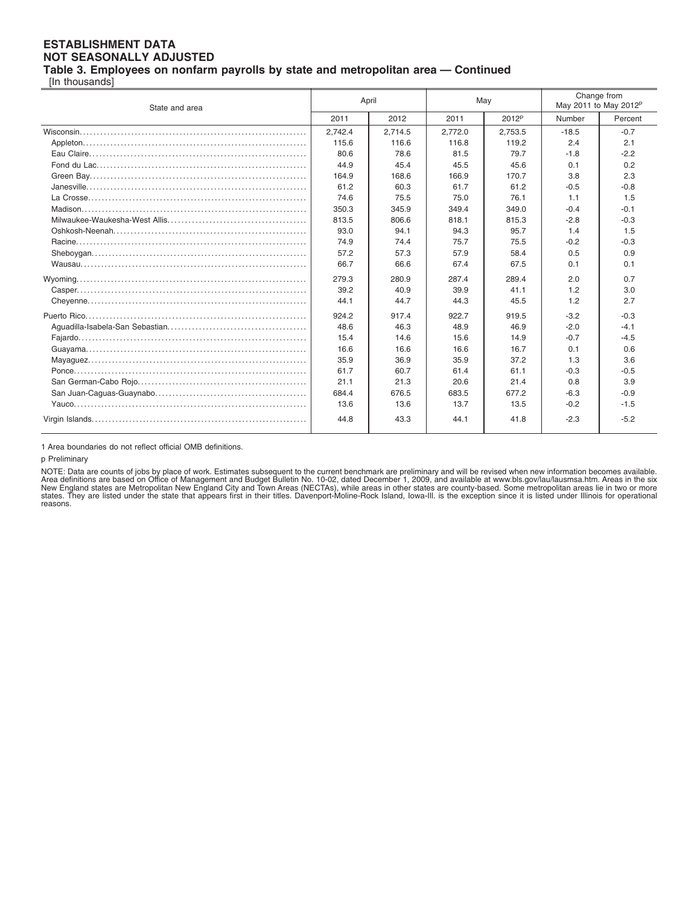**ESTABLISHMENT DATA**
**NOT SEASONALLY ADJUSTED**
**Table 3. Employees on nonfarm payrolls by state and metropolitan area — Continued**
[In thousands]

| State and area | April | | May | | Change from May 2011 to May 2012p | |
|---|---|---|---|---|---|---|
| | 2011 | 2012 | 2011 | 2012p | Number | Percent |
| Wisconsin | 2,742.4 | 2,714.5 | 2,772.0 | 2,753.5 | -18.5 | -0.7 |
| Appleton | 115.6 | 116.6 | 116.8 | 119.2 | 2.4 | 2.1 |
| Eau Claire | 80.6 | 78.6 | 81.5 | 79.7 | -1.8 | -2.2 |
| Fond du Lac | 44.9 | 45.4 | 45.5 | 45.6 | 0.1 | 0.2 |
| Green Bay | 164.9 | 168.6 | 166.9 | 170.7 | 3.8 | 2.3 |
| Janesville | 61.2 | 60.3 | 61.7 | 61.2 | -0.5 | -0.8 |
| La Crosse | 74.6 | 75.5 | 75.0 | 76.1 | 1.1 | 1.5 |
| Madison | 350.3 | 345.9 | 349.4 | 349.0 | -0.4 | -0.1 |
| Milwaukee-Waukesha-West Allis | 813.5 | 806.6 | 818.1 | 815.3 | -2.8 | -0.3 |
| Oshkosh-Neenah | 93.0 | 94.1 | 94.3 | 95.7 | 1.4 | 1.5 |
| Racine | 74.9 | 74.4 | 75.7 | 75.5 | -0.2 | -0.3 |
| Sheboygan | 57.2 | 57.3 | 57.9 | 58.4 | 0.5 | 0.9 |
| Wausau | 66.7 | 66.6 | 67.4 | 67.5 | 0.1 | 0.1 |
| Wyoming | 279.3 | 280.9 | 287.4 | 289.4 | 2.0 | 0.7 |
| Casper | 39.2 | 40.9 | 39.9 | 41.1 | 1.2 | 3.0 |
| Cheyenne | 44.1 | 44.7 | 44.3 | 45.5 | 1.2 | 2.7 |
| Puerto Rico | 924.2 | 917.4 | 922.7 | 919.5 | -3.2 | -0.3 |
| Aguadilla-Isabela-San Sebastian | 48.6 | 46.3 | 48.9 | 46.9 | -2.0 | -4.1 |
| Fajardo | 15.4 | 14.6 | 15.6 | 14.9 | -0.7 | -4.5 |
| Guayama | 16.6 | 16.6 | 16.6 | 16.7 | 0.1 | 0.6 |
| Mayaguez | 35.9 | 36.9 | 35.9 | 37.2 | 1.3 | 3.6 |
| Ponce | 61.7 | 60.7 | 61.4 | 61.1 | -0.3 | -0.5 |
| San German-Cabo Rojo | 21.1 | 21.3 | 20.6 | 21.4 | 0.8 | 3.9 |
| San Juan-Caguas-Guaynabo | 684.4 | 676.5 | 683.5 | 677.2 | -6.3 | -0.9 |
| Yauco | 13.6 | 13.6 | 13.7 | 13.5 | -0.2 | -1.5 |
| Virgin Islands | 44.8 | 43.3 | 44.1 | 41.8 | -2.3 | -5.2 |

1 Area boundaries do not reflect official OMB definitions.

p Preliminary

NOTE: Data are counts of jobs by place of work. Estimates subsequent to the current benchmark are preliminary and will be revised when new information becomes available. Area definitions are based on Office of Management and Budget Bulletin No. 10-02, dated December 1, 2009, and available at www.bls.gov/lau/lausmsa.htm. Areas in the six New England states are Metropolitan New England City and Town Areas (NECTAs), while areas in other states are county-based. Some metropolitan areas lie in two or more states. They are listed under the state that appears first in their titles. Davenport-Moline-Rock Island, Iowa-Ill. is the exception since it is listed under Illinois for operational reasons.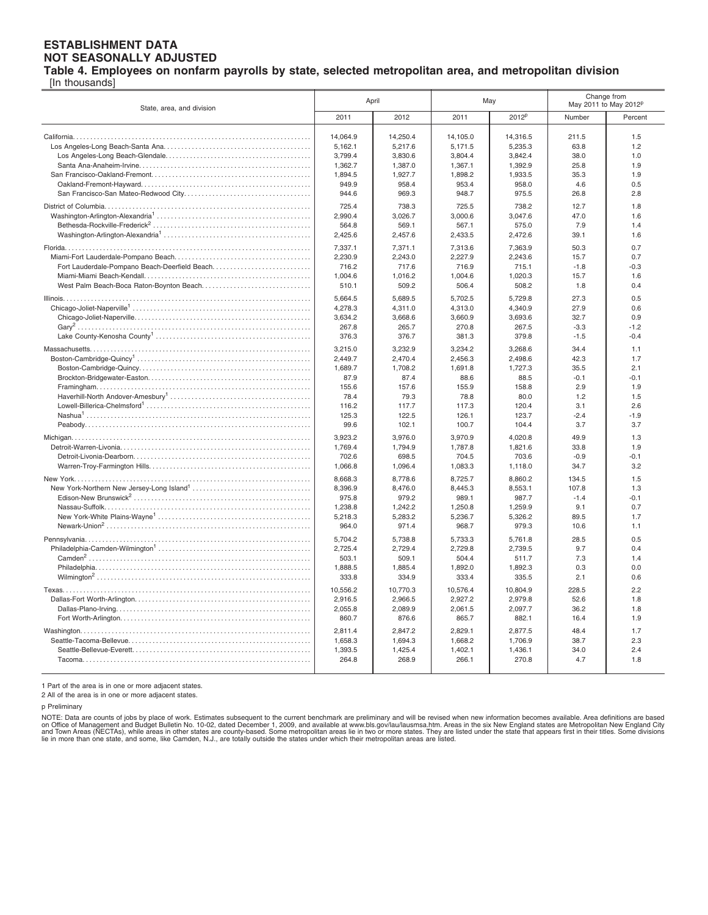# ESTABLISHMENT DATA
# NOT SEASONALLY ADJUSTED

## Table 4. Employees on nonfarm payrolls by state, selected metropolitan area, and metropolitan division

[In thousands]

| State, area, and division | April | | May | | Change from May 2011 to May 2012p | |
|---|---|---|---|---|---|---|
| | 2011 | 2012 | 2011 | 2012p | Number | Percent |
| California | 14,064.9 | 14,250.4 | 14,105.0 | 14,316.5 | 211.5 | 1.5 |
| Los Angeles-Long Beach-Santa Ana | 5,162.1 | 5,217.6 | 5,171.5 | 5,235.3 | 63.8 | 1.2 |
| Los Angeles-Long Beach-Glendale | 3,799.4 | 3,830.6 | 3,804.4 | 3,842.4 | 38.0 | 1.0 |
| Santa Ana-Anaheim-Irvine | 1,362.7 | 1,387.0 | 1,367.1 | 1,392.9 | 25.8 | 1.9 |
| San Francisco-Oakland-Fremont | 1,894.5 | 1,927.7 | 1,898.2 | 1,933.5 | 35.3 | 1.9 |
| Oakland-Fremont-Hayward | 949.9 | 958.4 | 953.4 | 958.0 | 4.6 | 0.5 |
| San Francisco-San Mateo-Redwood City | 944.6 | 969.3 | 948.7 | 975.5 | 26.8 | 2.8 |
| District of Columbia | 725.4 | 738.3 | 725.5 | 738.2 | 12.7 | 1.8 |
| Washington-Arlington-Alexandria[1] | 2,990.4 | 3,026.7 | 3,000.6 | 3,047.6 | 47.0 | 1.6 |
| Bethesda-Rockville-Frederick[2] | 564.8 | 569.1 | 567.1 | 575.0 | 7.9 | 1.4 |
| Washington-Arlington-Alexandria[1] | 2,425.6 | 2,457.6 | 2,433.5 | 2,472.6 | 39.1 | 1.6 |
| Florida | 7,337.1 | 7,371.1 | 7,313.6 | 7,363.9 | 50.3 | 0.7 |
| Miami-Fort Lauderdale-Pompano Beach | 2,230.9 | 2,243.0 | 2,227.9 | 2,243.6 | 15.7 | 0.7 |
| Fort Lauderdale-Pompano Beach-Deerfield Beach | 716.2 | 717.6 | 716.9 | 715.1 | -1.8 | -0.3 |
| Miami-Miami Beach-Kendall | 1,004.6 | 1,016.2 | 1,004.6 | 1,020.3 | 15.7 | 1.6 |
| West Palm Beach-Boca Raton-Boynton Beach | 510.1 | 509.2 | 506.4 | 508.2 | 1.8 | 0.4 |
| Illinois | 5,664.5 | 5,689.5 | 5,702.5 | 5,729.8 | 27.3 | 0.5 |
| Chicago-Joliet-Naperville[1] | 4,278.3 | 4,311.0 | 4,313.0 | 4,340.9 | 27.9 | 0.6 |
| Chicago-Joliet-Naperville | 3,634.2 | 3,668.6 | 3,660.9 | 3,693.6 | 32.7 | 0.9 |
| Gary[2] | 267.8 | 265.7 | 270.8 | 267.5 | -3.3 | -1.2 |
| Lake County-Kenosha County[1] | 376.3 | 376.7 | 381.3 | 379.8 | -1.5 | -0.4 |
| Massachusetts | 3,215.0 | 3,232.9 | 3,234.2 | 3,268.6 | 34.4 | 1.1 |
| Boston-Cambridge-Quincy[1] | 2,449.7 | 2,470.4 | 2,456.3 | 2,498.6 | 42.3 | 1.7 |
| Boston-Cambridge-Quincy | 1,689.7 | 1,708.2 | 1,691.8 | 1,727.3 | 35.5 | 2.1 |
| Brockton-Bridgewater-Easton | 87.9 | 87.4 | 88.6 | 88.5 | -0.1 | -0.1 |
| Framingham | 155.6 | 157.6 | 155.9 | 158.8 | 2.9 | 1.9 |
| Haverhill-North Andover-Amesbury[1] | 78.4 | 79.3 | 78.8 | 80.0 | 1.2 | 1.5 |
| Lowell-Billerica-Chelmsford[1] | 116.2 | 117.7 | 117.3 | 120.4 | 3.1 | 2.6 |
| Nashua[1] | 125.3 | 122.5 | 126.1 | 123.7 | -2.4 | -1.9 |
| Peabody | 99.6 | 102.1 | 100.7 | 104.4 | 3.7 | 3.7 |
| Michigan | 3,923.2 | 3,976.0 | 3,970.9 | 4,020.8 | 49.9 | 1.3 |
| Detroit-Warren-Livonia | 1,769.4 | 1,794.9 | 1,787.8 | 1,821.6 | 33.8 | 1.9 |
| Detroit-Livonia-Dearborn | 702.6 | 698.5 | 704.5 | 703.6 | -0.9 | -0.1 |
| Warren-Troy-Farmington Hills | 1,066.8 | 1,096.4 | 1,083.3 | 1,118.0 | 34.7 | 3.2 |
| New York | 8,668.3 | 8,778.6 | 8,725.7 | 8,860.2 | 134.5 | 1.5 |
| New York-Northern New Jersey-Long Island[1] | 8,396.9 | 8,476.0 | 8,445.3 | 8,553.1 | 107.8 | 1.3 |
| Edison-New Brunswick[2] | 975.8 | 979.2 | 989.1 | 987.7 | -1.4 | -0.1 |
| Nassau-Suffolk | 1,238.8 | 1,242.2 | 1,250.8 | 1,259.9 | 9.1 | 0.7 |
| New York-White Plains-Wayne[1] | 5,218.3 | 5,283.2 | 5,236.7 | 5,326.2 | 89.5 | 1.7 |
| Newark-Union[2] | 964.0 | 971.4 | 968.7 | 979.3 | 10.6 | 1.1 |
| Pennsylvania | 5,704.2 | 5,738.8 | 5,733.3 | 5,761.8 | 28.5 | 0.5 |
| Philadelphia-Camden-Wilmington[1] | 2,725.4 | 2,729.4 | 2,729.8 | 2,739.5 | 9.7 | 0.4 |
| Camden[2] | 503.1 | 509.1 | 504.4 | 511.7 | 7.3 | 1.4 |
| Philadelphia | 1,888.5 | 1,885.4 | 1,892.0 | 1,892.3 | 0.3 | 0.0 |
| Wilmington[2] | 333.8 | 334.9 | 333.4 | 335.5 | 2.1 | 0.6 |
| Texas | 10,556.2 | 10,770.3 | 10,576.4 | 10,804.9 | 228.5 | 2.2 |
| Dallas-Fort Worth-Arlington | 2,916.5 | 2,966.5 | 2,927.2 | 2,979.8 | 52.6 | 1.8 |
| Dallas-Plano-Irving | 2,055.8 | 2,089.9 | 2,061.5 | 2,097.7 | 36.2 | 1.8 |
| Fort Worth-Arlington | 860.7 | 876.6 | 865.7 | 882.1 | 16.4 | 1.9 |
| Washington | 2,811.4 | 2,847.2 | 2,829.1 | 2,877.5 | 48.4 | 1.7 |
| Seattle-Tacoma-Bellevue | 1,658.3 | 1,694.3 | 1,668.2 | 1,706.9 | 38.7 | 2.3 |
| Seattle-Bellevue-Everett | 1,393.5 | 1,425.4 | 1,402.1 | 1,436.1 | 34.0 | 2.4 |
| Tacoma | 264.8 | 268.9 | 266.1 | 270.8 | 4.7 | 1.8 |

1 Part of the area is in one or more adjacent states.

2 All of the area is in one or more adjacent states.

p Preliminary

NOTE: Data are counts of jobs by place of work. Estimates subsequent to the current benchmark are preliminary and will be revised when new information becomes available. Area definitions are based on Office of Management and Budget Bulletin No. 10-02, dated December 1, 2009, and available at www.bls.gov/lau/lausmsa.htm. Areas in the six New England states are Metropolitan New England City and Town Areas (NECTAs), while areas in other states are county-based. Some metropolitan areas lie in two or more states. They are listed under the state that appears first in their titles. Some divisions lie in more than one state, and some, like Camden, N.J., are totally outside the states under which their metropolitan areas are listed.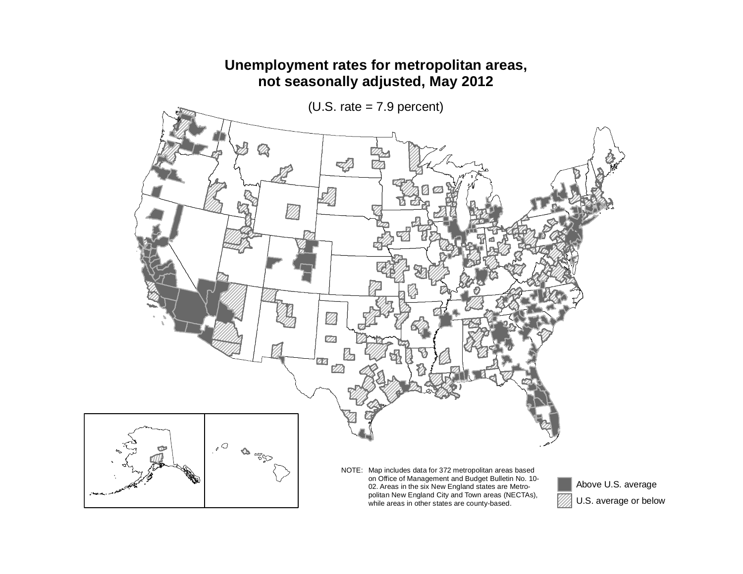## Unemployment rates for metropolitan areas, not seasonally adjusted, May 2012

(U.S. rate = 7.9 percent)

NOTE: Map includes data for 372 metropolitan areas based on Office of Management and Budget Bulletin No. 10-02. Areas in the six New England states are Metropolitan New England City and Town areas (NECTAs), while areas in other states are county-based.

Above U.S. average

U.S. average or below